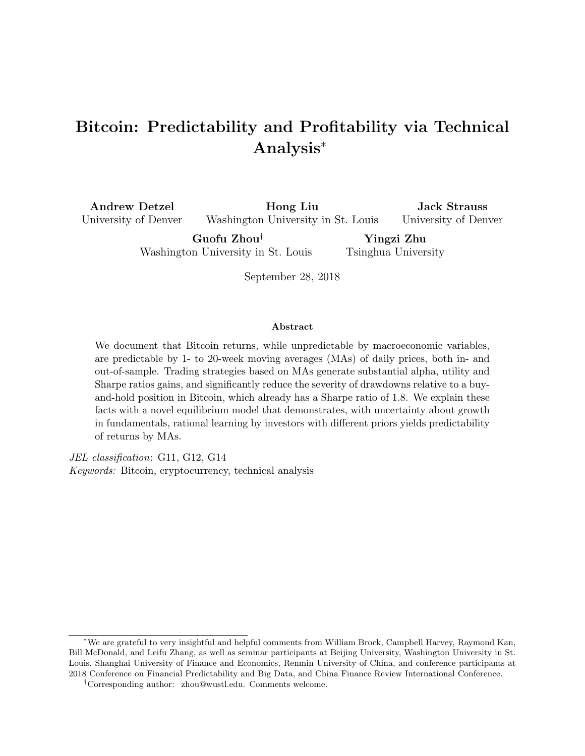# Bitcoin: Predictability and Profitability via Technical Analysis[*]

**Andrew Detzel**
University of Denver

**Hong Liu**
Washington University in St. Louis

**Jack Strauss**
University of Denver

**Guofu Zhou**[†]
Washington University in St. Louis

**Yingzi Zhu**
Tsinghua University

September 28, 2018

**Abstract**

We document that Bitcoin returns, while unpredictable by macroeconomic variables, are predictable by 1- to 20-week moving averages (MAs) of daily prices, both in- and out-of-sample. Trading strategies based on MAs generate substantial alpha, utility and Sharpe ratios gains, and significantly reduce the severity of drawdowns relative to a buy-and-hold position in Bitcoin, which already has a Sharpe ratio of 1.8. We explain these facts with a novel equilibrium model that demonstrates, with uncertainty about growth in fundamentals, rational learning by investors with different priors yields predictability of returns by MAs.

*JEL classification*: G11, G12, G14
*Keywords:* Bitcoin, cryptocurrency, technical analysis

[*] We are grateful to very insightful and helpful comments from William Brock, Campbell Harvey, Raymond Kan, Bill McDonald, and Leifu Zhang, as well as seminar participants at Beijing University, Washington University in St. Louis, Shanghai University of Finance and Economics, Renmin University of China, and conference participants at 2018 Conference on Financial Predictability and Big Data, and China Finance Review International Conference.

[†] Corresponding author: zhou@wustl.edu. Comments welcome.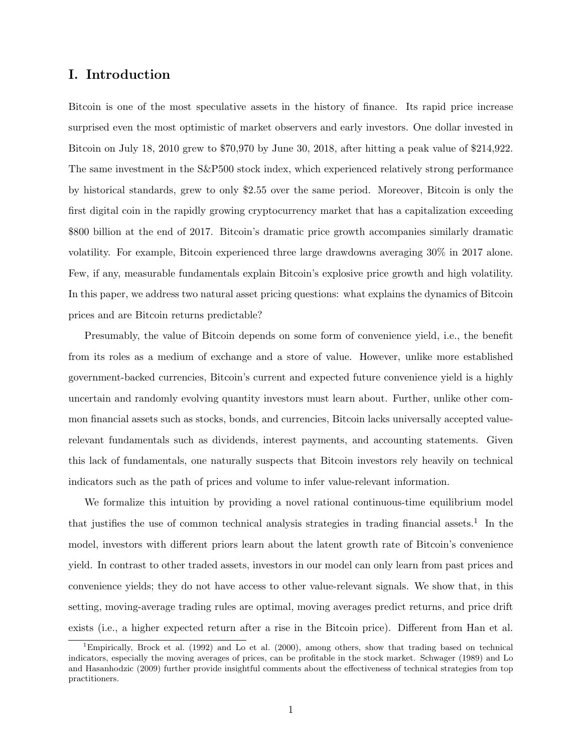# I. Introduction

Bitcoin is one of the most speculative assets in the history of finance. Its rapid price increase surprised even the most optimistic of market observers and early investors. One dollar invested in Bitcoin on July 18, 2010 grew to $70,970 by June 30, 2018, after hitting a peak value of $214,922. The same investment in the S&P500 stock index, which experienced relatively strong performance by historical standards, grew to only $2.55 over the same period. Moreover, Bitcoin is only the first digital coin in the rapidly growing cryptocurrency market that has a capitalization exceeding $800 billion at the end of 2017. Bitcoin's dramatic price growth accompanies similarly dramatic volatility. For example, Bitcoin experienced three large drawdowns averaging 30% in 2017 alone. Few, if any, measurable fundamentals explain Bitcoin's explosive price growth and high volatility. In this paper, we address two natural asset pricing questions: what explains the dynamics of Bitcoin prices and are Bitcoin returns predictable?

Presumably, the value of Bitcoin depends on some form of convenience yield, i.e., the benefit from its roles as a medium of exchange and a store of value. However, unlike more established government-backed currencies, Bitcoin's current and expected future convenience yield is a highly uncertain and randomly evolving quantity investors must learn about. Further, unlike other common financial assets such as stocks, bonds, and currencies, Bitcoin lacks universally accepted value-relevant fundamentals such as dividends, interest payments, and accounting statements. Given this lack of fundamentals, one naturally suspects that Bitcoin investors rely heavily on technical indicators such as the path of prices and volume to infer value-relevant information.

We formalize this intuition by providing a novel rational continuous-time equilibrium model that justifies the use of common technical analysis strategies in trading financial assets.[1] In the model, investors with different priors learn about the latent growth rate of Bitcoin's convenience yield. In contrast to other traded assets, investors in our model can only learn from past prices and convenience yields; they do not have access to other value-relevant signals. We show that, in this setting, moving-average trading rules are optimal, moving averages predict returns, and price drift exists (i.e., a higher expected return after a rise in the Bitcoin price). Different from Han et al.

[1] Empirically, Brock et al. (1992) and Lo et al. (2000), among others, show that trading based on technical indicators, especially the moving averages of prices, can be profitable in the stock market. Schwager (1989) and Lo and Hasanhodzic (2009) further provide insightful comments about the effectiveness of technical strategies from top practitioners.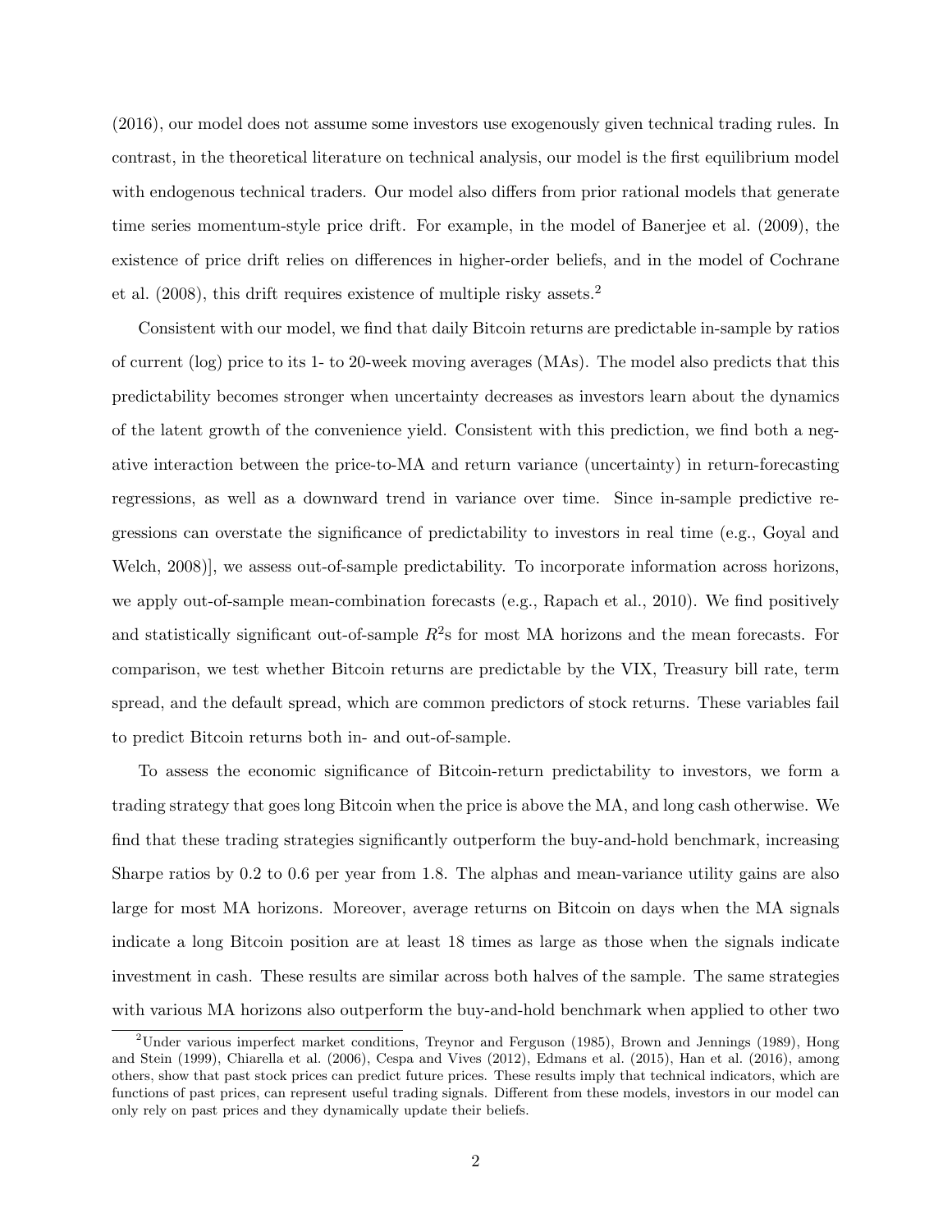(2016), our model does not assume some investors use exogenously given technical trading rules. In contrast, in the theoretical literature on technical analysis, our model is the first equilibrium model with endogenous technical traders. Our model also differs from prior rational models that generate time series momentum-style price drift. For example, in the model of Banerjee et al. (2009), the existence of price drift relies on differences in higher-order beliefs, and in the model of Cochrane et al. (2008), this drift requires existence of multiple risky assets.[2]

Consistent with our model, we find that daily Bitcoin returns are predictable in-sample by ratios of current (log) price to its 1- to 20-week moving averages (MAs). The model also predicts that this predictability becomes stronger when uncertainty decreases as investors learn about the dynamics of the latent growth of the convenience yield. Consistent with this prediction, we find both a negative interaction between the price-to-MA and return variance (uncertainty) in return-forecasting regressions, as well as a downward trend in variance over time. Since in-sample predictive regressions can overstate the significance of predictability to investors in real time (e.g., Goyal and Welch, 2008)], we assess out-of-sample predictability. To incorporate information across horizons, we apply out-of-sample mean-combination forecasts (e.g., Rapach et al., 2010). We find positively and statistically significant out-of-sample $R^2$s for most MA horizons and the mean forecasts. For comparison, we test whether Bitcoin returns are predictable by the VIX, Treasury bill rate, term spread, and the default spread, which are common predictors of stock returns. These variables fail to predict Bitcoin returns both in- and out-of-sample.

To assess the economic significance of Bitcoin-return predictability to investors, we form a trading strategy that goes long Bitcoin when the price is above the MA, and long cash otherwise. We find that these trading strategies significantly outperform the buy-and-hold benchmark, increasing Sharpe ratios by 0.2 to 0.6 per year from 1.8. The alphas and mean-variance utility gains are also large for most MA horizons. Moreover, average returns on Bitcoin on days when the MA signals indicate a long Bitcoin position are at least 18 times as large as those when the signals indicate investment in cash. These results are similar across both halves of the sample. The same strategies with various MA horizons also outperform the buy-and-hold benchmark when applied to other two

[2]Under various imperfect market conditions, Treynor and Ferguson (1985), Brown and Jennings (1989), Hong and Stein (1999), Chiarella et al. (2006), Cespa and Vives (2012), Edmans et al. (2015), Han et al. (2016), among others, show that past stock prices can predict future prices. These results imply that technical indicators, which are functions of past prices, can represent useful trading signals. Different from these models, investors in our model can only rely on past prices and they dynamically update their beliefs.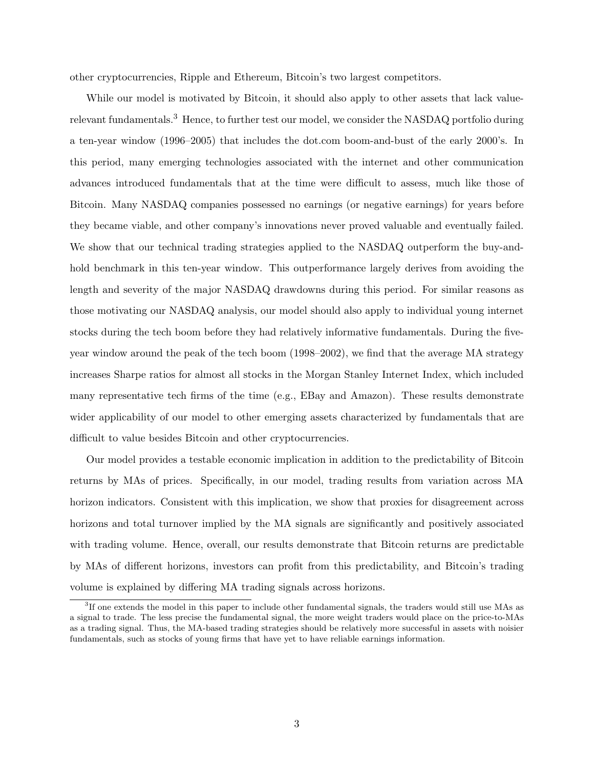other cryptocurrencies, Ripple and Ethereum, Bitcoin's two largest competitors.

While our model is motivated by Bitcoin, it should also apply to other assets that lack value-relevant fundamentals.[3] Hence, to further test our model, we consider the NASDAQ portfolio during a ten-year window (1996–2005) that includes the dot.com boom-and-bust of the early 2000's. In this period, many emerging technologies associated with the internet and other communication advances introduced fundamentals that at the time were difficult to assess, much like those of Bitcoin. Many NASDAQ companies possessed no earnings (or negative earnings) for years before they became viable, and other company's innovations never proved valuable and eventually failed. We show that our technical trading strategies applied to the NASDAQ outperform the buy-and-hold benchmark in this ten-year window. This outperformance largely derives from avoiding the length and severity of the major NASDAQ drawdowns during this period. For similar reasons as those motivating our NASDAQ analysis, our model should also apply to individual young internet stocks during the tech boom before they had relatively informative fundamentals. During the five-year window around the peak of the tech boom (1998–2002), we find that the average MA strategy increases Sharpe ratios for almost all stocks in the Morgan Stanley Internet Index, which included many representative tech firms of the time (e.g., EBay and Amazon). These results demonstrate wider applicability of our model to other emerging assets characterized by fundamentals that are difficult to value besides Bitcoin and other cryptocurrencies.

Our model provides a testable economic implication in addition to the predictability of Bitcoin returns by MAs of prices. Specifically, in our model, trading results from variation across MA horizon indicators. Consistent with this implication, we show that proxies for disagreement across horizons and total turnover implied by the MA signals are significantly and positively associated with trading volume. Hence, overall, our results demonstrate that Bitcoin returns are predictable by MAs of different horizons, investors can profit from this predictability, and Bitcoin's trading volume is explained by differing MA trading signals across horizons.

[3] If one extends the model in this paper to include other fundamental signals, the traders would still use MAs as a signal to trade. The less precise the fundamental signal, the more weight traders would place on the price-to-MAs as a trading signal. Thus, the MA-based trading strategies should be relatively more successful in assets with noisier fundamentals, such as stocks of young firms that have yet to have reliable earnings information.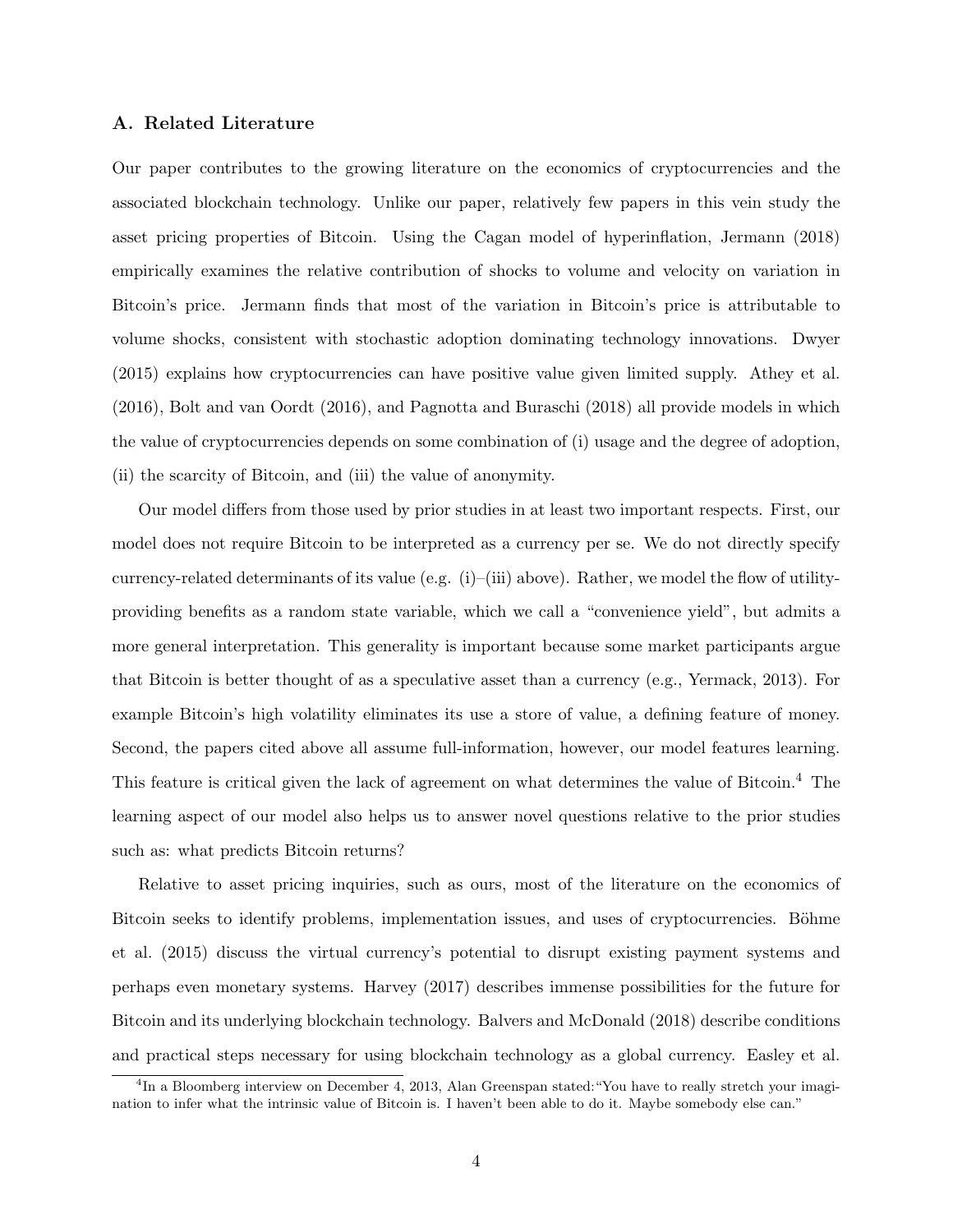### A. Related Literature

Our paper contributes to the growing literature on the economics of cryptocurrencies and the associated blockchain technology. Unlike our paper, relatively few papers in this vein study the asset pricing properties of Bitcoin. Using the Cagan model of hyperinflation, Jermann (2018) empirically examines the relative contribution of shocks to volume and velocity on variation in Bitcoin's price. Jermann finds that most of the variation in Bitcoin's price is attributable to volume shocks, consistent with stochastic adoption dominating technology innovations. Dwyer (2015) explains how cryptocurrencies can have positive value given limited supply. Athey et al. (2016), Bolt and van Oordt (2016), and Pagnotta and Buraschi (2018) all provide models in which the value of cryptocurrencies depends on some combination of (i) usage and the degree of adoption, (ii) the scarcity of Bitcoin, and (iii) the value of anonymity.

Our model differs from those used by prior studies in at least two important respects. First, our model does not require Bitcoin to be interpreted as a currency per se. We do not directly specify currency-related determinants of its value (e.g. (i)–(iii) above). Rather, we model the flow of utility-providing benefits as a random state variable, which we call a "convenience yield", but admits a more general interpretation. This generality is important because some market participants argue that Bitcoin is better thought of as a speculative asset than a currency (e.g., Yermack, 2013). For example Bitcoin's high volatility eliminates its use a store of value, a defining feature of money. Second, the papers cited above all assume full-information, however, our model features learning. This feature is critical given the lack of agreement on what determines the value of Bitcoin.[4] The learning aspect of our model also helps us to answer novel questions relative to the prior studies such as: what predicts Bitcoin returns?

Relative to asset pricing inquiries, such as ours, most of the literature on the economics of Bitcoin seeks to identify problems, implementation issues, and uses of cryptocurrencies. Böhme et al. (2015) discuss the virtual currency's potential to disrupt existing payment systems and perhaps even monetary systems. Harvey (2017) describes immense possibilities for the future for Bitcoin and its underlying blockchain technology. Balvers and McDonald (2018) describe conditions and practical steps necessary for using blockchain technology as a global currency. Easley et al.

[4] In a Bloomberg interview on December 4, 2013, Alan Greenspan stated:"You have to really stretch your imagination to infer what the intrinsic value of Bitcoin is. I haven't been able to do it. Maybe somebody else can."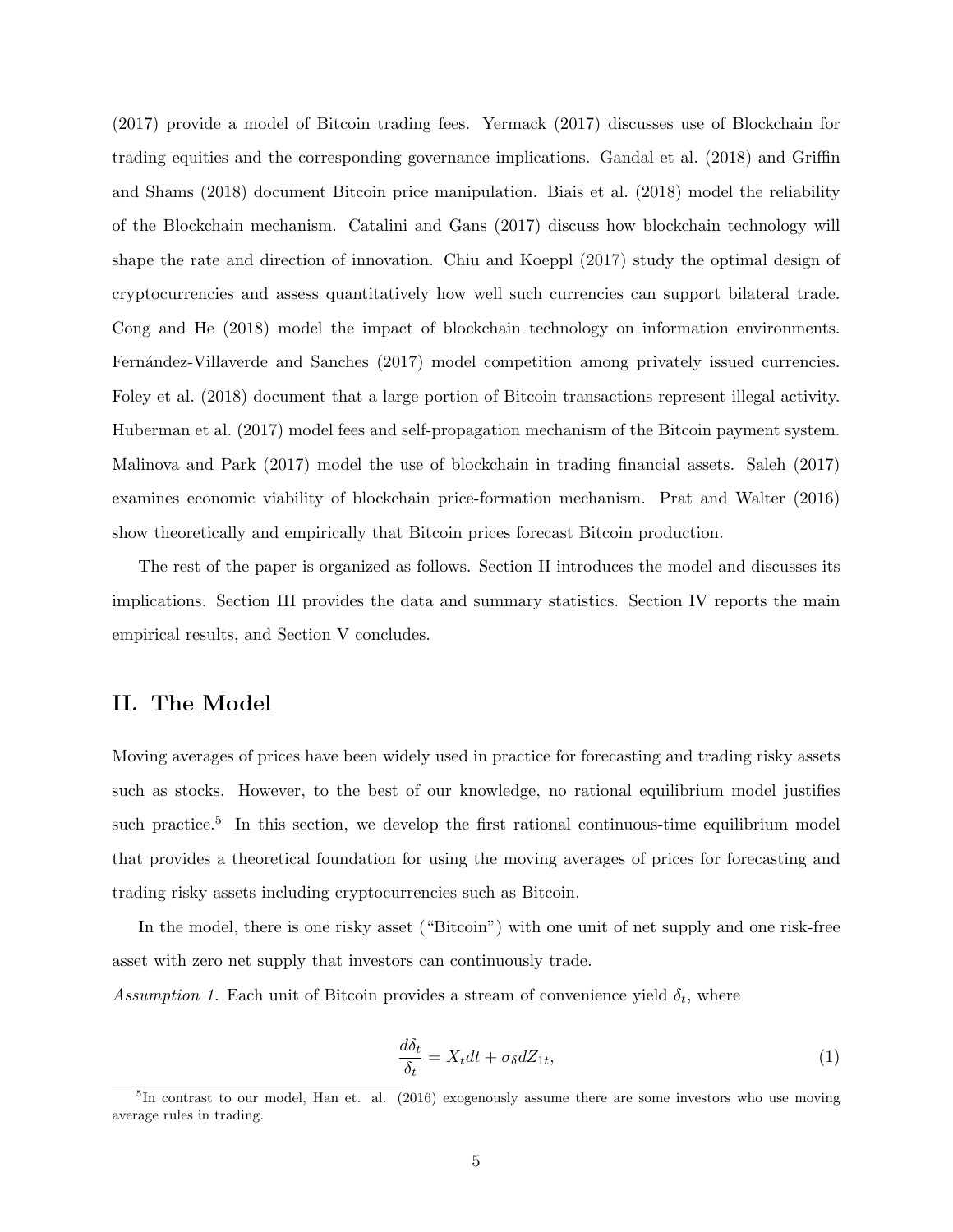(2017) provide a model of Bitcoin trading fees. Yermack (2017) discusses use of Blockchain for trading equities and the corresponding governance implications. Gandal et al. (2018) and Griffin and Shams (2018) document Bitcoin price manipulation. Biais et al. (2018) model the reliability of the Blockchain mechanism. Catalini and Gans (2017) discuss how blockchain technology will shape the rate and direction of innovation. Chiu and Koeppl (2017) study the optimal design of cryptocurrencies and assess quantitatively how well such currencies can support bilateral trade. Cong and He (2018) model the impact of blockchain technology on information environments. Fernández-Villaverde and Sanches (2017) model competition among privately issued currencies. Foley et al. (2018) document that a large portion of Bitcoin transactions represent illegal activity. Huberman et al. (2017) model fees and self-propagation mechanism of the Bitcoin payment system. Malinova and Park (2017) model the use of blockchain in trading financial assets. Saleh (2017) examines economic viability of blockchain price-formation mechanism. Prat and Walter (2016) show theoretically and empirically that Bitcoin prices forecast Bitcoin production.

The rest of the paper is organized as follows. Section II introduces the model and discusses its implications. Section III provides the data and summary statistics. Section IV reports the main empirical results, and Section V concludes.

## II. The Model

Moving averages of prices have been widely used in practice for forecasting and trading risky assets such as stocks. However, to the best of our knowledge, no rational equilibrium model justifies such practice.[5] In this section, we develop the first rational continuous-time equilibrium model that provides a theoretical foundation for using the moving averages of prices for forecasting and trading risky assets including cryptocurrencies such as Bitcoin.

In the model, there is one risky asset ("Bitcoin") with one unit of net supply and one risk-free asset with zero net supply that investors can continuously trade.

*Assumption 1.* Each unit of Bitcoin provides a stream of convenience yield $\delta_t$, where

$$\frac{d\delta_t}{\delta_t} = X_t dt + \sigma_\delta dZ_{1t}, \tag{1}$$

[5] In contrast to our model, Han et. al. (2016) exogenously assume there are some investors who use moving average rules in trading.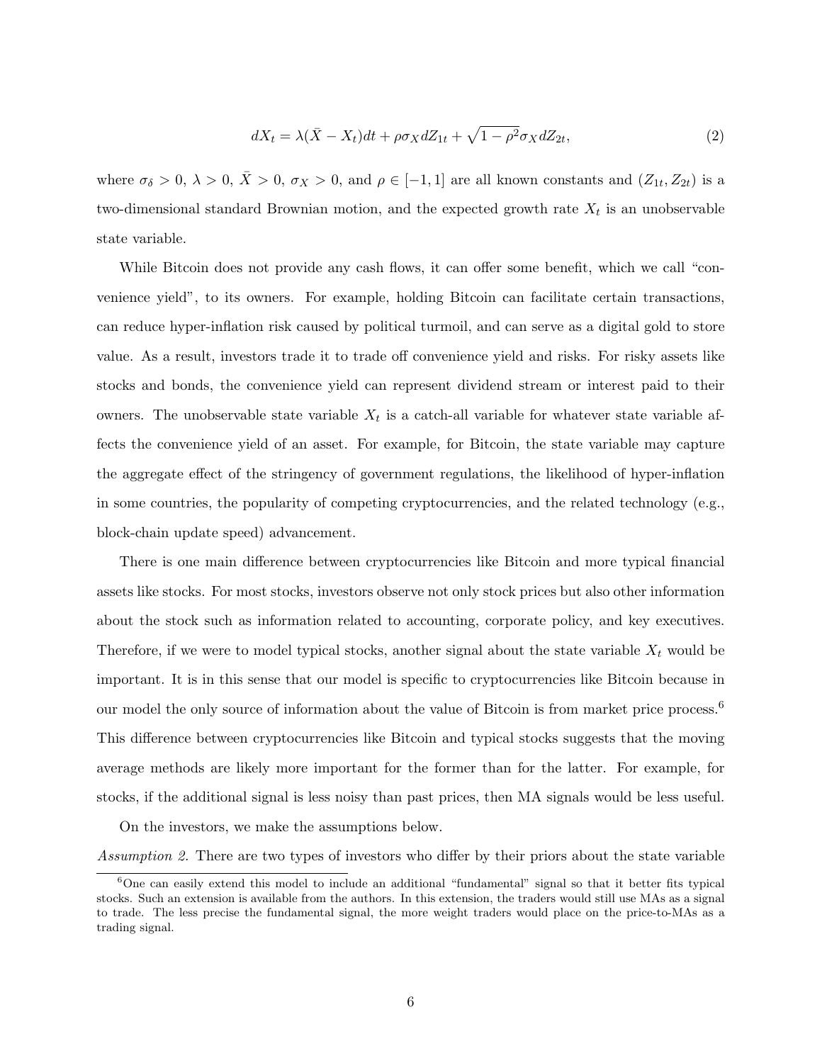$$dX_t = \lambda(\bar{X} - X_t)dt + \rho\sigma_X dZ_{1t} + \sqrt{1-\rho^2}\sigma_X dZ_{2t}, \tag{2}$$

where $\sigma_\delta > 0$, $\lambda > 0$, $\bar{X} > 0$, $\sigma_X > 0$, and $\rho \in [-1, 1]$ are all known constants and $(Z_{1t}, Z_{2t})$ is a two-dimensional standard Brownian motion, and the expected growth rate $X_t$ is an unobservable state variable.

While Bitcoin does not provide any cash flows, it can offer some benefit, which we call "convenience yield", to its owners. For example, holding Bitcoin can facilitate certain transactions, can reduce hyper-inflation risk caused by political turmoil, and can serve as a digital gold to store value. As a result, investors trade it to trade off convenience yield and risks. For risky assets like stocks and bonds, the convenience yield can represent dividend stream or interest paid to their owners. The unobservable state variable $X_t$ is a catch-all variable for whatever state variable affects the convenience yield of an asset. For example, for Bitcoin, the state variable may capture the aggregate effect of the stringency of government regulations, the likelihood of hyper-inflation in some countries, the popularity of competing cryptocurrencies, and the related technology (e.g., block-chain update speed) advancement.

There is one main difference between cryptocurrencies like Bitcoin and more typical financial assets like stocks. For most stocks, investors observe not only stock prices but also other information about the stock such as information related to accounting, corporate policy, and key executives. Therefore, if we were to model typical stocks, another signal about the state variable $X_t$ would be important. It is in this sense that our model is specific to cryptocurrencies like Bitcoin because in our model the only source of information about the value of Bitcoin is from market price process.[6] This difference between cryptocurrencies like Bitcoin and typical stocks suggests that the moving average methods are likely more important for the former than for the latter. For example, for stocks, if the additional signal is less noisy than past prices, then MA signals would be less useful.

On the investors, we make the assumptions below.

*Assumption 2.* There are two types of investors who differ by their priors about the state variable

[6] One can easily extend this model to include an additional "fundamental" signal so that it better fits typical stocks. Such an extension is available from the authors. In this extension, the traders would still use MAs as a signal to trade. The less precise the fundamental signal, the more weight traders would place on the price-to-MAs as a trading signal.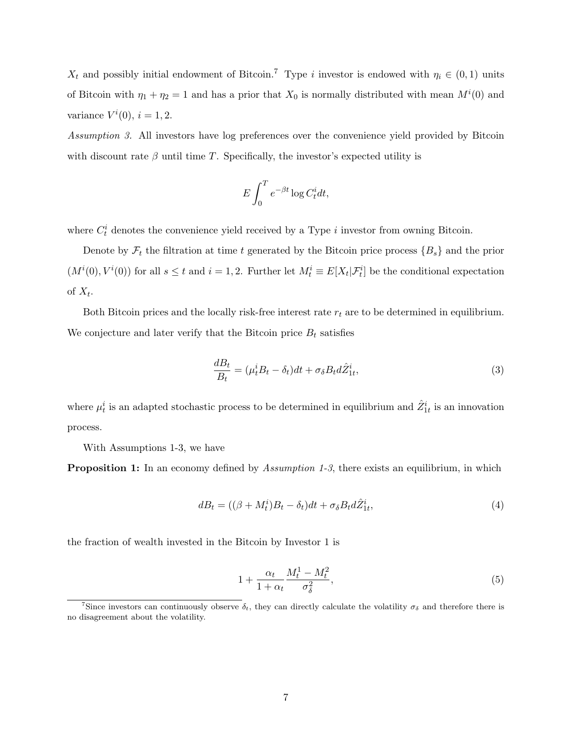$X_t$ and possibly initial endowment of Bitcoin.[7] Type $i$ investor is endowed with $\eta_i \in (0,1)$ units of Bitcoin with $\eta_1 + \eta_2 = 1$ and has a prior that $X_0$ is normally distributed with mean $M^i(0)$ and variance $V^i(0)$, $i = 1, 2$.

*Assumption 3.* All investors have log preferences over the convenience yield provided by Bitcoin with discount rate $\beta$ until time $T$. Specifically, the investor's expected utility is

$$E \int_0^T e^{-\beta t} \log C_t^i dt,$$

where $C_t^i$ denotes the convenience yield received by a Type $i$ investor from owning Bitcoin.

Denote by $\mathcal{F}_t$ the filtration at time $t$ generated by the Bitcoin price process $\{B_s\}$ and the prior $(M^i(0), V^i(0))$ for all $s \leq t$ and $i = 1, 2$. Further let $M_t^i \equiv E[X_t|\mathcal{F}_t^i]$ be the conditional expectation of $X_t$.

Both Bitcoin prices and the locally risk-free interest rate $r_t$ are to be determined in equilibrium. We conjecture and later verify that the Bitcoin price $B_t$ satisfies

$$\frac{dB_t}{B_t} = (\mu_t^i B_t - \delta_t)dt + \sigma_\delta B_t d\hat{Z}_{1t}^i, \tag{3}$$

where $\mu_t^i$ is an adapted stochastic process to be determined in equilibrium and $\hat{Z}_{1t}^i$ is an innovation process.

With Assumptions 1-3, we have

**Proposition 1:** In an economy defined by *Assumption 1-3*, there exists an equilibrium, in which

$$dB_t = ((\beta + M_t^i)B_t - \delta_t)dt + \sigma_\delta B_t d\hat{Z}_{1t}^i, \tag{4}$$

the fraction of wealth invested in the Bitcoin by Investor 1 is

$$1 + \frac{\alpha_t}{1 + \alpha_t} \frac{M_t^1 - M_t^2}{\sigma_\delta^2}, \tag{5}$$

[7] Since investors can continuously observe $\delta_t$, they can directly calculate the volatility $\sigma_\delta$ and therefore there is no disagreement about the volatility.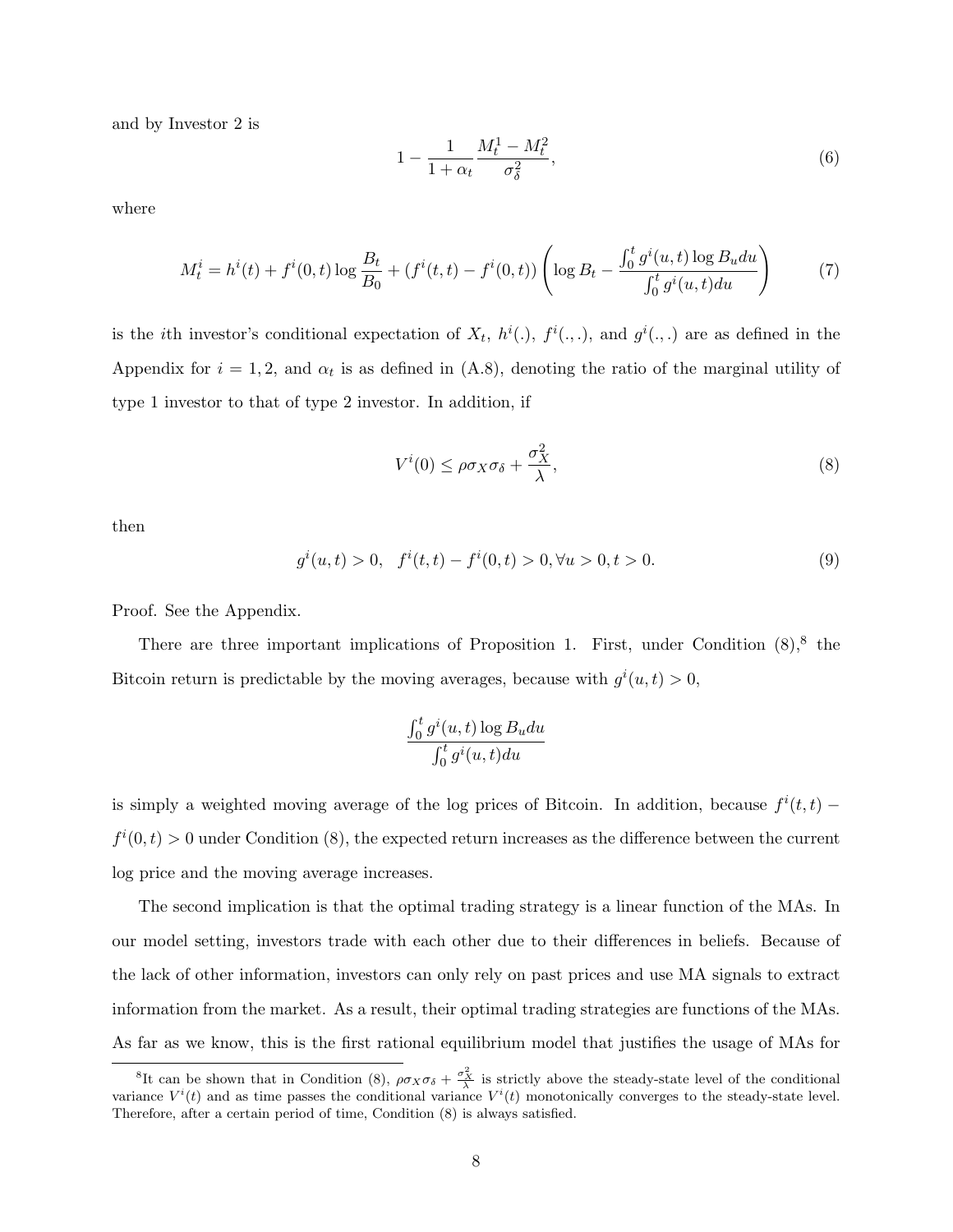and by Investor 2 is

$$1 - \frac{1}{1+\alpha_t} \frac{M_t^1 - M_t^2}{\sigma_\delta^2}, \tag{6}$$

where

$$M_t^i = h^i(t) + f^i(0,t) \log \frac{B_t}{B_0} + \left(f^i(t,t) - f^i(0,t)\right) \left( \log B_t - \frac{\int_0^t g^i(u,t) \log B_u du}{\int_0^t g^i(u,t) du} \right) \tag{7}$$

is the $i$th investor's conditional expectation of $X_t$, $h^i(.)$, $f^i(.,.)$, and $g^i(.,.)$ are as defined in the Appendix for $i = 1, 2$, and $\alpha_t$ is as defined in (A.8), denoting the ratio of the marginal utility of type 1 investor to that of type 2 investor. In addition, if

$$V^i(0) \leq \rho \sigma_X \sigma_\delta + \frac{\sigma_X^2}{\lambda}, \tag{8}$$

then

$$g^i(u,t) > 0, \quad f^i(t,t) - f^i(0,t) > 0, \forall u > 0, t > 0. \tag{9}$$

Proof. See the Appendix.

There are three important implications of Proposition 1. First, under Condition (8),[8] the Bitcoin return is predictable by the moving averages, because with $g^i(u,t) > 0$,

$$\frac{\int_0^t g^i(u,t) \log B_u du}{\int_0^t g^i(u,t) du}$$

is simply a weighted moving average of the log prices of Bitcoin. In addition, because $f^i(t,t) - f^i(0,t) > 0$ under Condition (8), the expected return increases as the difference between the current log price and the moving average increases.

The second implication is that the optimal trading strategy is a linear function of the MAs. In our model setting, investors trade with each other due to their differences in beliefs. Because of the lack of other information, investors can only rely on past prices and use MA signals to extract information from the market. As a result, their optimal trading strategies are functions of the MAs. As far as we know, this is the first rational equilibrium model that justifies the usage of MAs for

[8] It can be shown that in Condition (8), $\rho \sigma_X \sigma_\delta + \frac{\sigma_X^2}{\lambda}$ is strictly above the steady-state level of the conditional variance $V^i(t)$ and as time passes the conditional variance $V^i(t)$ monotonically converges to the steady-state level. Therefore, after a certain period of time, Condition (8) is always satisfied.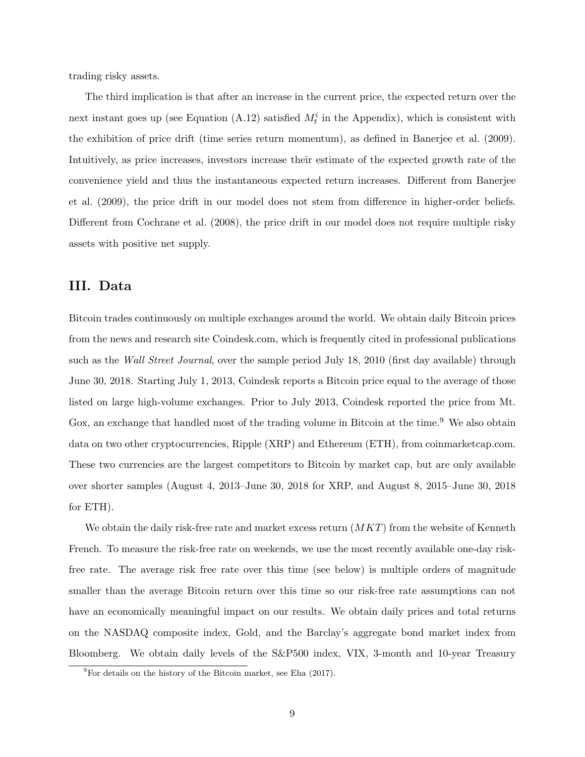trading risky assets.

The third implication is that after an increase in the current price, the expected return over the next instant goes up (see Equation (A.12) satisfied $M_t^i$ in the Appendix), which is consistent with the exhibition of price drift (time series return momentum), as defined in Banerjee et al. (2009). Intuitively, as price increases, investors increase their estimate of the expected growth rate of the convenience yield and thus the instantaneous expected return increases. Different from Banerjee et al. (2009), the price drift in our model does not stem from difference in higher-order beliefs. Different from Cochrane et al. (2008), the price drift in our model does not require multiple risky assets with positive net supply.

## III. Data

Bitcoin trades continuously on multiple exchanges around the world. We obtain daily Bitcoin prices from the news and research site Coindesk.com, which is frequently cited in professional publications such as the *Wall Street Journal*, over the sample period July 18, 2010 (first day available) through June 30, 2018. Starting July 1, 2013, Coindesk reports a Bitcoin price equal to the average of those listed on large high-volume exchanges. Prior to July 2013, Coindesk reported the price from Mt. Gox, an exchange that handled most of the trading volume in Bitcoin at the time.[9] We also obtain data on two other cryptocurrencies, Ripple (XRP) and Ethereum (ETH), from coinmarketcap.com. These two currencies are the largest competitors to Bitcoin by market cap, but are only available over shorter samples (August 4, 2013–June 30, 2018 for XRP, and August 8, 2015–June 30, 2018 for ETH).

We obtain the daily risk-free rate and market excess return ($MKT$) from the website of Kenneth French. To measure the risk-free rate on weekends, we use the most recently available one-day risk-free rate. The average risk free rate over this time (see below) is multiple orders of magnitude smaller than the average Bitcoin return over this time so our risk-free rate assumptions can not have an economically meaningful impact on our results. We obtain daily prices and total returns on the NASDAQ composite index, Gold, and the Barclay's aggregate bond market index from Bloomberg. We obtain daily levels of the S&P500 index, VIX, 3-month and 10-year Treasury

[9] For details on the history of the Bitcoin market, see Eha (2017).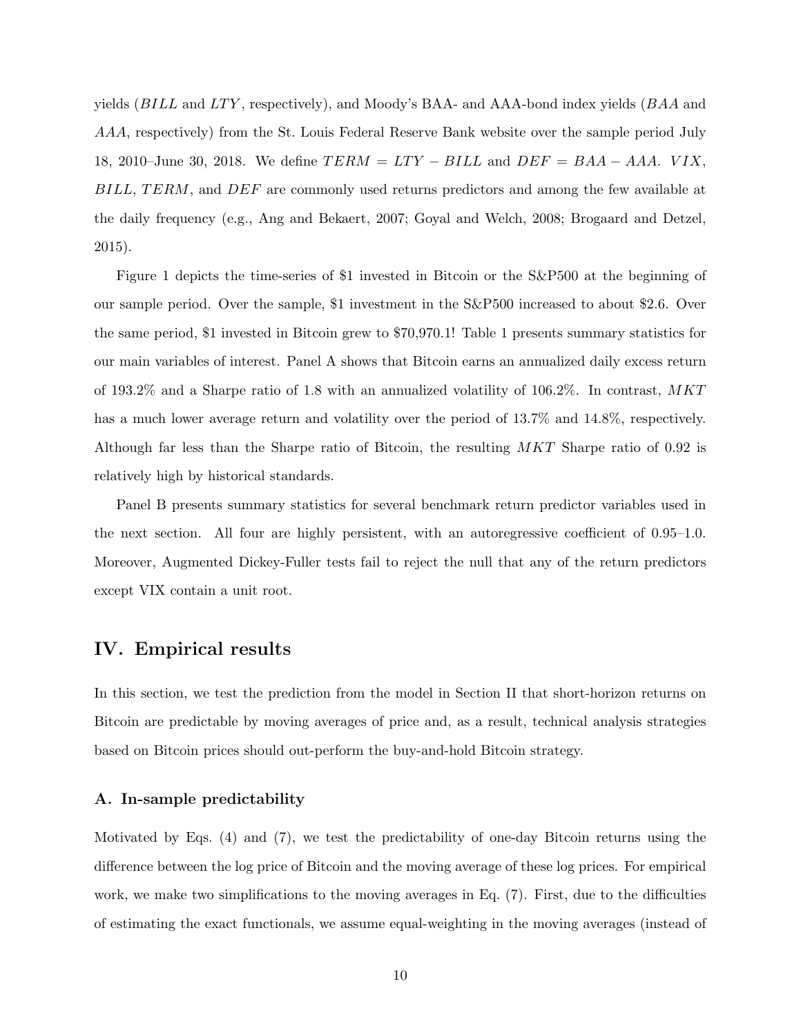yields ($BILL$ and $LTY$, respectively), and Moody's BAA- and AAA-bond index yields ($BAA$ and $AAA$, respectively) from the St. Louis Federal Reserve Bank website over the sample period July 18, 2010–June 30, 2018. We define $TERM = LTY - BILL$ and $DEF = BAA - AAA$. $VIX$, $BILL$, $TERM$, and $DEF$ are commonly used returns predictors and among the few available at the daily frequency (e.g., Ang and Bekaert, 2007; Goyal and Welch, 2008; Brogaard and Detzel, 2015).

Figure 1 depicts the time-series of $1 invested in Bitcoin or the S&P500 at the beginning of our sample period. Over the sample, $1 investment in the S&P500 increased to about $2.6. Over the same period, $1 invested in Bitcoin grew to $70,970.1! Table 1 presents summary statistics for our main variables of interest. Panel A shows that Bitcoin earns an annualized daily excess return of 193.2% and a Sharpe ratio of 1.8 with an annualized volatility of 106.2%. In contrast, $MKT$ has a much lower average return and volatility over the period of 13.7% and 14.8%, respectively. Although far less than the Sharpe ratio of Bitcoin, the resulting $MKT$ Sharpe ratio of 0.92 is relatively high by historical standards.

Panel B presents summary statistics for several benchmark return predictor variables used in the next section. All four are highly persistent, with an autoregressive coefficient of 0.95–1.0. Moreover, Augmented Dickey-Fuller tests fail to reject the null that any of the return predictors except VIX contain a unit root.

## IV. Empirical results

In this section, we test the prediction from the model in Section II that short-horizon returns on Bitcoin are predictable by moving averages of price and, as a result, technical analysis strategies based on Bitcoin prices should out-perform the buy-and-hold Bitcoin strategy.

### A. In-sample predictability

Motivated by Eqs. (4) and (7), we test the predictability of one-day Bitcoin returns using the difference between the log price of Bitcoin and the moving average of these log prices. For empirical work, we make two simplifications to the moving averages in Eq. (7). First, due to the difficulties of estimating the exact functionals, we assume equal-weighting in the moving averages (instead of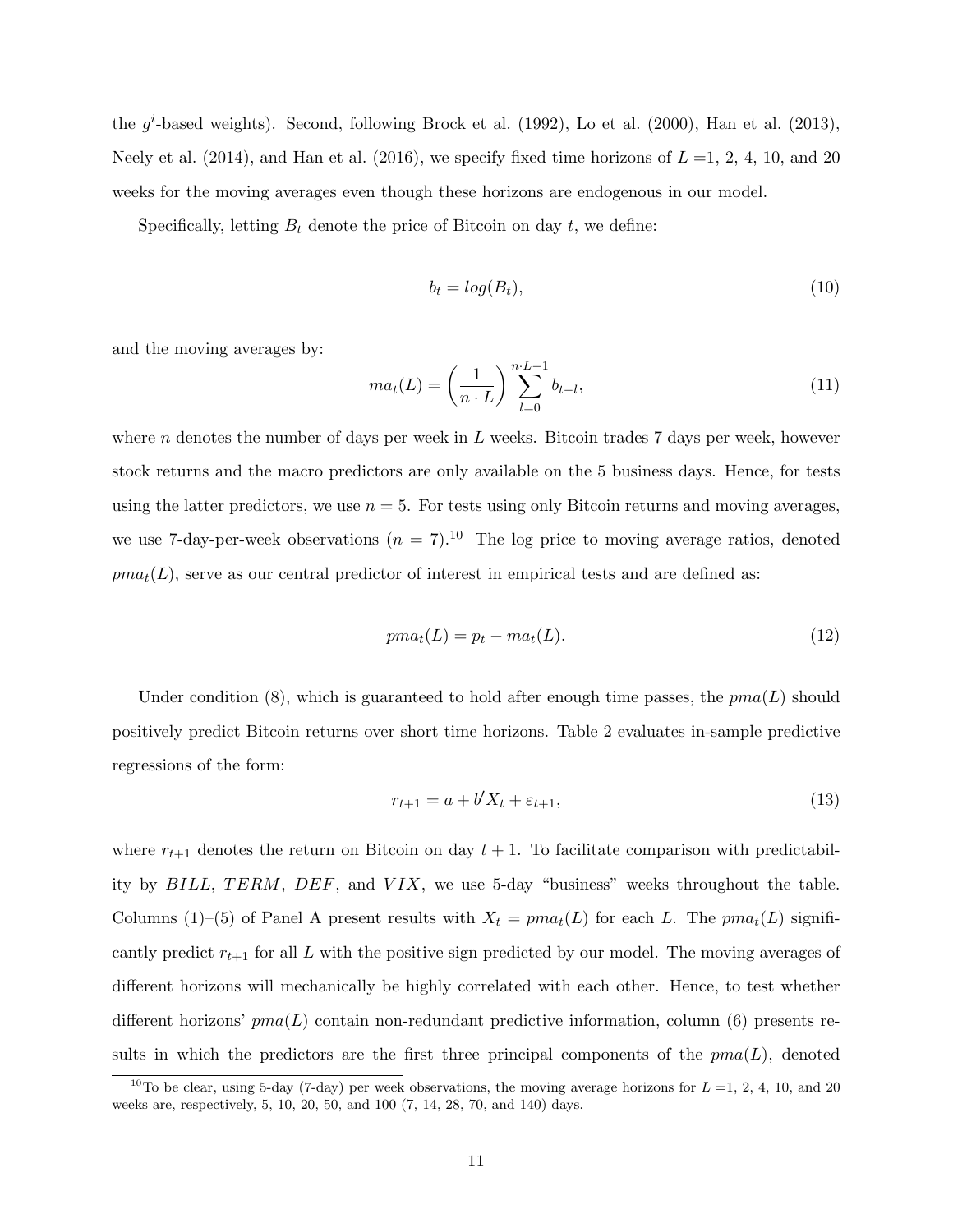the $g^i$-based weights). Second, following Brock et al. (1992), Lo et al. (2000), Han et al. (2013), Neely et al. (2014), and Han et al. (2016), we specify fixed time horizons of $L$ =1, 2, 4, 10, and 20 weeks for the moving averages even though these horizons are endogenous in our model.

Specifically, letting $B_t$ denote the price of Bitcoin on day $t$, we define:

$$b_t = log(B_t), \tag{10}$$

and the moving averages by:

$$ma_t(L) = \left(\frac{1}{n \cdot L}\right) \sum_{l=0}^{n \cdot L - 1} b_{t-l}, \tag{11}$$

where $n$ denotes the number of days per week in $L$ weeks. Bitcoin trades 7 days per week, however stock returns and the macro predictors are only available on the 5 business days. Hence, for tests using the latter predictors, we use $n = 5$. For tests using only Bitcoin returns and moving averages, we use 7-day-per-week observations ($n = 7$).[10] The log price to moving average ratios, denoted $pma_t(L)$, serve as our central predictor of interest in empirical tests and are defined as:

$$pma_t(L) = p_t - ma_t(L). \tag{12}$$

Under condition (8), which is guaranteed to hold after enough time passes, the $pma(L)$ should positively predict Bitcoin returns over short time horizons. Table 2 evaluates in-sample predictive regressions of the form:

$$r_{t+1} = a + b' X_t + \varepsilon_{t+1}, \tag{13}$$

where $r_{t+1}$ denotes the return on Bitcoin on day $t + 1$. To facilitate comparison with predictability by $BILL$, $TERM$, $DEF$, and $VIX$, we use 5-day "business" weeks throughout the table. Columns (1)–(5) of Panel A present results with $X_t = pma_t(L)$ for each $L$. The $pma_t(L)$ significantly predict $r_{t+1}$ for all $L$ with the positive sign predicted by our model. The moving averages of different horizons will mechanically be highly correlated with each other. Hence, to test whether different horizons' $pma(L)$ contain non-redundant predictive information, column (6) presents results in which the predictors are the first three principal components of the $pma(L)$, denoted

[10] To be clear, using 5-day (7-day) per week observations, the moving average horizons for $L$ =1, 2, 4, 10, and 20 weeks are, respectively, 5, 10, 20, 50, and 100 (7, 14, 28, 70, and 140) days.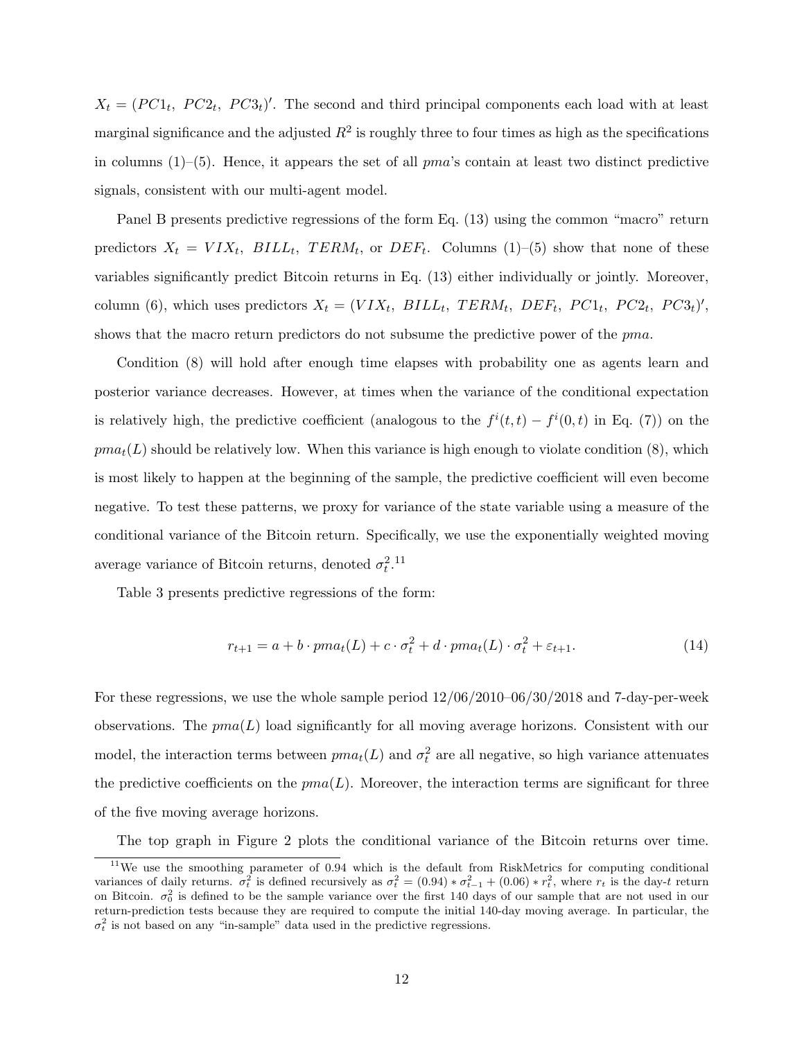$X_t = (PC1_t,\ PC2_t,\ PC3_t)'$. The second and third principal components each load with at least marginal significance and the adjusted $R^2$ is roughly three to four times as high as the specifications in columns (1)–(5). Hence, it appears the set of all *pma*'s contain at least two distinct predictive signals, consistent with our multi-agent model.

Panel B presents predictive regressions of the form Eq. (13) using the common "macro" return predictors $X_t = VIX_t$, $BILL_t$, $TERM_t$, or $DEF_t$. Columns (1)–(5) show that none of these variables significantly predict Bitcoin returns in Eq. (13) either individually or jointly. Moreover, column (6), which uses predictors $X_t = (VIX_t,\ BILL_t,\ TERM_t,\ DEF_t,\ PC1_t,\ PC2_t,\ PC3_t)'$, shows that the macro return predictors do not subsume the predictive power of the *pma*.

Condition (8) will hold after enough time elapses with probability one as agents learn and posterior variance decreases. However, at times when the variance of the conditional expectation is relatively high, the predictive coefficient (analogous to the $f^i(t,t) - f^i(0,t)$ in Eq. (7)) on the $pma_t(L)$ should be relatively low. When this variance is high enough to violate condition (8), which is most likely to happen at the beginning of the sample, the predictive coefficient will even become negative. To test these patterns, we proxy for variance of the state variable using a measure of the conditional variance of the Bitcoin return. Specifically, we use the exponentially weighted moving average variance of Bitcoin returns, denoted $\sigma_t^2$.[11]

Table 3 presents predictive regressions of the form:

$$r_{t+1} = a + b \cdot pma_t(L) + c \cdot \sigma_t^2 + d \cdot pma_t(L) \cdot \sigma_t^2 + \varepsilon_{t+1}. \tag{14}$$

For these regressions, we use the whole sample period 12/06/2010–06/30/2018 and 7-day-per-week observations. The $pma(L)$ load significantly for all moving average horizons. Consistent with our model, the interaction terms between $pma_t(L)$ and $\sigma_t^2$ are all negative, so high variance attenuates the predictive coefficients on the $pma(L)$. Moreover, the interaction terms are significant for three of the five moving average horizons.

The top graph in Figure 2 plots the conditional variance of the Bitcoin returns over time.

[11] We use the smoothing parameter of 0.94 which is the default from RiskMetrics for computing conditional variances of daily returns. $\sigma_t^2$ is defined recursively as $\sigma_t^2 = (0.94) * \sigma_{t-1}^2 + (0.06) * r_t^2$, where $r_t$ is the day-$t$ return on Bitcoin. $\sigma_0^2$ is defined to be the sample variance over the first 140 days of our sample that are not used in our return-prediction tests because they are required to compute the initial 140-day moving average. In particular, the $\sigma_t^2$ is not based on any "in-sample" data used in the predictive regressions.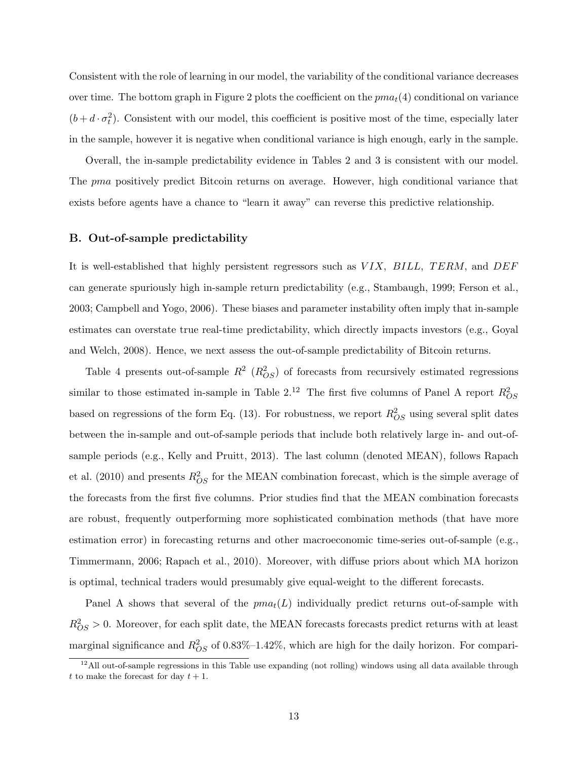Consistent with the role of learning in our model, the variability of the conditional variance decreases over time. The bottom graph in Figure 2 plots the coefficient on the $pma_t(4)$ conditional on variance ($b + d \cdot \sigma_t^2$). Consistent with our model, this coefficient is positive most of the time, especially later in the sample, however it is negative when conditional variance is high enough, early in the sample.

Overall, the in-sample predictability evidence in Tables 2 and 3 is consistent with our model. The *pma* positively predict Bitcoin returns on average. However, high conditional variance that exists before agents have a chance to "learn it away" can reverse this predictive relationship.

### B. Out-of-sample predictability

It is well-established that highly persistent regressors such as $VIX$, $BILL$, $TERM$, and $DEF$ can generate spuriously high in-sample return predictability (e.g., Stambaugh, 1999; Ferson et al., 2003; Campbell and Yogo, 2006). These biases and parameter instability often imply that in-sample estimates can overstate true real-time predictability, which directly impacts investors (e.g., Goyal and Welch, 2008). Hence, we next assess the out-of-sample predictability of Bitcoin returns.

Table 4 presents out-of-sample $R^2$ ($R^2_{OS}$) of forecasts from recursively estimated regressions similar to those estimated in-sample in Table 2.[12] The first five columns of Panel A report $R^2_{OS}$ based on regressions of the form Eq. (13). For robustness, we report $R^2_{OS}$ using several split dates between the in-sample and out-of-sample periods that include both relatively large in- and out-of-sample periods (e.g., Kelly and Pruitt, 2013). The last column (denoted MEAN), follows Rapach et al. (2010) and presents $R^2_{OS}$ for the MEAN combination forecast, which is the simple average of the forecasts from the first five columns. Prior studies find that the MEAN combination forecasts are robust, frequently outperforming more sophisticated combination methods (that have more estimation error) in forecasting returns and other macroeconomic time-series out-of-sample (e.g., Timmermann, 2006; Rapach et al., 2010). Moreover, with diffuse priors about which MA horizon is optimal, technical traders would presumably give equal-weight to the different forecasts.

Panel A shows that several of the $pma_t(L)$ individually predict returns out-of-sample with $R^2_{OS} > 0$. Moreover, for each split date, the MEAN forecasts forecasts predict returns with at least marginal significance and $R^2_{OS}$ of 0.83%–1.42%, which are high for the daily horizon. For compari-

[12] All out-of-sample regressions in this Table use expanding (not rolling) windows using all data available through $t$ to make the forecast for day $t + 1$.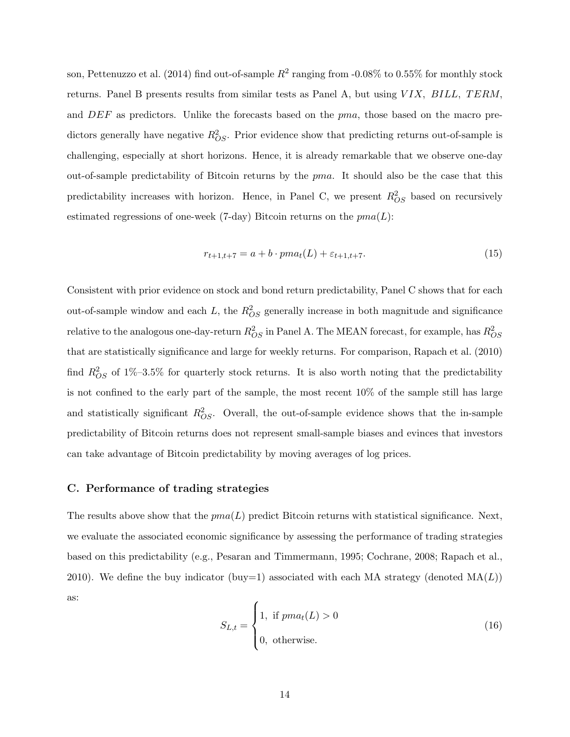son, Pettenuzzo et al. (2014) find out-of-sample $R^2$ ranging from -0.08% to 0.55% for monthly stock returns. Panel B presents results from similar tests as Panel A, but using $VIX$, $BILL$, $TERM$, and $DEF$ as predictors. Unlike the forecasts based on the $pma$, those based on the macro predictors generally have negative $R^2_{OS}$. Prior evidence show that predicting returns out-of-sample is challenging, especially at short horizons. Hence, it is already remarkable that we observe one-day out-of-sample predictability of Bitcoin returns by the $pma$. It should also be the case that this predictability increases with horizon. Hence, in Panel C, we present $R^2_{OS}$ based on recursively estimated regressions of one-week (7-day) Bitcoin returns on the $pma(L)$:

$$r_{t+1,t+7} = a + b \cdot pma_t(L) + \varepsilon_{t+1,t+7}. \tag{15}$$

Consistent with prior evidence on stock and bond return predictability, Panel C shows that for each out-of-sample window and each $L$, the $R^2_{OS}$ generally increase in both magnitude and significance relative to the analogous one-day-return $R^2_{OS}$ in Panel A. The MEAN forecast, for example, has $R^2_{OS}$ that are statistically significance and large for weekly returns. For comparison, Rapach et al. (2010) find $R^2_{OS}$ of 1%–3.5% for quarterly stock returns. It is also worth noting that the predictability is not confined to the early part of the sample, the most recent 10% of the sample still has large and statistically significant $R^2_{OS}$. Overall, the out-of-sample evidence shows that the in-sample predictability of Bitcoin returns does not represent small-sample biases and evinces that investors can take advantage of Bitcoin predictability by moving averages of log prices.

### C. Performance of trading strategies

The results above show that the $pma(L)$ predict Bitcoin returns with statistical significance. Next, we evaluate the associated economic significance by assessing the performance of trading strategies based on this predictability (e.g., Pesaran and Timmermann, 1995; Cochrane, 2008; Rapach et al., 2010). We define the buy indicator (buy=1) associated with each MA strategy (denoted MA($L$)) as:

$$S_{L,t} = \begin{cases} 1, \text{ if } pma_t(L) > 0 \\ 0, \text{ otherwise.} \end{cases} \tag{16}$$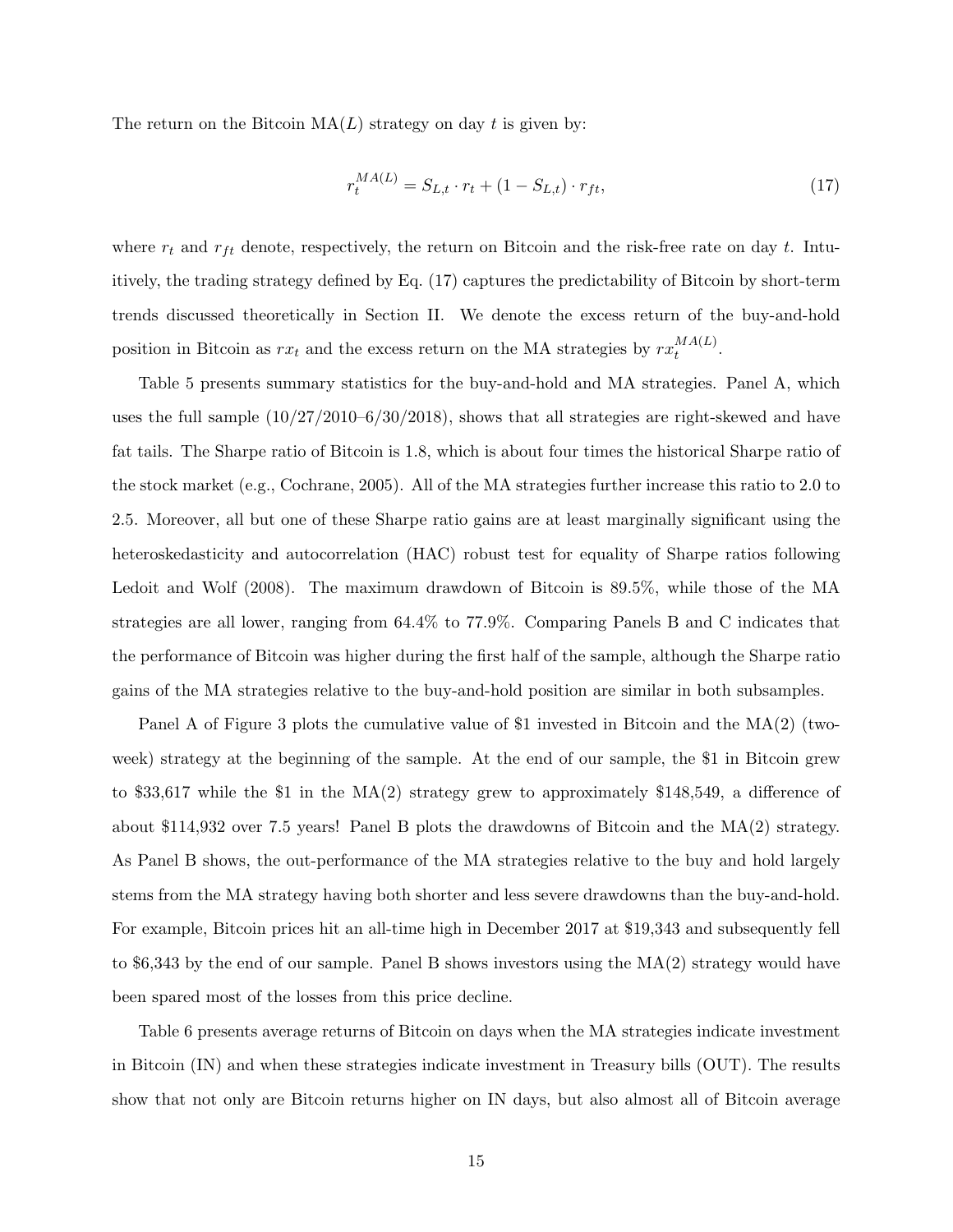The return on the Bitcoin MA($L$) strategy on day $t$ is given by:

$$r_t^{MA(L)} = S_{L,t} \cdot r_t + (1 - S_{L,t}) \cdot r_{ft}, \tag{17}$$

where $r_t$ and $r_{ft}$ denote, respectively, the return on Bitcoin and the risk-free rate on day $t$. Intuitively, the trading strategy defined by Eq. (17) captures the predictability of Bitcoin by short-term trends discussed theoretically in Section II. We denote the excess return of the buy-and-hold position in Bitcoin as $rx_t$ and the excess return on the MA strategies by $rx_t^{MA(L)}$.

Table 5 presents summary statistics for the buy-and-hold and MA strategies. Panel A, which uses the full sample (10/27/2010–6/30/2018), shows that all strategies are right-skewed and have fat tails. The Sharpe ratio of Bitcoin is 1.8, which is about four times the historical Sharpe ratio of the stock market (e.g., Cochrane, 2005). All of the MA strategies further increase this ratio to 2.0 to 2.5. Moreover, all but one of these Sharpe ratio gains are at least marginally significant using the heteroskedasticity and autocorrelation (HAC) robust test for equality of Sharpe ratios following Ledoit and Wolf (2008). The maximum drawdown of Bitcoin is 89.5%, while those of the MA strategies are all lower, ranging from 64.4% to 77.9%. Comparing Panels B and C indicates that the performance of Bitcoin was higher during the first half of the sample, although the Sharpe ratio gains of the MA strategies relative to the buy-and-hold position are similar in both subsamples.

Panel A of Figure 3 plots the cumulative value of \$1 invested in Bitcoin and the MA(2) (two-week) strategy at the beginning of the sample. At the end of our sample, the \$1 in Bitcoin grew to \$33,617 while the \$1 in the MA(2) strategy grew to approximately \$148,549, a difference of about \$114,932 over 7.5 years! Panel B plots the drawdowns of Bitcoin and the MA(2) strategy. As Panel B shows, the out-performance of the MA strategies relative to the buy and hold largely stems from the MA strategy having both shorter and less severe drawdowns than the buy-and-hold. For example, Bitcoin prices hit an all-time high in December 2017 at \$19,343 and subsequently fell to \$6,343 by the end of our sample. Panel B shows investors using the MA(2) strategy would have been spared most of the losses from this price decline.

Table 6 presents average returns of Bitcoin on days when the MA strategies indicate investment in Bitcoin (IN) and when these strategies indicate investment in Treasury bills (OUT). The results show that not only are Bitcoin returns higher on IN days, but also almost all of Bitcoin average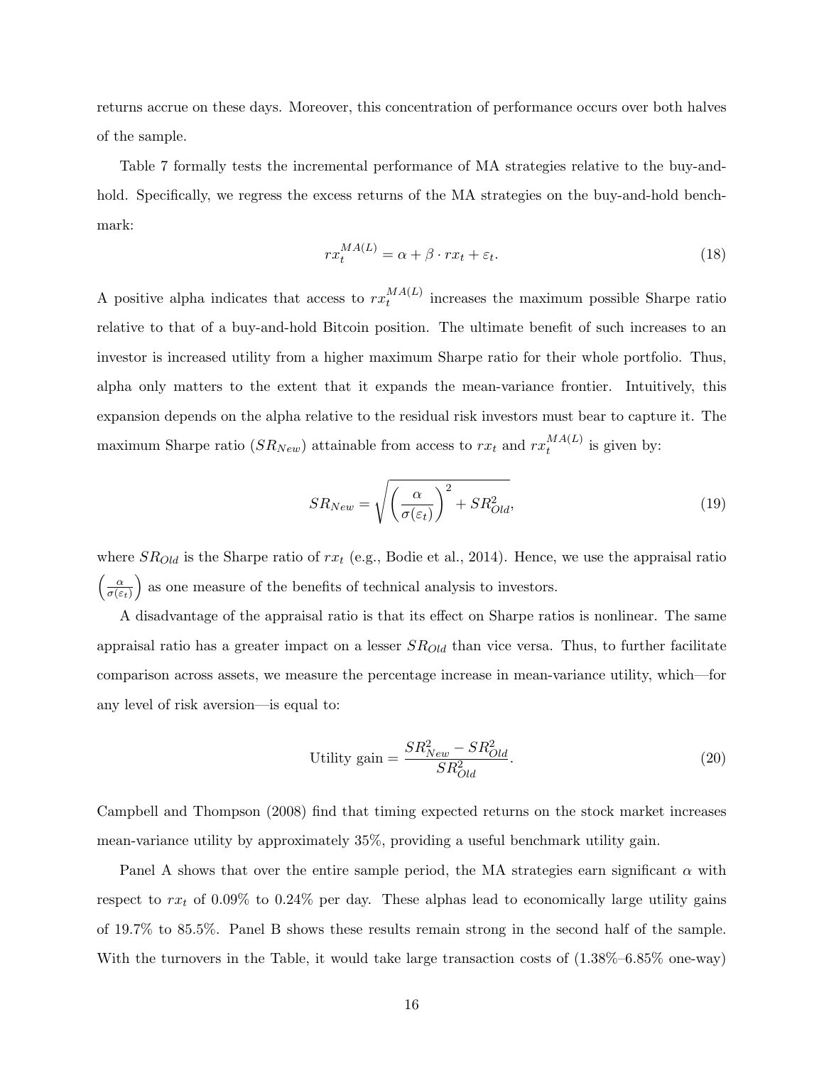returns accrue on these days. Moreover, this concentration of performance occurs over both halves of the sample.

Table 7 formally tests the incremental performance of MA strategies relative to the buy-and-hold. Specifically, we regress the excess returns of the MA strategies on the buy-and-hold benchmark:

$$rx_t^{MA(L)} = \alpha + \beta \cdot rx_t + \varepsilon_t. \tag{18}$$

A positive alpha indicates that access to $rx_t^{MA(L)}$ increases the maximum possible Sharpe ratio relative to that of a buy-and-hold Bitcoin position. The ultimate benefit of such increases to an investor is increased utility from a higher maximum Sharpe ratio for their whole portfolio. Thus, alpha only matters to the extent that it expands the mean-variance frontier. Intuitively, this expansion depends on the alpha relative to the residual risk investors must bear to capture it. The maximum Sharpe ratio ($SR_{New}$) attainable from access to $rx_t$ and $rx_t^{MA(L)}$ is given by:

$$SR_{New} = \sqrt{\left(\frac{\alpha}{\sigma(\varepsilon_t)}\right)^2 + SR_{Old}^2}, \tag{19}$$

where $SR_{Old}$ is the Sharpe ratio of $rx_t$ (e.g., Bodie et al., 2014). Hence, we use the appraisal ratio $\left(\frac{\alpha}{\sigma(\varepsilon_t)}\right)$ as one measure of the benefits of technical analysis to investors.

A disadvantage of the appraisal ratio is that its effect on Sharpe ratios is nonlinear. The same appraisal ratio has a greater impact on a lesser $SR_{Old}$ than vice versa. Thus, to further facilitate comparison across assets, we measure the percentage increase in mean-variance utility, which—for any level of risk aversion—is equal to:

$$\text{Utility gain} = \frac{SR_{New}^2 - SR_{Old}^2}{SR_{Old}^2}. \tag{20}$$

Campbell and Thompson (2008) find that timing expected returns on the stock market increases mean-variance utility by approximately 35%, providing a useful benchmark utility gain.

Panel A shows that over the entire sample period, the MA strategies earn significant $\alpha$ with respect to $rx_t$ of 0.09% to 0.24% per day. These alphas lead to economically large utility gains of 19.7% to 85.5%. Panel B shows these results remain strong in the second half of the sample. With the turnovers in the Table, it would take large transaction costs of (1.38%–6.85% one-way)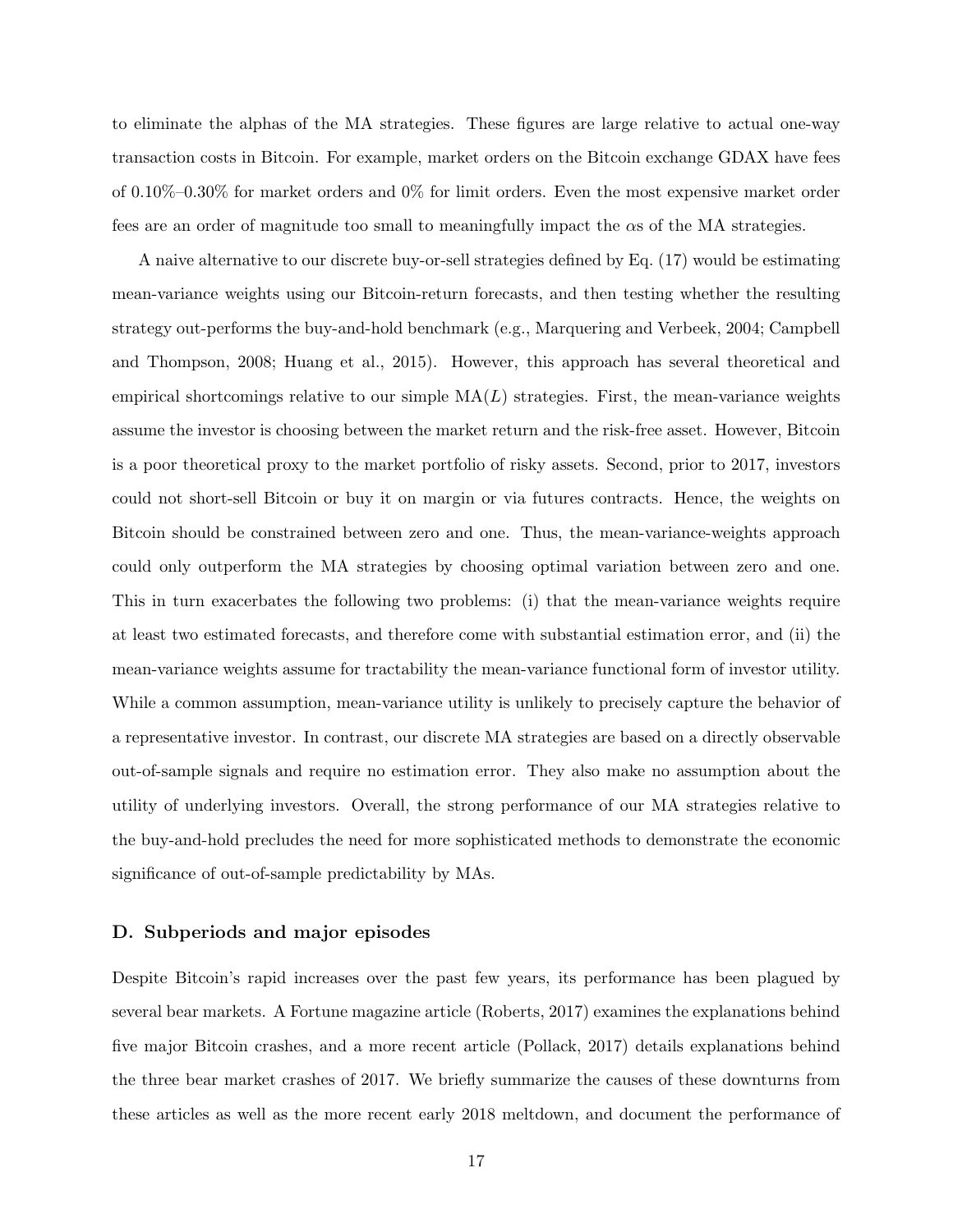to eliminate the alphas of the MA strategies. These figures are large relative to actual one-way transaction costs in Bitcoin. For example, market orders on the Bitcoin exchange GDAX have fees of 0.10%–0.30% for market orders and 0% for limit orders. Even the most expensive market order fees are an order of magnitude too small to meaningfully impact the $\alpha$s of the MA strategies.

A naive alternative to our discrete buy-or-sell strategies defined by Eq. (17) would be estimating mean-variance weights using our Bitcoin-return forecasts, and then testing whether the resulting strategy out-performs the buy-and-hold benchmark (e.g., Marquering and Verbeek, 2004; Campbell and Thompson, 2008; Huang et al., 2015). However, this approach has several theoretical and empirical shortcomings relative to our simple MA($L$) strategies. First, the mean-variance weights assume the investor is choosing between the market return and the risk-free asset. However, Bitcoin is a poor theoretical proxy to the market portfolio of risky assets. Second, prior to 2017, investors could not short-sell Bitcoin or buy it on margin or via futures contracts. Hence, the weights on Bitcoin should be constrained between zero and one. Thus, the mean-variance-weights approach could only outperform the MA strategies by choosing optimal variation between zero and one. This in turn exacerbates the following two problems: (i) that the mean-variance weights require at least two estimated forecasts, and therefore come with substantial estimation error, and (ii) the mean-variance weights assume for tractability the mean-variance functional form of investor utility. While a common assumption, mean-variance utility is unlikely to precisely capture the behavior of a representative investor. In contrast, our discrete MA strategies are based on a directly observable out-of-sample signals and require no estimation error. They also make no assumption about the utility of underlying investors. Overall, the strong performance of our MA strategies relative to the buy-and-hold precludes the need for more sophisticated methods to demonstrate the economic significance of out-of-sample predictability by MAs.

### D. Subperiods and major episodes

Despite Bitcoin's rapid increases over the past few years, its performance has been plagued by several bear markets. A Fortune magazine article (Roberts, 2017) examines the explanations behind five major Bitcoin crashes, and a more recent article (Pollack, 2017) details explanations behind the three bear market crashes of 2017. We briefly summarize the causes of these downturns from these articles as well as the more recent early 2018 meltdown, and document the performance of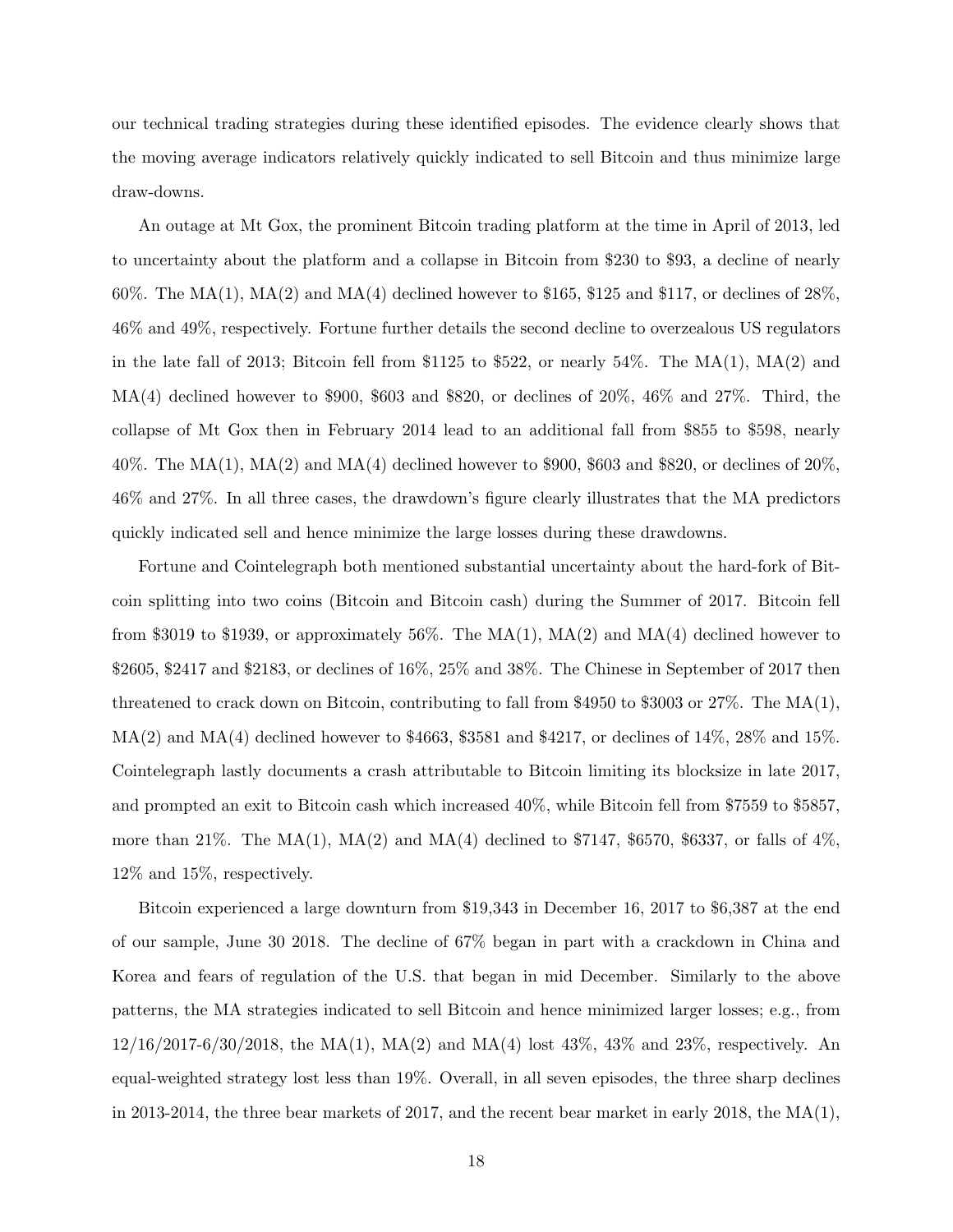our technical trading strategies during these identified episodes. The evidence clearly shows that the moving average indicators relatively quickly indicated to sell Bitcoin and thus minimize large draw-downs.

An outage at Mt Gox, the prominent Bitcoin trading platform at the time in April of 2013, led to uncertainty about the platform and a collapse in Bitcoin from $230 to $93, a decline of nearly 60%. The MA(1), MA(2) and MA(4) declined however to $165, $125 and $117, or declines of 28%, 46% and 49%, respectively. Fortune further details the second decline to overzealous US regulators in the late fall of 2013; Bitcoin fell from $1125 to $522, or nearly 54%. The MA(1), MA(2) and MA(4) declined however to $900, $603 and $820, or declines of 20%, 46% and 27%. Third, the collapse of Mt Gox then in February 2014 lead to an additional fall from $855 to $598, nearly 40%. The MA(1), MA(2) and MA(4) declined however to $900, $603 and $820, or declines of 20%, 46% and 27%. In all three cases, the drawdown's figure clearly illustrates that the MA predictors quickly indicated sell and hence minimize the large losses during these drawdowns.

Fortune and Cointelegraph both mentioned substantial uncertainty about the hard-fork of Bitcoin splitting into two coins (Bitcoin and Bitcoin cash) during the Summer of 2017. Bitcoin fell from $3019 to $1939, or approximately 56%. The MA(1), MA(2) and MA(4) declined however to $2605, $2417 and $2183, or declines of 16%, 25% and 38%. The Chinese in September of 2017 then threatened to crack down on Bitcoin, contributing to fall from $4950 to $3003 or 27%. The MA(1), MA(2) and MA(4) declined however to $4663, $3581 and $4217, or declines of 14%, 28% and 15%. Cointelegraph lastly documents a crash attributable to Bitcoin limiting its blocksize in late 2017, and prompted an exit to Bitcoin cash which increased 40%, while Bitcoin fell from $7559 to $5857, more than 21%. The MA(1), MA(2) and MA(4) declined to $7147, $6570, $6337, or falls of 4%, 12% and 15%, respectively.

Bitcoin experienced a large downturn from $19,343 in December 16, 2017 to $6,387 at the end of our sample, June 30 2018. The decline of 67% began in part with a crackdown in China and Korea and fears of regulation of the U.S. that began in mid December. Similarly to the above patterns, the MA strategies indicated to sell Bitcoin and hence minimized larger losses; e.g., from 12/16/2017-6/30/2018, the MA(1), MA(2) and MA(4) lost 43%, 43% and 23%, respectively. An equal-weighted strategy lost less than 19%. Overall, in all seven episodes, the three sharp declines in 2013-2014, the three bear markets of 2017, and the recent bear market in early 2018, the MA(1),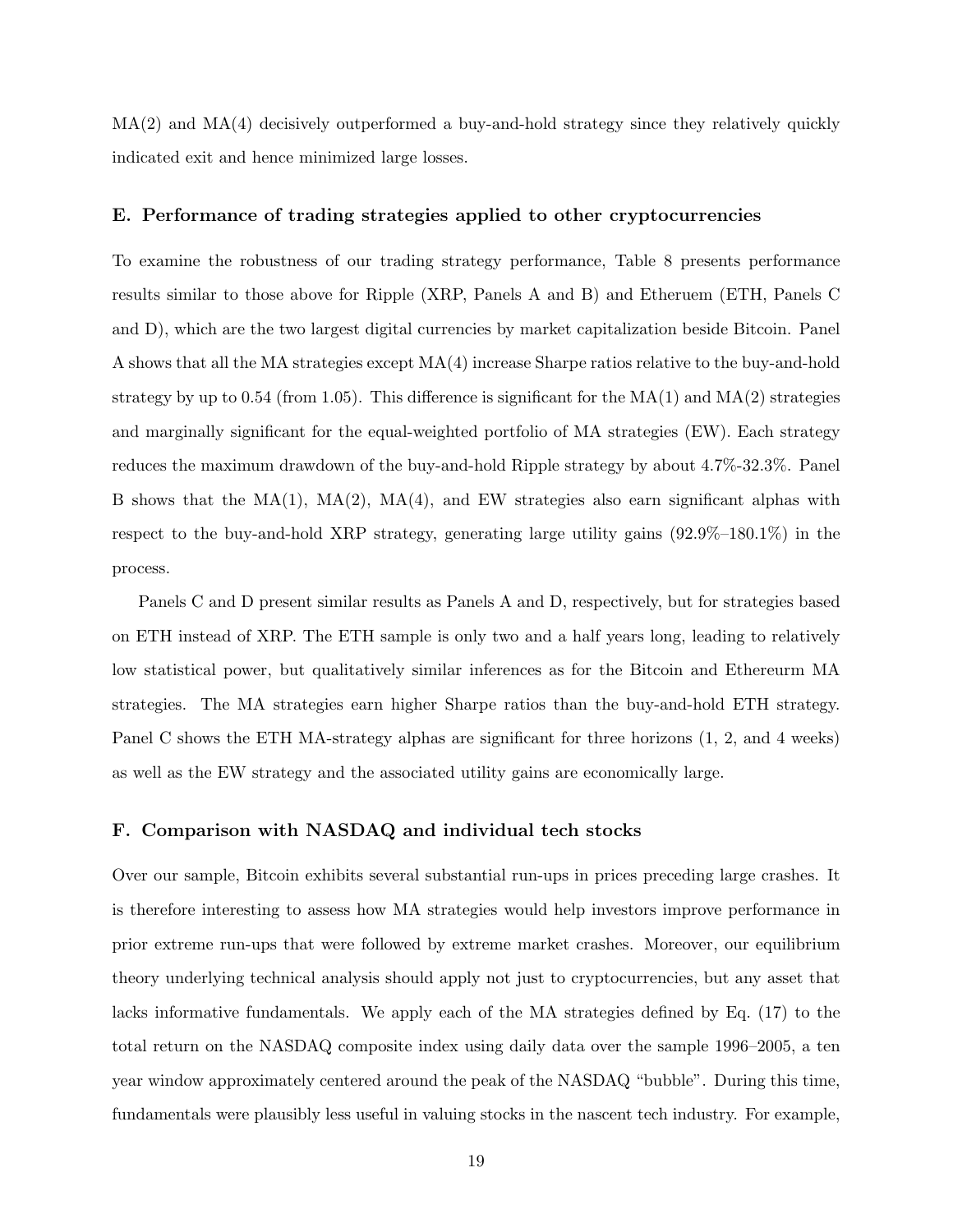MA(2) and MA(4) decisively outperformed a buy-and-hold strategy since they relatively quickly indicated exit and hence minimized large losses.

### E. Performance of trading strategies applied to other cryptocurrencies

To examine the robustness of our trading strategy performance, Table 8 presents performance results similar to those above for Ripple (XRP, Panels A and B) and Etheruem (ETH, Panels C and D), which are the two largest digital currencies by market capitalization beside Bitcoin. Panel A shows that all the MA strategies except MA(4) increase Sharpe ratios relative to the buy-and-hold strategy by up to 0.54 (from 1.05). This difference is significant for the MA(1) and MA(2) strategies and marginally significant for the equal-weighted portfolio of MA strategies (EW). Each strategy reduces the maximum drawdown of the buy-and-hold Ripple strategy by about 4.7%-32.3%. Panel B shows that the MA(1), MA(2), MA(4), and EW strategies also earn significant alphas with respect to the buy-and-hold XRP strategy, generating large utility gains (92.9%–180.1%) in the process.

Panels C and D present similar results as Panels A and D, respectively, but for strategies based on ETH instead of XRP. The ETH sample is only two and a half years long, leading to relatively low statistical power, but qualitatively similar inferences as for the Bitcoin and Ethereurm MA strategies. The MA strategies earn higher Sharpe ratios than the buy-and-hold ETH strategy. Panel C shows the ETH MA-strategy alphas are significant for three horizons (1, 2, and 4 weeks) as well as the EW strategy and the associated utility gains are economically large.

### F. Comparison with NASDAQ and individual tech stocks

Over our sample, Bitcoin exhibits several substantial run-ups in prices preceding large crashes. It is therefore interesting to assess how MA strategies would help investors improve performance in prior extreme run-ups that were followed by extreme market crashes. Moreover, our equilibrium theory underlying technical analysis should apply not just to cryptocurrencies, but any asset that lacks informative fundamentals. We apply each of the MA strategies defined by Eq. (17) to the total return on the NASDAQ composite index using daily data over the sample 1996–2005, a ten year window approximately centered around the peak of the NASDAQ "bubble". During this time, fundamentals were plausibly less useful in valuing stocks in the nascent tech industry. For example,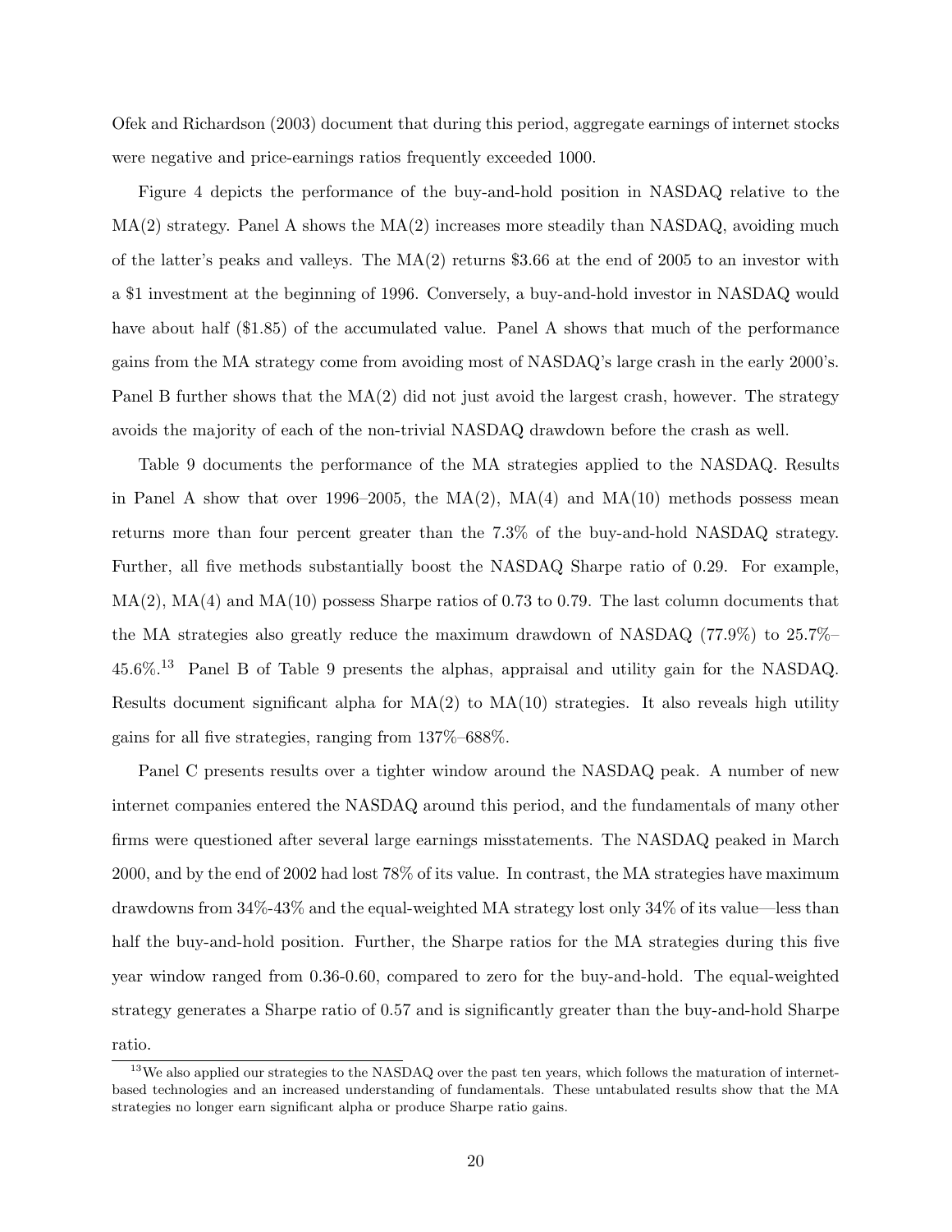Ofek and Richardson (2003) document that during this period, aggregate earnings of internet stocks were negative and price-earnings ratios frequently exceeded 1000.

Figure 4 depicts the performance of the buy-and-hold position in NASDAQ relative to the MA(2) strategy. Panel A shows the MA(2) increases more steadily than NASDAQ, avoiding much of the latter's peaks and valleys. The MA(2) returns \$3.66 at the end of 2005 to an investor with a \$1 investment at the beginning of 1996. Conversely, a buy-and-hold investor in NASDAQ would have about half (\$1.85) of the accumulated value. Panel A shows that much of the performance gains from the MA strategy come from avoiding most of NASDAQ's large crash in the early 2000's. Panel B further shows that the MA(2) did not just avoid the largest crash, however. The strategy avoids the majority of each of the non-trivial NASDAQ drawdown before the crash as well.

Table 9 documents the performance of the MA strategies applied to the NASDAQ. Results in Panel A show that over 1996–2005, the MA(2), MA(4) and MA(10) methods possess mean returns more than four percent greater than the 7.3% of the buy-and-hold NASDAQ strategy. Further, all five methods substantially boost the NASDAQ Sharpe ratio of 0.29. For example, MA(2), MA(4) and MA(10) possess Sharpe ratios of 0.73 to 0.79. The last column documents that the MA strategies also greatly reduce the maximum drawdown of NASDAQ (77.9%) to 25.7%–45.6%.[13] Panel B of Table 9 presents the alphas, appraisal and utility gain for the NASDAQ. Results document significant alpha for MA(2) to MA(10) strategies. It also reveals high utility gains for all five strategies, ranging from 137%–688%.

Panel C presents results over a tighter window around the NASDAQ peak. A number of new internet companies entered the NASDAQ around this period, and the fundamentals of many other firms were questioned after several large earnings misstatements. The NASDAQ peaked in March 2000, and by the end of 2002 had lost 78% of its value. In contrast, the MA strategies have maximum drawdowns from 34%-43% and the equal-weighted MA strategy lost only 34% of its value—less than half the buy-and-hold position. Further, the Sharpe ratios for the MA strategies during this five year window ranged from 0.36-0.60, compared to zero for the buy-and-hold. The equal-weighted strategy generates a Sharpe ratio of 0.57 and is significantly greater than the buy-and-hold Sharpe ratio.

[13] We also applied our strategies to the NASDAQ over the past ten years, which follows the maturation of internet-based technologies and an increased understanding of fundamentals. These untabulated results show that the MA strategies no longer earn significant alpha or produce Sharpe ratio gains.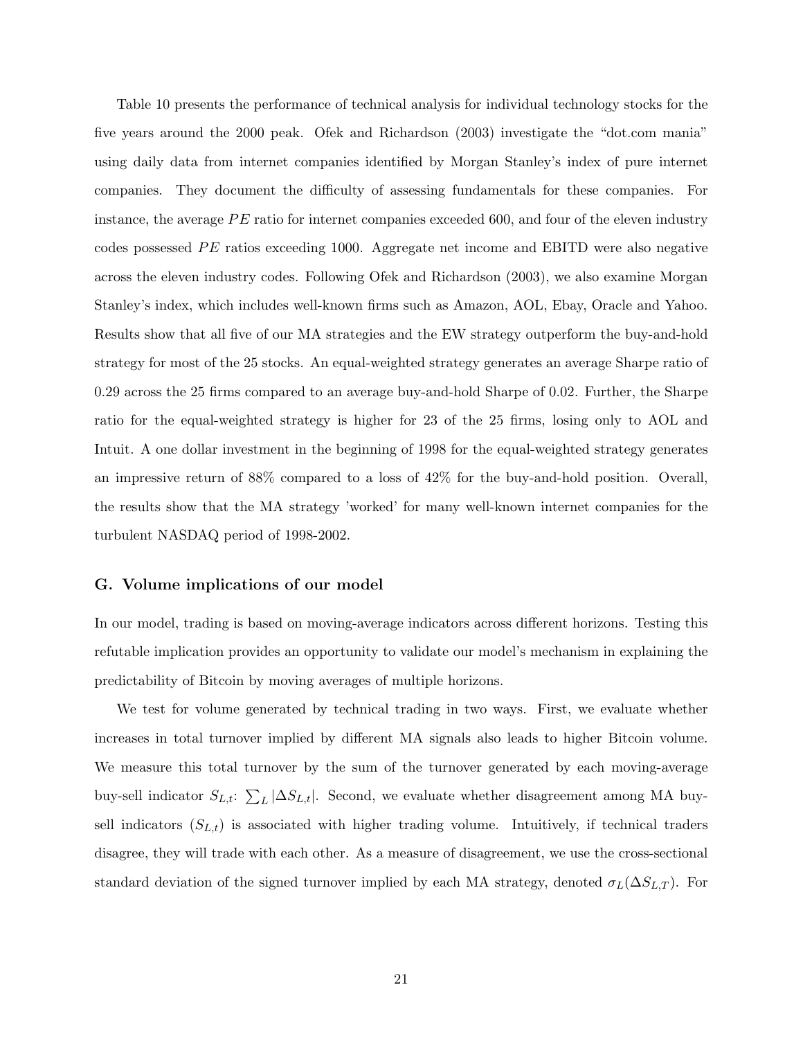Table 10 presents the performance of technical analysis for individual technology stocks for the five years around the 2000 peak. Ofek and Richardson (2003) investigate the "dot.com mania" using daily data from internet companies identified by Morgan Stanley's index of pure internet companies. They document the difficulty of assessing fundamentals for these companies. For instance, the average $PE$ ratio for internet companies exceeded 600, and four of the eleven industry codes possessed $PE$ ratios exceeding 1000. Aggregate net income and EBITD were also negative across the eleven industry codes. Following Ofek and Richardson (2003), we also examine Morgan Stanley's index, which includes well-known firms such as Amazon, AOL, Ebay, Oracle and Yahoo. Results show that all five of our MA strategies and the EW strategy outperform the buy-and-hold strategy for most of the 25 stocks. An equal-weighted strategy generates an average Sharpe ratio of 0.29 across the 25 firms compared to an average buy-and-hold Sharpe of 0.02. Further, the Sharpe ratio for the equal-weighted strategy is higher for 23 of the 25 firms, losing only to AOL and Intuit. A one dollar investment in the beginning of 1998 for the equal-weighted strategy generates an impressive return of 88% compared to a loss of 42% for the buy-and-hold position. Overall, the results show that the MA strategy 'worked' for many well-known internet companies for the turbulent NASDAQ period of 1998-2002.

### G. Volume implications of our model

In our model, trading is based on moving-average indicators across different horizons. Testing this refutable implication provides an opportunity to validate our model's mechanism in explaining the predictability of Bitcoin by moving averages of multiple horizons.

We test for volume generated by technical trading in two ways. First, we evaluate whether increases in total turnover implied by different MA signals also leads to higher Bitcoin volume. We measure this total turnover by the sum of the turnover generated by each moving-average buy-sell indicator $S_{L,t}$: $\sum_L |\Delta S_{L,t}|$. Second, we evaluate whether disagreement among MA buy-sell indicators ($S_{L,t}$) is associated with higher trading volume. Intuitively, if technical traders disagree, they will trade with each other. As a measure of disagreement, we use the cross-sectional standard deviation of the signed turnover implied by each MA strategy, denoted $\sigma_L(\Delta S_{L,T})$. For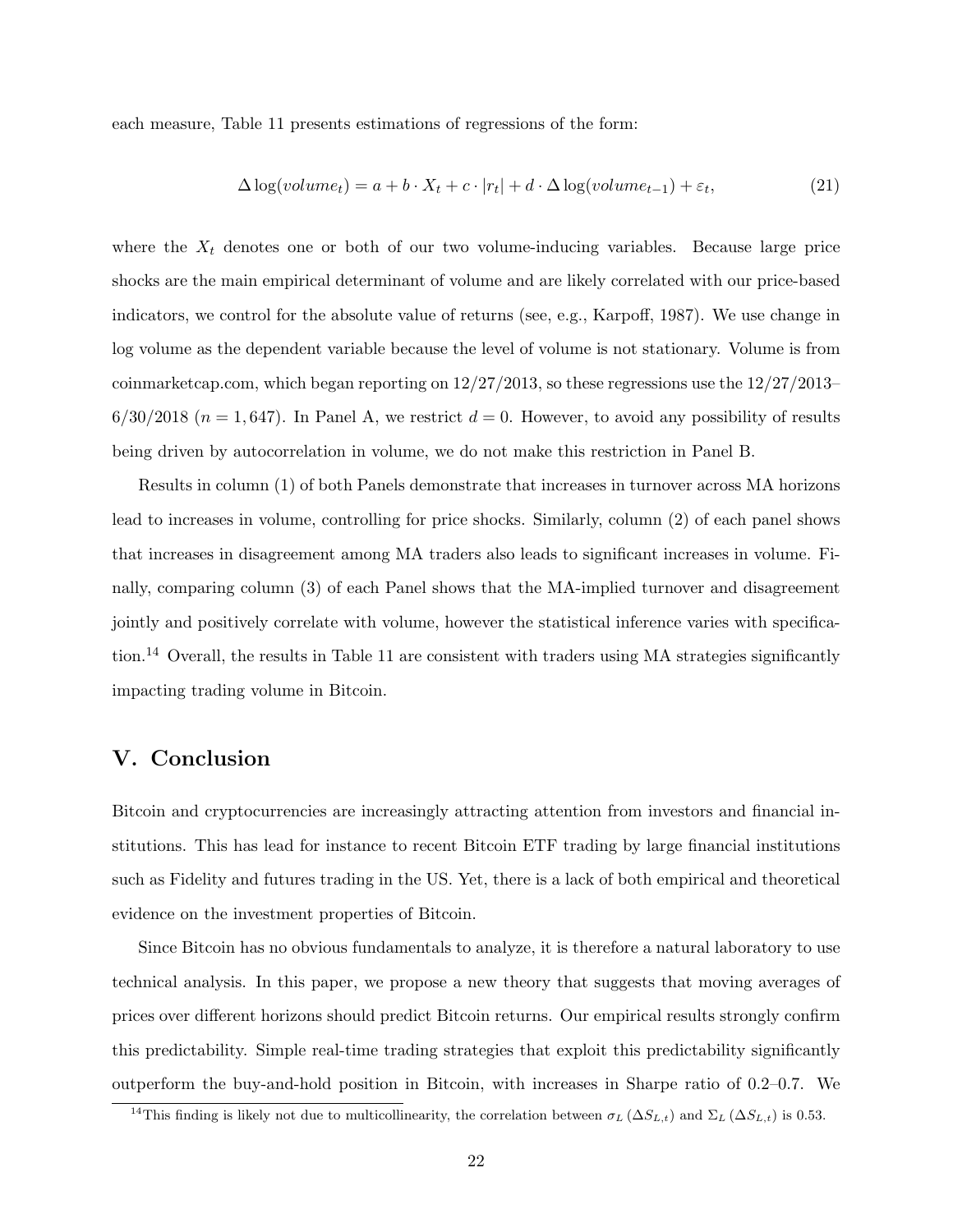each measure, Table 11 presents estimations of regressions of the form:

$$\Delta \log(volume_t) = a + b \cdot X_t + c \cdot |r_t| + d \cdot \Delta \log(volume_{t-1}) + \varepsilon_t, \tag{21}$$

where the $X_t$ denotes one or both of our two volume-inducing variables. Because large price shocks are the main empirical determinant of volume and are likely correlated with our price-based indicators, we control for the absolute value of returns (see, e.g., Karpoff, 1987). We use change in log volume as the dependent variable because the level of volume is not stationary. Volume is from coinmarketcap.com, which began reporting on 12/27/2013, so these regressions use the 12/27/2013–6/30/2018 ($n = 1,647$). In Panel A, we restrict $d = 0$. However, to avoid any possibility of results being driven by autocorrelation in volume, we do not make this restriction in Panel B.

Results in column (1) of both Panels demonstrate that increases in turnover across MA horizons lead to increases in volume, controlling for price shocks. Similarly, column (2) of each panel shows that increases in disagreement among MA traders also leads to significant increases in volume. Finally, comparing column (3) of each Panel shows that the MA-implied turnover and disagreement jointly and positively correlate with volume, however the statistical inference varies with specification.[14] Overall, the results in Table 11 are consistent with traders using MA strategies significantly impacting trading volume in Bitcoin.

# V. Conclusion

Bitcoin and cryptocurrencies are increasingly attracting attention from investors and financial institutions. This has lead for instance to recent Bitcoin ETF trading by large financial institutions such as Fidelity and futures trading in the US. Yet, there is a lack of both empirical and theoretical evidence on the investment properties of Bitcoin.

Since Bitcoin has no obvious fundamentals to analyze, it is therefore a natural laboratory to use technical analysis. In this paper, we propose a new theory that suggests that moving averages of prices over different horizons should predict Bitcoin returns. Our empirical results strongly confirm this predictability. Simple real-time trading strategies that exploit this predictability significantly outperform the buy-and-hold position in Bitcoin, with increases in Sharpe ratio of 0.2–0.7. We

[14] This finding is likely not due to multicollinearity, the correlation between $\sigma_L(\Delta S_{L,t})$ and $\Sigma_L(\Delta S_{L,t})$ is 0.53.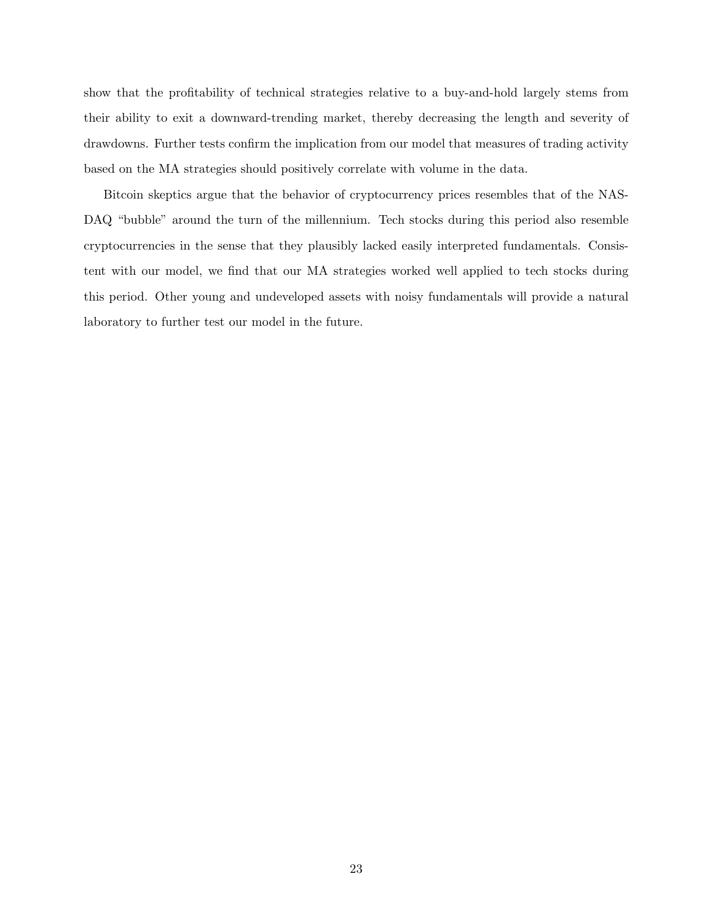show that the profitability of technical strategies relative to a buy-and-hold largely stems from their ability to exit a downward-trending market, thereby decreasing the length and severity of drawdowns. Further tests confirm the implication from our model that measures of trading activity based on the MA strategies should positively correlate with volume in the data.

Bitcoin skeptics argue that the behavior of cryptocurrency prices resembles that of the NASDAQ "bubble" around the turn of the millennium. Tech stocks during this period also resemble cryptocurrencies in the sense that they plausibly lacked easily interpreted fundamentals. Consistent with our model, we find that our MA strategies worked well applied to tech stocks during this period. Other young and undeveloped assets with noisy fundamentals will provide a natural laboratory to further test our model in the future.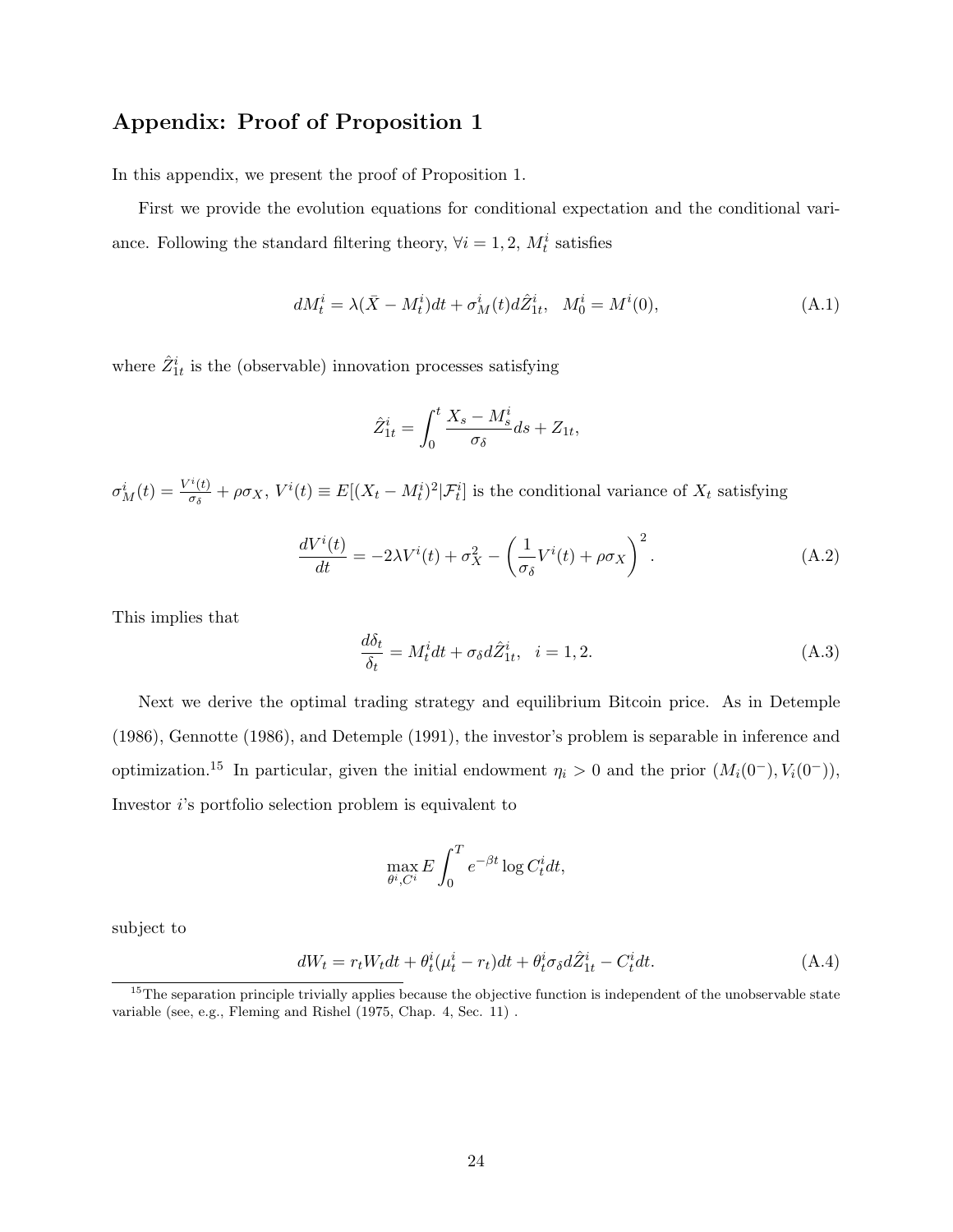## Appendix: Proof of Proposition 1

In this appendix, we present the proof of Proposition 1.

First we provide the evolution equations for conditional expectation and the conditional variance. Following the standard filtering theory, $\forall i = 1, 2$, $M_t^i$ satisfies

$$dM_t^i = \lambda(\bar{X} - M_t^i)dt + \sigma_M^i(t)d\hat{Z}_{1t}^i, \quad M_0^i = M^i(0), \tag{A.1}$$

where $\hat{Z}_{1t}^i$ is the (observable) innovation processes satisfying

$$\hat{Z}_{1t}^i = \int_0^t \frac{X_s - M_s^i}{\sigma_\delta} ds + Z_{1t},$$

$\sigma_M^i(t) = \frac{V^i(t)}{\sigma_\delta} + \rho\sigma_X$, $V^i(t) \equiv E[(X_t - M_t^i)^2 | \mathcal{F}_t^i]$ is the conditional variance of $X_t$ satisfying

$$\frac{dV^i(t)}{dt} = -2\lambda V^i(t) + \sigma_X^2 - \left(\frac{1}{\sigma_\delta} V^i(t) + \rho\sigma_X\right)^2. \tag{A.2}$$

This implies that

$$\frac{d\delta_t}{\delta_t} = M_t^i dt + \sigma_\delta d\hat{Z}_{1t}^i, \quad i = 1, 2. \tag{A.3}$$

Next we derive the optimal trading strategy and equilibrium Bitcoin price. As in Detemple (1986), Gennotte (1986), and Detemple (1991), the investor's problem is separable in inference and optimization.[15] In particular, given the initial endowment $\eta_i > 0$ and the prior $(M_i(0^-), V_i(0^-))$, Investor $i$'s portfolio selection problem is equivalent to

$$\max_{\theta^i, C^i} E \int_0^T e^{-\beta t} \log C_t^i dt,$$

subject to

$$dW_t = r_t W_t dt + \theta_t^i(\mu_t^i - r_t)dt + \theta_t^i \sigma_\delta d\hat{Z}_{1t}^i - C_t^i dt. \tag{A.4}$$

[15] The separation principle trivially applies because the objective function is independent of the unobservable state variable (see, e.g., Fleming and Rishel (1975, Chap. 4, Sec. 11) .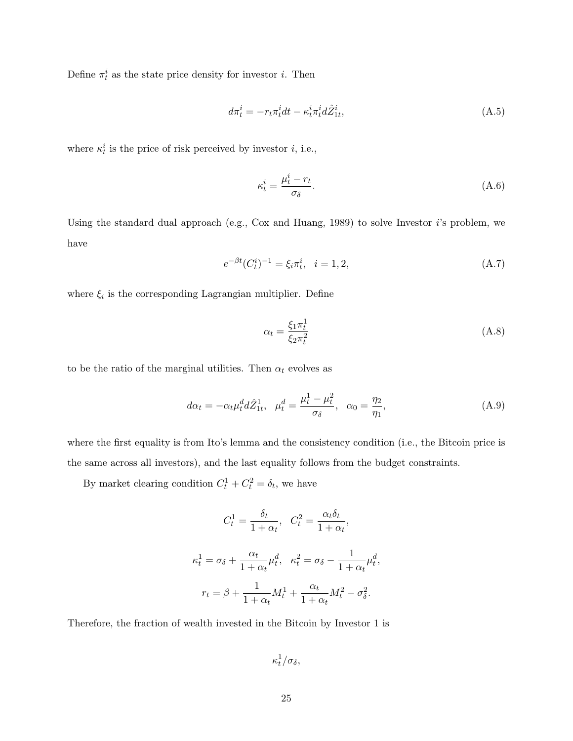Define $\pi_t^i$ as the state price density for investor $i$. Then

$$d\pi_t^i = -r_t \pi_t^i dt - \kappa_t^i \pi_t^i d\hat{Z}_{1t}^i, \tag{A.5}$$

where $\kappa_t^i$ is the price of risk perceived by investor $i$, i.e.,

$$\kappa_t^i = \frac{\mu_t^i - r_t}{\sigma_\delta}. \tag{A.6}$$

Using the standard dual approach (e.g., Cox and Huang, 1989) to solve Investor $i$'s problem, we have

$$e^{-\beta t}(C_t^i)^{-1} = \xi_i \pi_t^i, \quad i = 1, 2, \tag{A.7}$$

where $\xi_i$ is the corresponding Lagrangian multiplier. Define

$$\alpha_t = \frac{\xi_1 \pi_t^1}{\xi_2 \pi_t^2} \tag{A.8}$$

to be the ratio of the marginal utilities. Then $\alpha_t$ evolves as

$$d\alpha_t = -\alpha_t \mu_t^d d\hat{Z}_{1t}^1, \quad \mu_t^d = \frac{\mu_t^1 - \mu_t^2}{\sigma_\delta}, \quad \alpha_0 = \frac{\eta_2}{\eta_1}, \tag{A.9}$$

where the first equality is from Ito's lemma and the consistency condition (i.e., the Bitcoin price is the same across all investors), and the last equality follows from the budget constraints.

By market clearing condition $C_t^1 + C_t^2 = \delta_t$, we have

$$C_t^1 = \frac{\delta_t}{1+\alpha_t}, \quad C_t^2 = \frac{\alpha_t \delta_t}{1+\alpha_t},$$

$$\kappa_t^1 = \sigma_\delta + \frac{\alpha_t}{1+\alpha_t}\mu_t^d, \quad \kappa_t^2 = \sigma_\delta - \frac{1}{1+\alpha_t}\mu_t^d,$$

$$r_t = \beta + \frac{1}{1+\alpha_t}M_t^1 + \frac{\alpha_t}{1+\alpha_t}M_t^2 - \sigma_\delta^2.$$

Therefore, the fraction of wealth invested in the Bitcoin by Investor 1 is

$$\kappa_t^1/\sigma_\delta,$$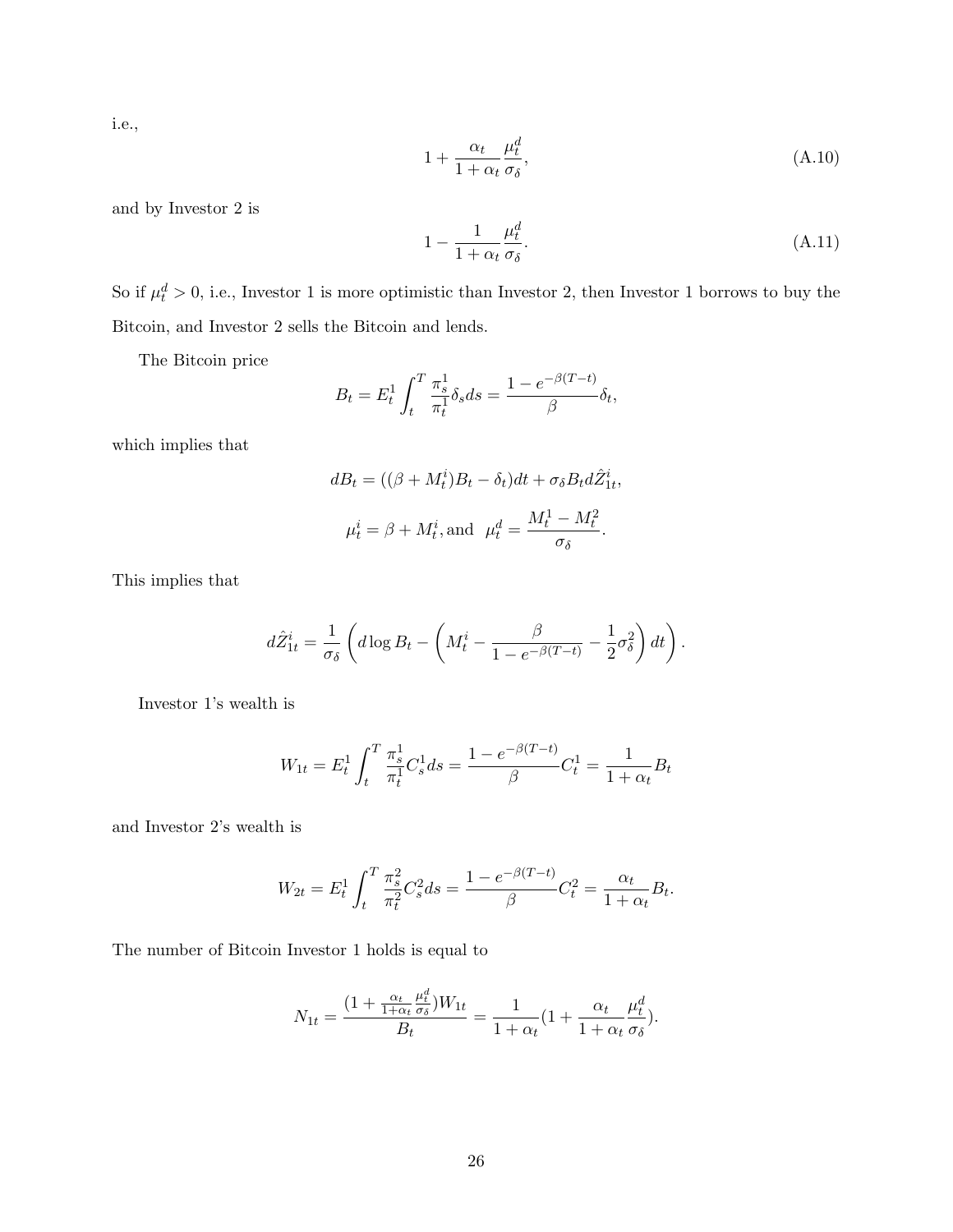i.e.,

$$1+\frac{\alpha_t}{1+\alpha_t}\frac{\mu_t^d}{\sigma_\delta}, \tag{A.10}$$

and by Investor 2 is

$$1-\frac{1}{1+\alpha_t}\frac{\mu_t^d}{\sigma_\delta}. \tag{A.11}$$

So if $\mu_t^d > 0$, i.e., Investor 1 is more optimistic than Investor 2, then Investor 1 borrows to buy the Bitcoin, and Investor 2 sells the Bitcoin and lends.

The Bitcoin price

$$B_t = E_t^1 \int_t^T \frac{\pi_s^1}{\pi_t^1}\delta_s ds = \frac{1-e^{-\beta(T-t)}}{\beta}\delta_t,$$

which implies that

$$dB_t = ((\beta + M_t^i)B_t - \delta_t)dt + \sigma_\delta B_t d\hat{Z}_{1t}^i,$$

$$\mu_t^i = \beta + M_t^i, \text{and } \ \mu_t^d = \frac{M_t^1 - M_t^2}{\sigma_\delta}.$$

This implies that

$$d\hat{Z}_{1t}^i = \frac{1}{\sigma_\delta}\left(d\log B_t - \left(M_t^i - \frac{\beta}{1-e^{-\beta(T-t)}} - \frac{1}{2}\sigma_\delta^2\right)dt\right).$$

Investor 1's wealth is

$$W_{1t} = E_t^1 \int_t^T \frac{\pi_s^1}{\pi_t^1}C_s^1 ds = \frac{1-e^{-\beta(T-t)}}{\beta}C_t^1 = \frac{1}{1+\alpha_t}B_t$$

and Investor 2's wealth is

$$W_{2t} = E_t^1 \int_t^T \frac{\pi_s^2}{\pi_t^2}C_s^2 ds = \frac{1-e^{-\beta(T-t)}}{\beta}C_t^2 = \frac{\alpha_t}{1+\alpha_t}B_t.$$

The number of Bitcoin Investor 1 holds is equal to

$$N_{1t} = \frac{(1+\frac{\alpha_t}{1+\alpha_t}\frac{\mu_t^d}{\sigma_\delta})W_{1t}}{B_t} = \frac{1}{1+\alpha_t}(1+\frac{\alpha_t}{1+\alpha_t}\frac{\mu_t^d}{\sigma_\delta}).$$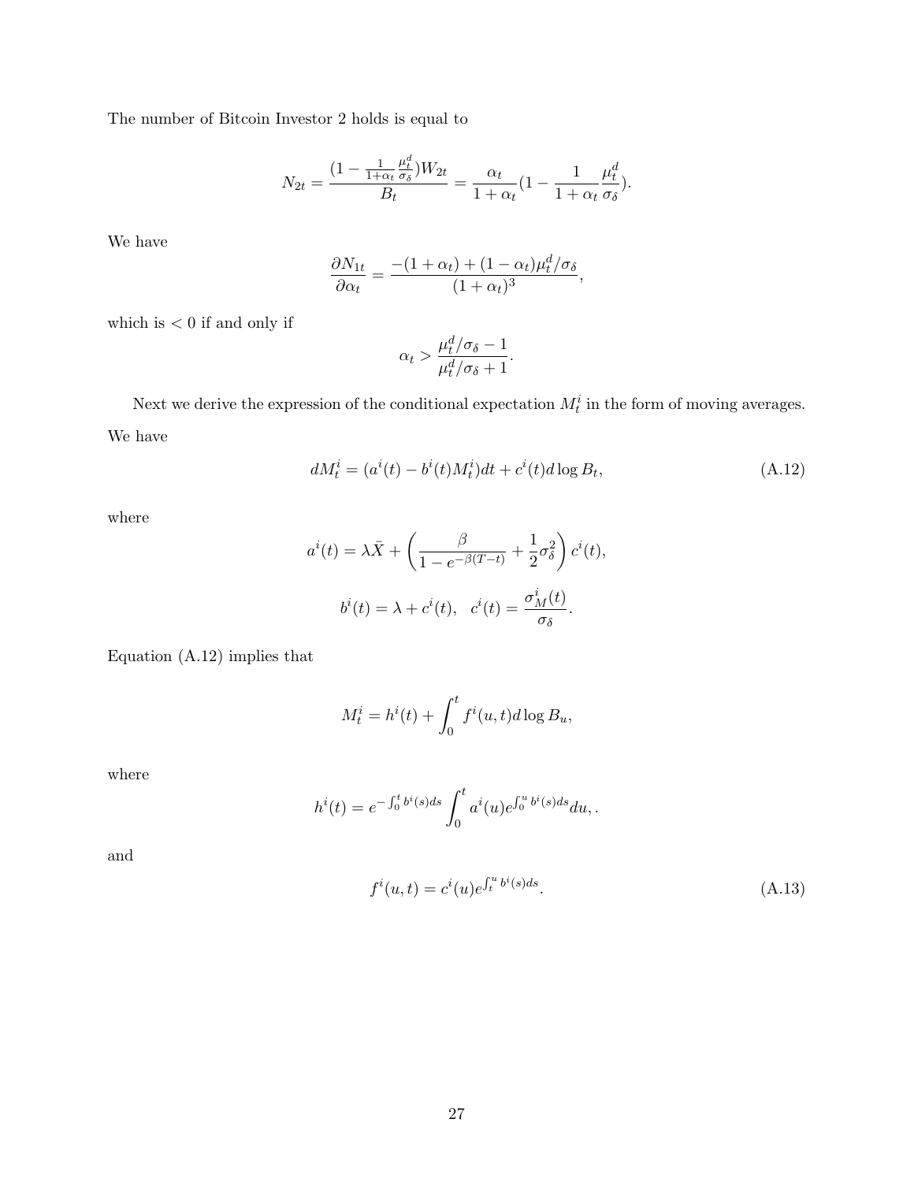The number of Bitcoin Investor 2 holds is equal to

$$N_{2t} = \frac{(1 - \frac{1}{1+\alpha_t}\frac{\mu_t^d}{\sigma_\delta})W_{2t}}{B_t} = \frac{\alpha_t}{1+\alpha_t}(1 - \frac{1}{1+\alpha_t}\frac{\mu_t^d}{\sigma_\delta}).$$

We have

$$\frac{\partial N_{1t}}{\partial \alpha_t} = \frac{-(1+\alpha_t) + (1-\alpha_t)\mu_t^d/\sigma_\delta}{(1+\alpha_t)^3},$$

which is $< 0$ if and only if

$$\alpha_t > \frac{\mu_t^d/\sigma_\delta - 1}{\mu_t^d/\sigma_\delta + 1}.$$

Next we derive the expression of the conditional expectation $M_t^i$ in the form of moving averages. We have

$$dM_t^i = (a^i(t) - b^i(t)M_t^i)dt + c^i(t)d\log B_t, \tag{A.12}$$

where

$$a^i(t) = \lambda \bar{X} + \left(\frac{\beta}{1 - e^{-\beta(T-t)}} + \frac{1}{2}\sigma_\delta^2\right)c^i(t),$$

$$b^i(t) = \lambda + c^i(t), \quad c^i(t) = \frac{\sigma_M^i(t)}{\sigma_\delta}.$$

Equation (A.12) implies that

$$M_t^i = h^i(t) + \int_0^t f^i(u,t)d\log B_u,$$

where

$$h^i(t) = e^{-\int_0^t b^i(s)ds}\int_0^t a^i(u)e^{\int_0^u b^i(s)ds}du, .$$

and

$$f^i(u,t) = c^i(u)e^{\int_t^u b^i(s)ds}. \tag{A.13}$$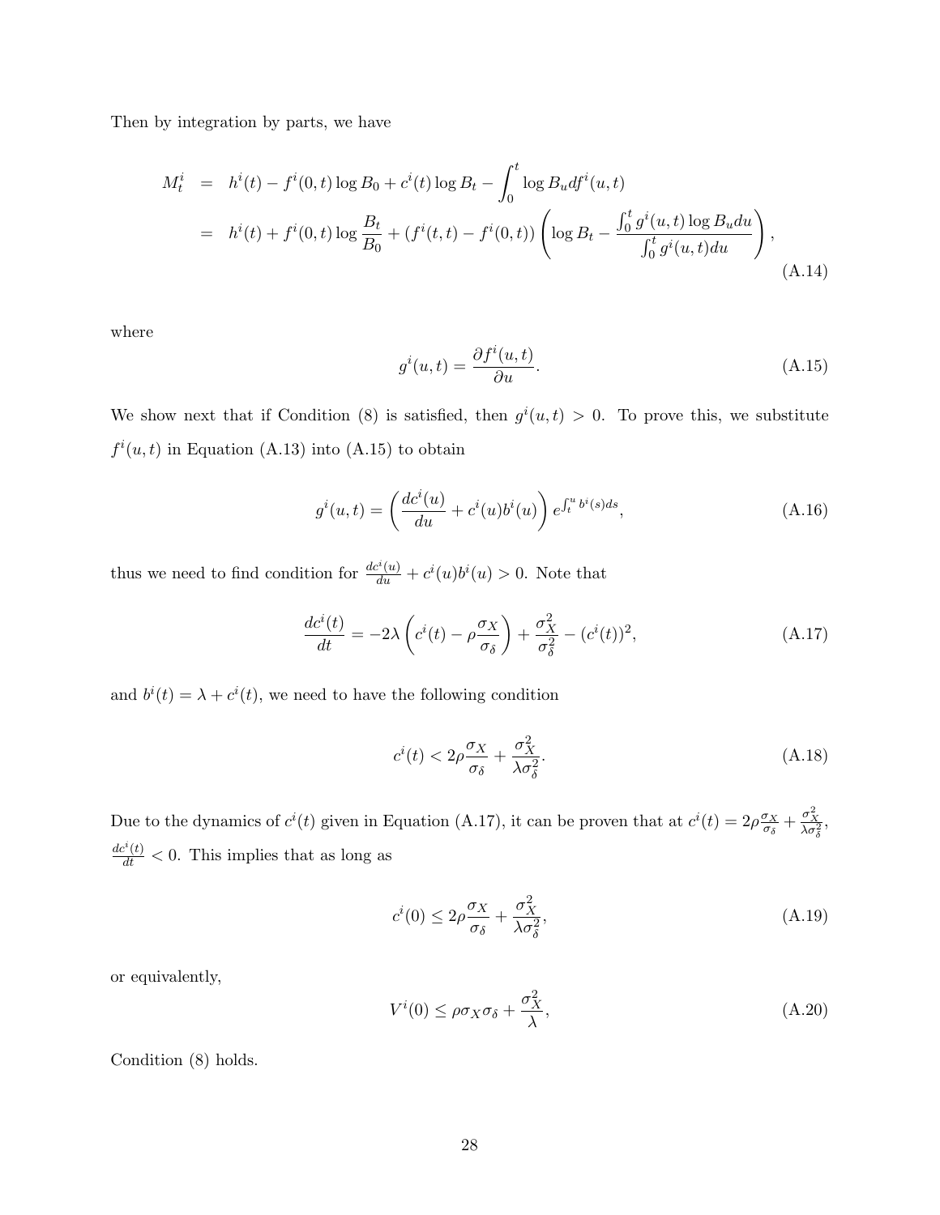Then by integration by parts, we have

$$
\begin{aligned}
M_t^i &= h^i(t) - f^i(0,t)\log B_0 + c^i(t)\log B_t - \int_0^t \log B_u df^i(u,t) \\
&= h^i(t) + f^i(0,t)\log\frac{B_t}{B_0} + \left(f^i(t,t) - f^i(0,t)\right)\left(\log B_t - \frac{\int_0^t g^i(u,t)\log B_u du}{\int_0^t g^i(u,t)du}\right),
\end{aligned}
\tag{A.14}
$$

where

$$
g^i(u,t) = \frac{\partial f^i(u,t)}{\partial u}. \tag{A.15}
$$

We show next that if Condition (8) is satisfied, then $g^i(u,t) > 0$. To prove this, we substitute $f^i(u,t)$ in Equation (A.13) into (A.15) to obtain

$$
g^i(u,t) = \left(\frac{dc^i(u)}{du} + c^i(u)b^i(u)\right)e^{\int_t^u b^i(s)ds}, \tag{A.16}
$$

thus we need to find condition for $\frac{dc^i(u)}{du} + c^i(u)b^i(u) > 0$. Note that

$$
\frac{dc^i(t)}{dt} = -2\lambda\left(c^i(t) - \rho\frac{\sigma_X}{\sigma_\delta}\right) + \frac{\sigma_X^2}{\sigma_\delta^2} - (c^i(t))^2, \tag{A.17}
$$

and $b^i(t) = \lambda + c^i(t)$, we need to have the following condition

$$
c^i(t) < 2\rho\frac{\sigma_X}{\sigma_\delta} + \frac{\sigma_X^2}{\lambda\sigma_\delta^2}. \tag{A.18}
$$

Due to the dynamics of $c^i(t)$ given in Equation (A.17), it can be proven that at $c^i(t) = 2\rho\frac{\sigma_X}{\sigma_\delta} + \frac{\sigma_X^2}{\lambda\sigma_\delta^2}$, $\frac{dc^i(t)}{dt} < 0$. This implies that as long as

$$
c^i(0) \leq 2\rho\frac{\sigma_X}{\sigma_\delta} + \frac{\sigma_X^2}{\lambda\sigma_\delta^2}, \tag{A.19}
$$

or equivalently,

$$
V^i(0) \leq \rho\sigma_X\sigma_\delta + \frac{\sigma_X^2}{\lambda}, \tag{A.20}
$$

Condition (8) holds.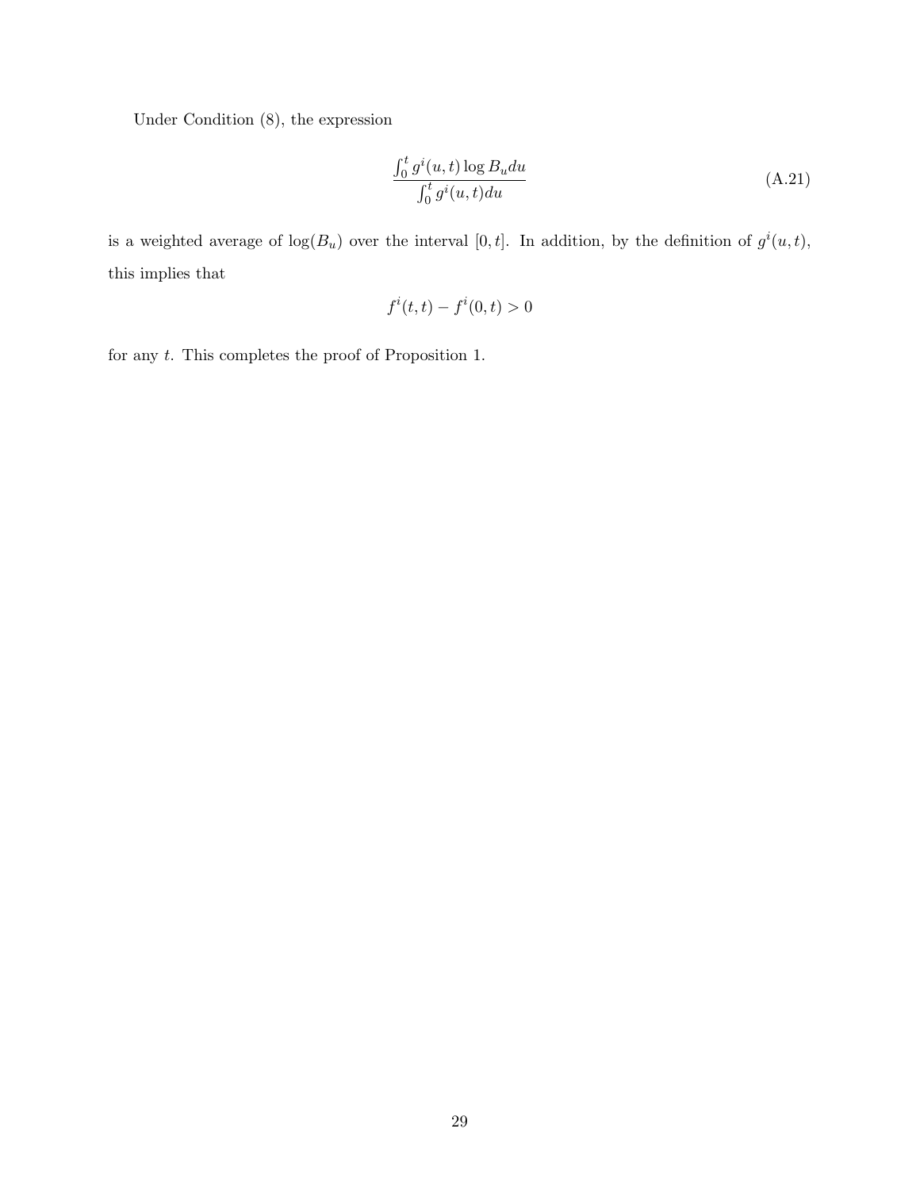Under Condition (8), the expression

$$\frac{\int_0^t g^i(u,t) \log B_u du}{\int_0^t g^i(u,t) du} \tag{A.21}$$

is a weighted average of $\log(B_u)$ over the interval $[0,t]$. In addition, by the definition of $g^i(u,t)$, this implies that

$$f^i(t,t) - f^i(0,t) > 0$$

for any $t$. This completes the proof of Proposition 1.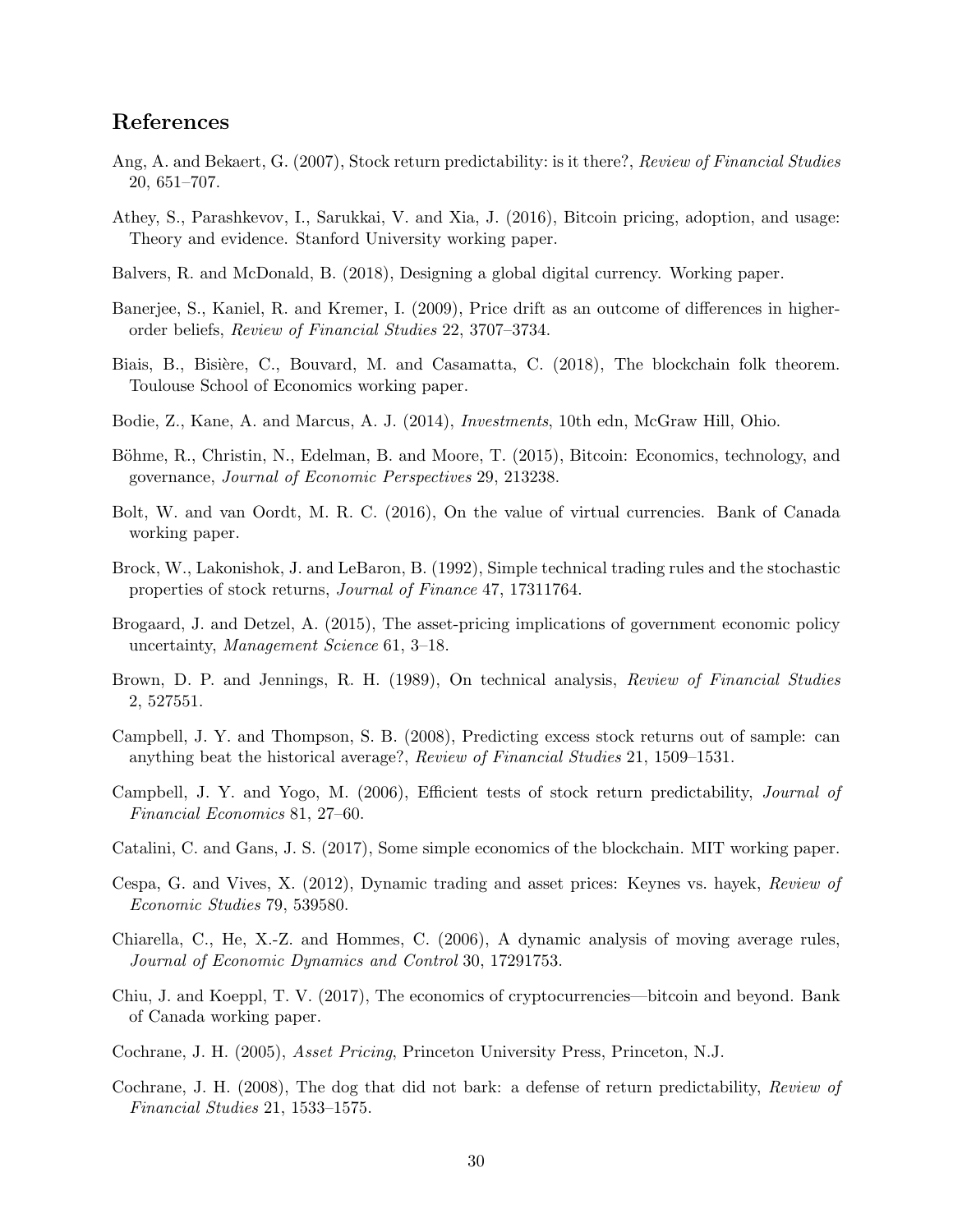## References

Ang, A. and Bekaert, G. (2007), Stock return predictability: is it there?, *Review of Financial Studies* 20, 651–707.

Athey, S., Parashkevov, I., Sarukkai, V. and Xia, J. (2016), Bitcoin pricing, adoption, and usage: Theory and evidence. Stanford University working paper.

Balvers, R. and McDonald, B. (2018), Designing a global digital currency. Working paper.

Banerjee, S., Kaniel, R. and Kremer, I. (2009), Price drift as an outcome of differences in higher-order beliefs, *Review of Financial Studies* 22, 3707–3734.

Biais, B., Bisière, C., Bouvard, M. and Casamatta, C. (2018), The blockchain folk theorem. Toulouse School of Economics working paper.

Bodie, Z., Kane, A. and Marcus, A. J. (2014), *Investments*, 10th edn, McGraw Hill, Ohio.

Böhme, R., Christin, N., Edelman, B. and Moore, T. (2015), Bitcoin: Economics, technology, and governance, *Journal of Economic Perspectives* 29, 213238.

Bolt, W. and van Oordt, M. R. C. (2016), On the value of virtual currencies. Bank of Canada working paper.

Brock, W., Lakonishok, J. and LeBaron, B. (1992), Simple technical trading rules and the stochastic properties of stock returns, *Journal of Finance* 47, 17311764.

Brogaard, J. and Detzel, A. (2015), The asset-pricing implications of government economic policy uncertainty, *Management Science* 61, 3–18.

Brown, D. P. and Jennings, R. H. (1989), On technical analysis, *Review of Financial Studies* 2, 527551.

Campbell, J. Y. and Thompson, S. B. (2008), Predicting excess stock returns out of sample: can anything beat the historical average?, *Review of Financial Studies* 21, 1509–1531.

Campbell, J. Y. and Yogo, M. (2006), Efficient tests of stock return predictability, *Journal of Financial Economics* 81, 27–60.

Catalini, C. and Gans, J. S. (2017), Some simple economics of the blockchain. MIT working paper.

Cespa, G. and Vives, X. (2012), Dynamic trading and asset prices: Keynes vs. hayek, *Review of Economic Studies* 79, 539580.

Chiarella, C., He, X.-Z. and Hommes, C. (2006), A dynamic analysis of moving average rules, *Journal of Economic Dynamics and Control* 30, 17291753.

Chiu, J. and Koeppl, T. V. (2017), The economics of cryptocurrencies—bitcoin and beyond. Bank of Canada working paper.

Cochrane, J. H. (2005), *Asset Pricing*, Princeton University Press, Princeton, N.J.

Cochrane, J. H. (2008), The dog that did not bark: a defense of return predictability, *Review of Financial Studies* 21, 1533–1575.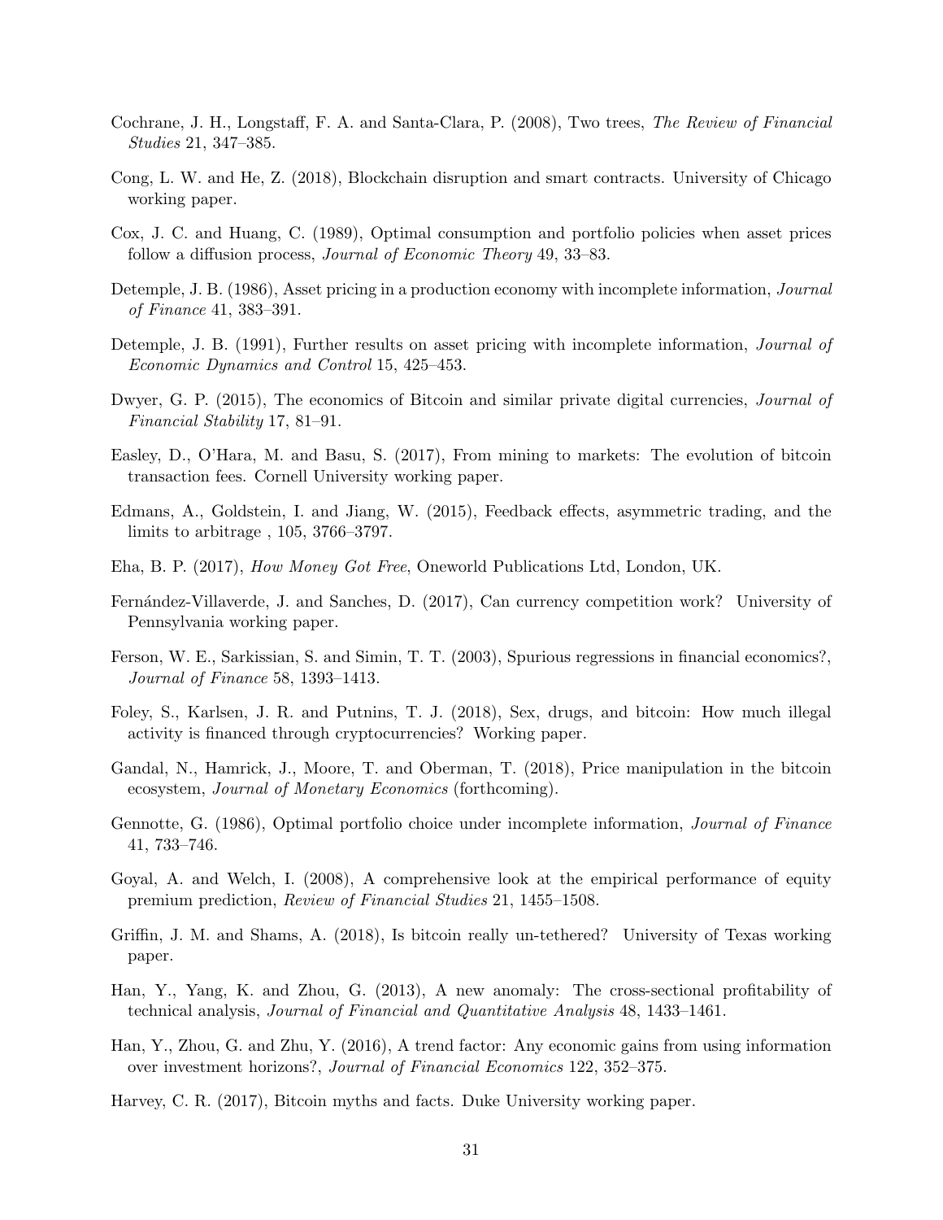Cochrane, J. H., Longstaff, F. A. and Santa-Clara, P. (2008), Two trees, *The Review of Financial Studies* 21, 347–385.

Cong, L. W. and He, Z. (2018), Blockchain disruption and smart contracts. University of Chicago working paper.

Cox, J. C. and Huang, C. (1989), Optimal consumption and portfolio policies when asset prices follow a diffusion process, *Journal of Economic Theory* 49, 33–83.

Detemple, J. B. (1986), Asset pricing in a production economy with incomplete information, *Journal of Finance* 41, 383–391.

Detemple, J. B. (1991), Further results on asset pricing with incomplete information, *Journal of Economic Dynamics and Control* 15, 425–453.

Dwyer, G. P. (2015), The economics of Bitcoin and similar private digital currencies, *Journal of Financial Stability* 17, 81–91.

Easley, D., O'Hara, M. and Basu, S. (2017), From mining to markets: The evolution of bitcoin transaction fees. Cornell University working paper.

Edmans, A., Goldstein, I. and Jiang, W. (2015), Feedback effects, asymmetric trading, and the limits to arbitrage , 105, 3766–3797.

Eha, B. P. (2017), *How Money Got Free*, Oneworld Publications Ltd, London, UK.

Fernández-Villaverde, J. and Sanches, D. (2017), Can currency competition work? University of Pennsylvania working paper.

Ferson, W. E., Sarkissian, S. and Simin, T. T. (2003), Spurious regressions in financial economics?, *Journal of Finance* 58, 1393–1413.

Foley, S., Karlsen, J. R. and Putnins, T. J. (2018), Sex, drugs, and bitcoin: How much illegal activity is financed through cryptocurrencies? Working paper.

Gandal, N., Hamrick, J., Moore, T. and Oberman, T. (2018), Price manipulation in the bitcoin ecosystem, *Journal of Monetary Economics* (forthcoming).

Gennotte, G. (1986), Optimal portfolio choice under incomplete information, *Journal of Finance* 41, 733–746.

Goyal, A. and Welch, I. (2008), A comprehensive look at the empirical performance of equity premium prediction, *Review of Financial Studies* 21, 1455–1508.

Griffin, J. M. and Shams, A. (2018), Is bitcoin really un-tethered? University of Texas working paper.

Han, Y., Yang, K. and Zhou, G. (2013), A new anomaly: The cross-sectional profitability of technical analysis, *Journal of Financial and Quantitative Analysis* 48, 1433–1461.

Han, Y., Zhou, G. and Zhu, Y. (2016), A trend factor: Any economic gains from using information over investment horizons?, *Journal of Financial Economics* 122, 352–375.

Harvey, C. R. (2017), Bitcoin myths and facts. Duke University working paper.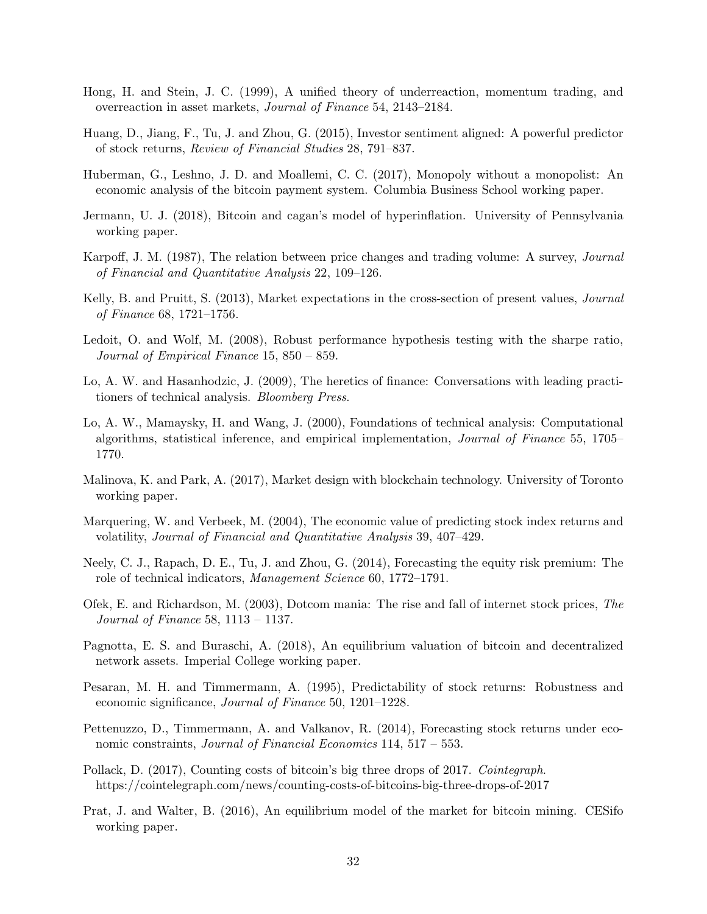Hong, H. and Stein, J. C. (1999), A unified theory of underreaction, momentum trading, and overreaction in asset markets, *Journal of Finance* 54, 2143–2184.

Huang, D., Jiang, F., Tu, J. and Zhou, G. (2015), Investor sentiment aligned: A powerful predictor of stock returns, *Review of Financial Studies* 28, 791–837.

Huberman, G., Leshno, J. D. and Moallemi, C. C. (2017), Monopoly without a monopolist: An economic analysis of the bitcoin payment system. Columbia Business School working paper.

Jermann, U. J. (2018), Bitcoin and cagan's model of hyperinflation. University of Pennsylvania working paper.

Karpoff, J. M. (1987), The relation between price changes and trading volume: A survey, *Journal of Financial and Quantitative Analysis* 22, 109–126.

Kelly, B. and Pruitt, S. (2013), Market expectations in the cross-section of present values, *Journal of Finance* 68, 1721–1756.

Ledoit, O. and Wolf, M. (2008), Robust performance hypothesis testing with the sharpe ratio, *Journal of Empirical Finance* 15, 850 – 859.

Lo, A. W. and Hasanhodzic, J. (2009), The heretics of finance: Conversations with leading practitioners of technical analysis. *Bloomberg Press*.

Lo, A. W., Mamaysky, H. and Wang, J. (2000), Foundations of technical analysis: Computational algorithms, statistical inference, and empirical implementation, *Journal of Finance* 55, 1705–1770.

Malinova, K. and Park, A. (2017), Market design with blockchain technology. University of Toronto working paper.

Marquering, W. and Verbeek, M. (2004), The economic value of predicting stock index returns and volatility, *Journal of Financial and Quantitative Analysis* 39, 407–429.

Neely, C. J., Rapach, D. E., Tu, J. and Zhou, G. (2014), Forecasting the equity risk premium: The role of technical indicators, *Management Science* 60, 1772–1791.

Ofek, E. and Richardson, M. (2003), Dotcom mania: The rise and fall of internet stock prices, *The Journal of Finance* 58, 1113 – 1137.

Pagnotta, E. S. and Buraschi, A. (2018), An equilibrium valuation of bitcoin and decentralized network assets. Imperial College working paper.

Pesaran, M. H. and Timmermann, A. (1995), Predictability of stock returns: Robustness and economic significance, *Journal of Finance* 50, 1201–1228.

Pettenuzzo, D., Timmermann, A. and Valkanov, R. (2014), Forecasting stock returns under economic constraints, *Journal of Financial Economics* 114, 517 – 553.

Pollack, D. (2017), Counting costs of bitcoin's big three drops of 2017. *Cointegraph*. https://cointelegraph.com/news/counting-costs-of-bitcoins-big-three-drops-of-2017

Prat, J. and Walter, B. (2016), An equilibrium model of the market for bitcoin mining. CESifo working paper.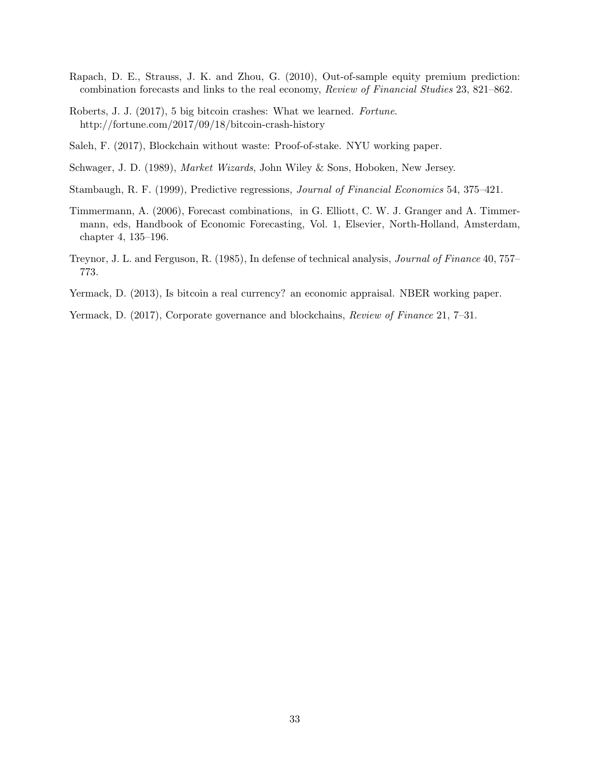Rapach, D. E., Strauss, J. K. and Zhou, G. (2010), Out-of-sample equity premium prediction: combination forecasts and links to the real economy, *Review of Financial Studies* 23, 821–862.

Roberts, J. J. (2017), 5 big bitcoin crashes: What we learned. *Fortune*. http://fortune.com/2017/09/18/bitcoin-crash-history

Saleh, F. (2017), Blockchain without waste: Proof-of-stake. NYU working paper.

Schwager, J. D. (1989), *Market Wizards*, John Wiley & Sons, Hoboken, New Jersey.

Stambaugh, R. F. (1999), Predictive regressions, *Journal of Financial Economics* 54, 375–421.

Timmermann, A. (2006), Forecast combinations, in G. Elliott, C. W. J. Granger and A. Timmermann, eds, Handbook of Economic Forecasting, Vol. 1, Elsevier, North-Holland, Amsterdam, chapter 4, 135–196.

Treynor, J. L. and Ferguson, R. (1985), In defense of technical analysis, *Journal of Finance* 40, 757–773.

Yermack, D. (2013), Is bitcoin a real currency? an economic appraisal. NBER working paper.

Yermack, D. (2017), Corporate governance and blockchains, *Review of Finance* 21, 7–31.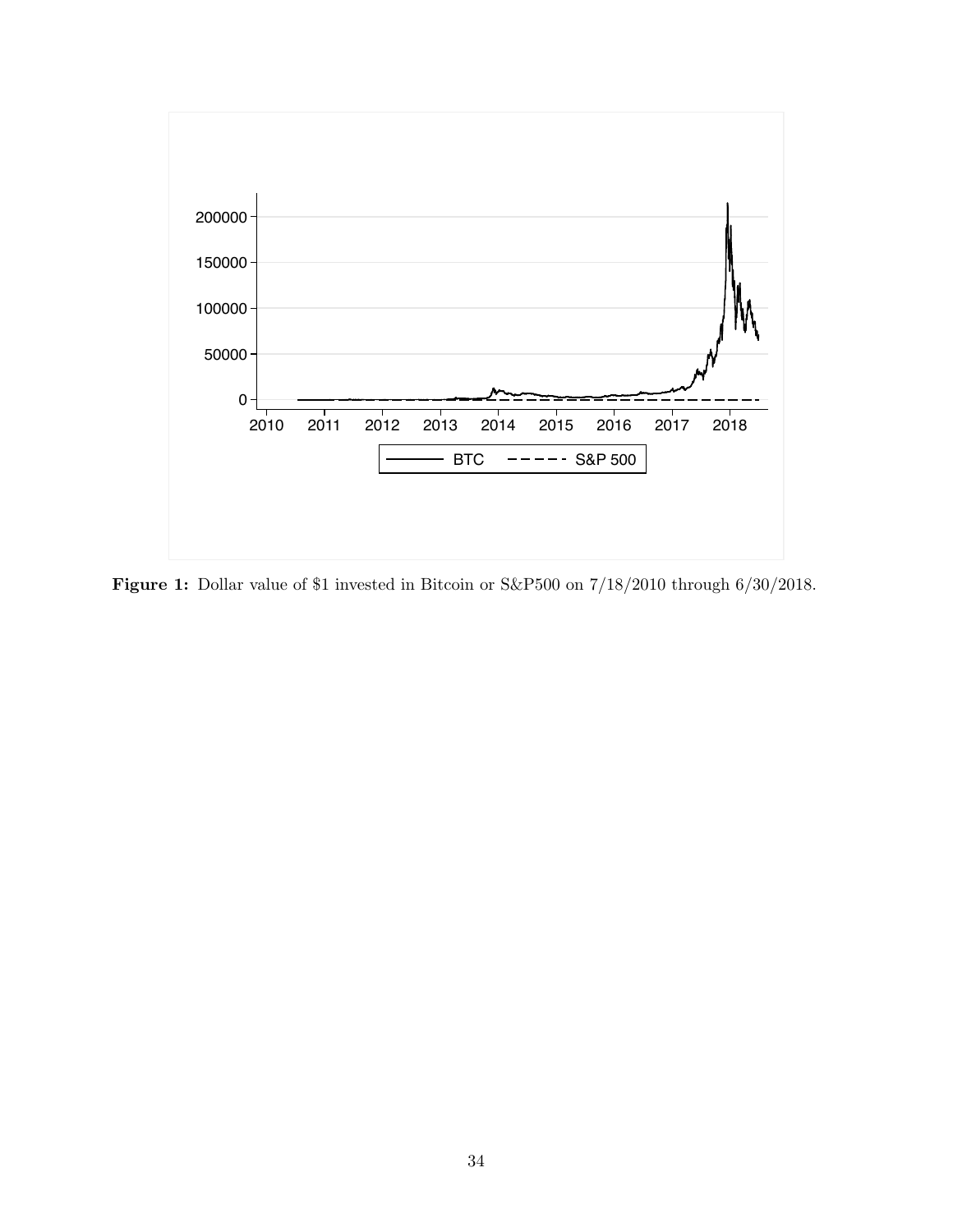**Figure 1:** Dollar value of $1 invested in Bitcoin or S&P500 on 7/18/2010 through 6/30/2018.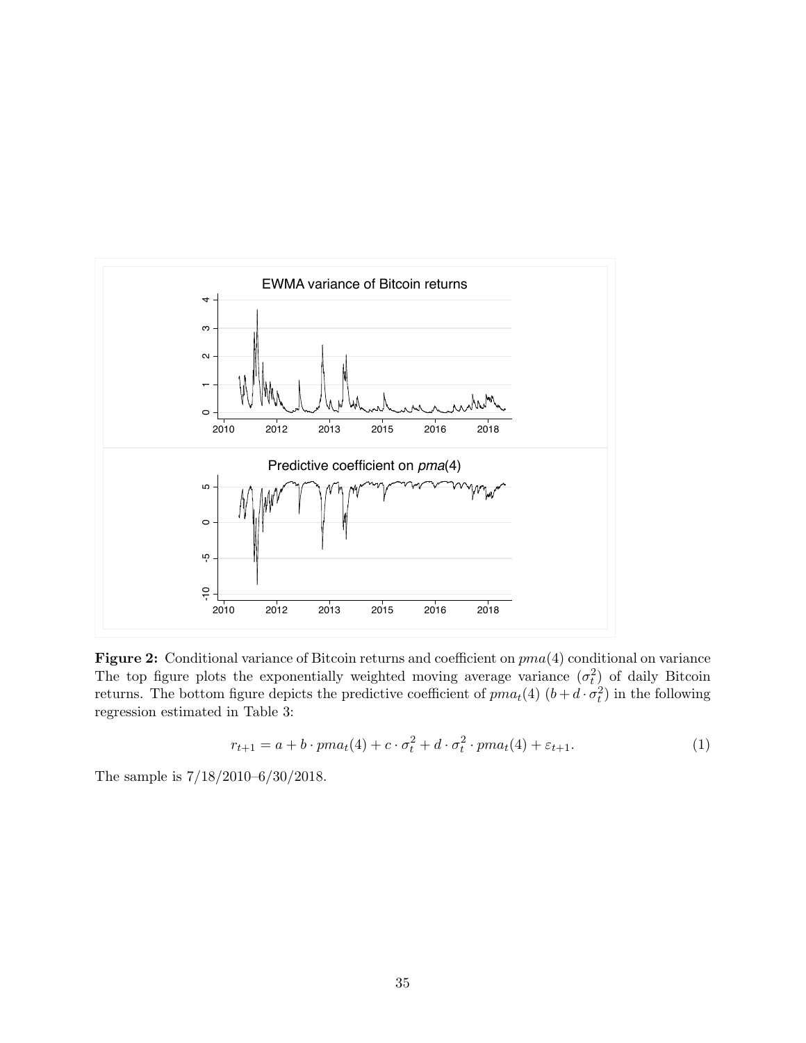**Figure 2:** Conditional variance of Bitcoin returns and coefficient on $pma(4)$ conditional on variance The top figure plots the exponentially weighted moving average variance ($\sigma_t^2$) of daily Bitcoin returns. The bottom figure depicts the predictive coefficient of $pma_t(4)$ ($b + d \cdot \sigma_t^2$) in the following regression estimated in Table 3:

$$r_{t+1} = a + b \cdot pma_t(4) + c \cdot \sigma_t^2 + d \cdot \sigma_t^2 \cdot pma_t(4) + \varepsilon_{t+1}. \tag{1}$$

The sample is 7/18/2010–6/30/2018.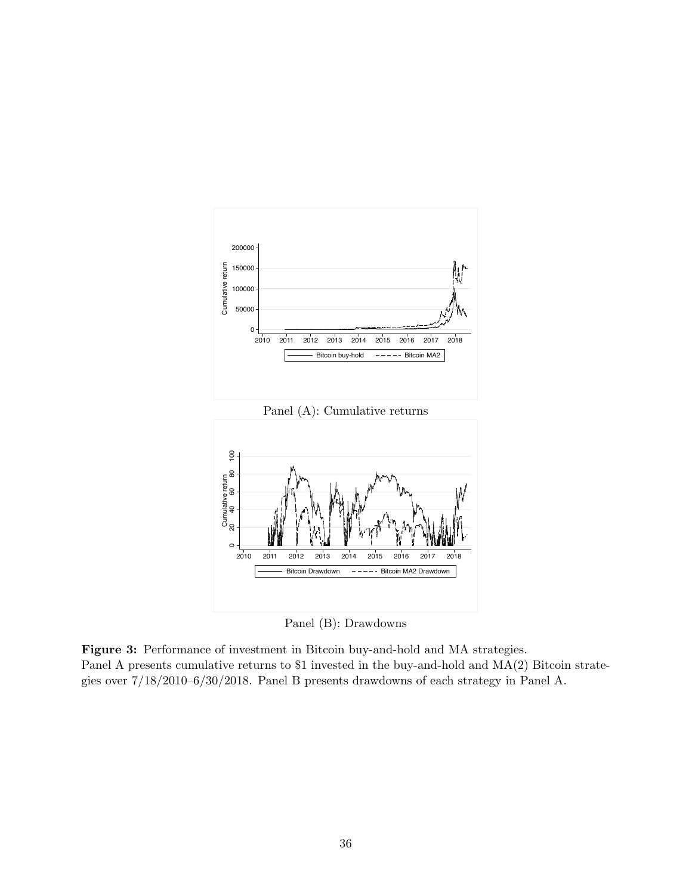Panel (A): Cumulative returns

Panel (B): Drawdowns

**Figure 3:** Performance of investment in Bitcoin buy-and-hold and MA strategies.
Panel A presents cumulative returns to $1 invested in the buy-and-hold and MA(2) Bitcoin strategies over 7/18/2010–6/30/2018. Panel B presents drawdowns of each strategy in Panel A.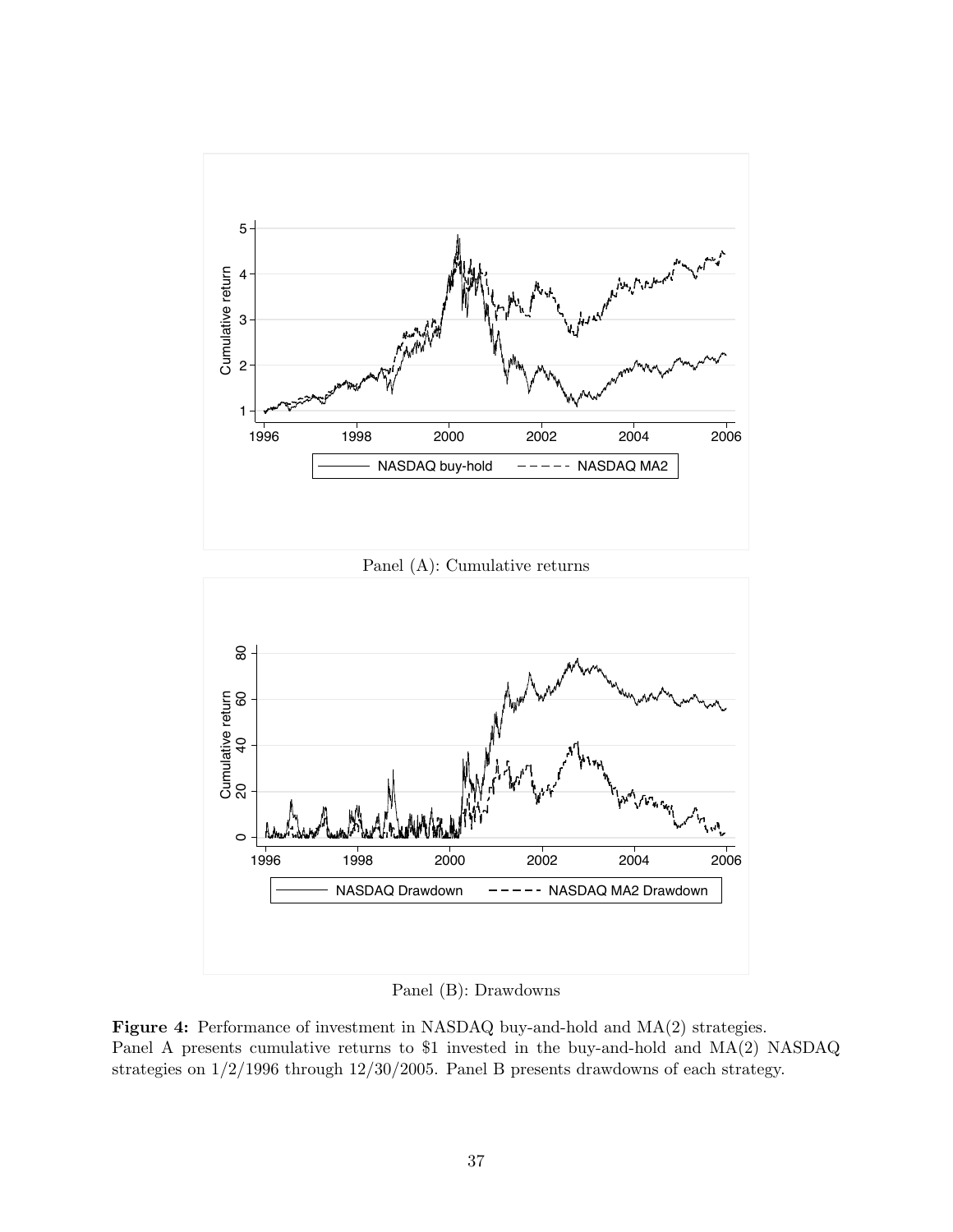Panel (A): Cumulative returns

Panel (B): Drawdowns

**Figure 4:** Performance of investment in NASDAQ buy-and-hold and MA(2) strategies.
Panel A presents cumulative returns to $1 invested in the buy-and-hold and MA(2) NASDAQ strategies on 1/2/1996 through 12/30/2005. Panel B presents drawdowns of each strategy.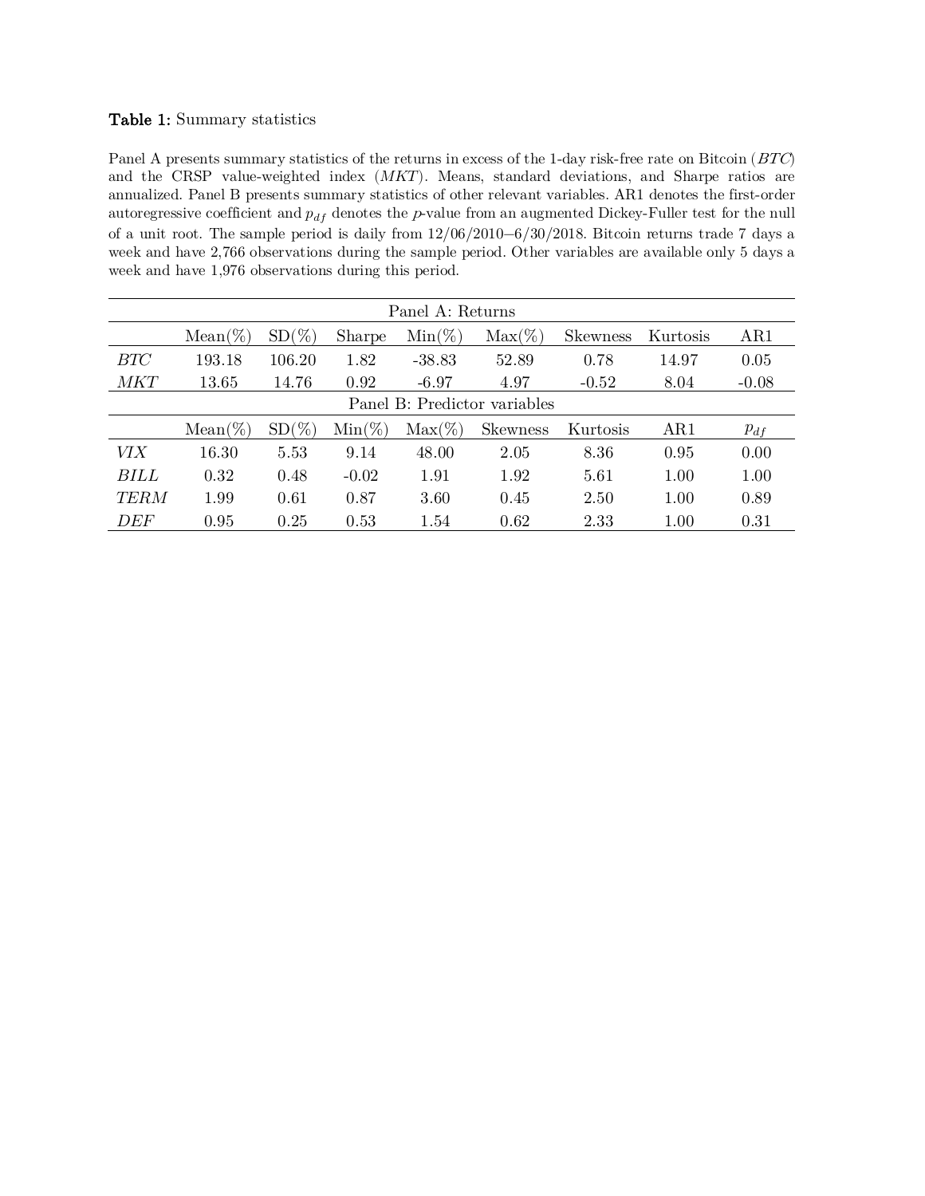**Table 1:** Summary statistics

Panel A presents summary statistics of the returns in excess of the 1-day risk-free rate on Bitcoin (*BTC*) and the CRSP value-weighted index (*MKT*). Means, standard deviations, and Sharpe ratios are annualized. Panel B presents summary statistics of other relevant variables. AR1 denotes the first-order autoregressive coefficient and $p_{df}$ denotes the $p$-value from an augmented Dickey-Fuller test for the null of a unit root. The sample period is daily from 12/06/2010–6/30/2018. Bitcoin returns trade 7 days a week and have 2,766 observations during the sample period. Other variables are available only 5 days a week and have 1,976 observations during this period.

| Panel A: Returns | | | | | | | | |
|---|---|---|---|---|---|---|---|---|
| | Mean(%) | SD(%) | Sharpe | Min(%) | Max(%) | Skewness | Kurtosis | AR1 |
| *BTC* | 193.18 | 106.20 | 1.82 | -38.83 | 52.89 | 0.78 | 14.97 | 0.05 |
| *MKT* | 13.65 | 14.76 | 0.92 | -6.97 | 4.97 | -0.52 | 8.04 | -0.08 |
| **Panel B: Predictor variables** | | | | | | | | |
| | Mean(%) | SD(%) | Min(%) | Max(%) | Skewness | Kurtosis | AR1 | $p_{df}$ |
| *VIX* | 16.30 | 5.53 | 9.14 | 48.00 | 2.05 | 8.36 | 0.95 | 0.00 |
| *BILL* | 0.32 | 0.48 | -0.02 | 1.91 | 1.92 | 5.61 | 1.00 | 1.00 |
| *TERM* | 1.99 | 0.61 | 0.87 | 3.60 | 0.45 | 2.50 | 1.00 | 0.89 |
| *DEF* | 0.95 | 0.25 | 0.53 | 1.54 | 0.62 | 2.33 | 1.00 | 0.31 |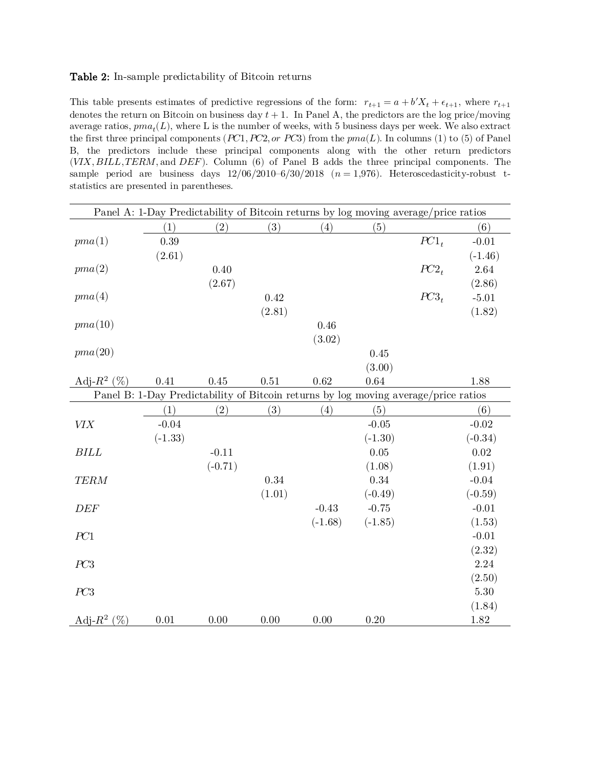**Table 2:** In-sample predictability of Bitcoin returns

This table presents estimates of predictive regressions of the form: $r_{t+1} = a + b'X_t + \epsilon_{t+1}$, where $r_{t+1}$ denotes the return on Bitcoin on business day $t+1$. In Panel A, the predictors are the log price/moving average ratios, $pma_t(L)$, where L is the number of weeks, with 5 business days per week. We also extract the first three principal components ($PC1, PC2, or\ PC3$) from the $pma(L)$. In columns (1) to (5) of Panel B, the predictors include these principal components along with the other return predictors ($VIX$, $BILL$, $TERM$, and $DEF$). Column (6) of Panel B adds the three principal components. The sample period are business days 12/06/2010–6/30/2018 ($n = 1{,}976$). Heteroscedasticity-robust t-statistics are presented in parentheses.

| Panel A: 1-Day Predictability of Bitcoin returns by log moving average/price ratios | | | | | | | |
|---|---|---|---|---|---|---|---|
| | (1) | (2) | (3) | (4) | (5) | | (6) |
| $pma(1)$ | 0.39 | | | | | $PC1_t$ | -0.01 |
| | (2.61) | | | | | | (-1.46) |
| $pma(2)$ | | 0.40 | | | | $PC2_t$ | 2.64 |
| | | (2.67) | | | | | (2.86) |
| $pma(4)$ | | | 0.42 | | | $PC3_t$ | -5.01 |
| | | | (2.81) | | | | (1.82) |
| $pma(10)$ | | | | 0.46 | | | |
| | | | | (3.02) | | | |
| $pma(20)$ | | | | | 0.45 | | |
| | | | | | (3.00) | | |
| Adj-$R^2$ (%) | 0.41 | 0.45 | 0.51 | 0.62 | 0.64 | | 1.88 |

| Panel B: 1-Day Predictability of Bitcoin returns by log moving average/price ratios | | | | | | |
|---|---|---|---|---|---|---|
| | (1) | (2) | (3) | (4) | (5) | (6) |
| $VIX$ | -0.04 | | | | -0.05 | -0.02 |
| | (-1.33) | | | | (-1.30) | (-0.34) |
| $BILL$ | | -0.11 | | | 0.05 | 0.02 |
| | | (-0.71) | | | (1.08) | (1.91) |
| $TERM$ | | | 0.34 | | 0.34 | -0.04 |
| | | | (1.01) | | (-0.49) | (-0.59) |
| $DEF$ | | | | -0.43 | -0.75 | -0.01 |
| | | | | (-1.68) | (-1.85) | (1.53) |
| $PC1$ | | | | | | -0.01 |
| | | | | | | (2.32) |
| $PC3$ | | | | | | 2.24 |
| | | | | | | (2.50) |
| $PC3$ | | | | | | 5.30 |
| | | | | | | (1.84) |
| Adj-$R^2$ (%) | 0.01 | 0.00 | 0.00 | 0.00 | 0.20 | 1.82 |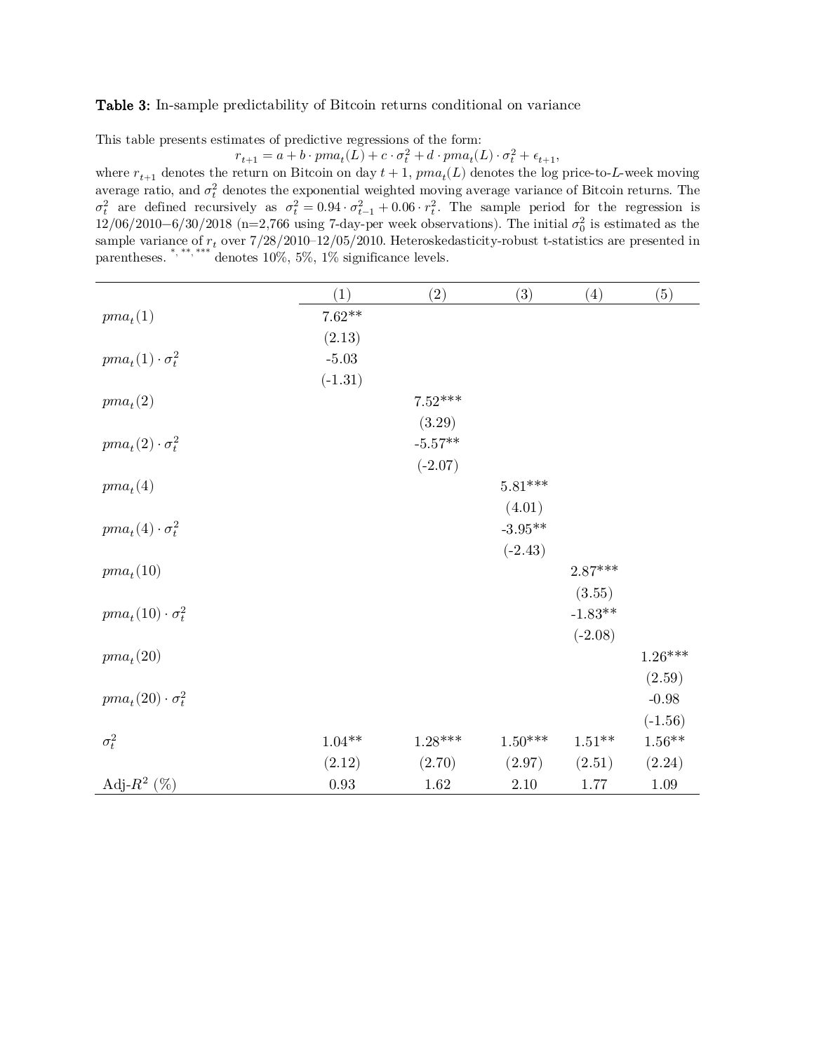**Table 3:** In-sample predictability of Bitcoin returns conditional on variance

This table presents estimates of predictive regressions of the form:

$$r_{t+1} = a + b \cdot pma_t(L) + c \cdot \sigma_t^2 + d \cdot pma_t(L) \cdot \sigma_t^2 + \epsilon_{t+1},$$

where $r_{t+1}$ denotes the return on Bitcoin on day $t+1$, $pma_t(L)$ denotes the log price-to-$L$-week moving average ratio, and $\sigma_t^2$ denotes the exponential weighted moving average variance of Bitcoin returns. The $\sigma_t^2$ are defined recursively as $\sigma_t^2 = 0.94 \cdot \sigma_{t-1}^2 + 0.06 \cdot r_t^2$. The sample period for the regression is 12/06/2010–6/30/2018 (n=2,766 using 7-day-per week observations). The initial $\sigma_0^2$ is estimated as the sample variance of $r_t$ over 7/28/2010–12/05/2010. Heteroskedasticity-robust t-statistics are presented in parentheses. *, **, *** denotes 10%, 5%, 1% significance levels.

| | (1) | (2) | (3) | (4) | (5) |
|---|---|---|---|---|---|
| $pma_t(1)$ | 7.62** | | | | |
| | (2.13) | | | | |
| $pma_t(1) \cdot \sigma_t^2$ | -5.03 | | | | |
| | (-1.31) | | | | |
| $pma_t(2)$ | | 7.52*** | | | |
| | | (3.29) | | | |
| $pma_t(2) \cdot \sigma_t^2$ | | -5.57** | | | |
| | | (-2.07) | | | |
| $pma_t(4)$ | | | 5.81*** | | |
| | | | (4.01) | | |
| $pma_t(4) \cdot \sigma_t^2$ | | | -3.95** | | |
| | | | (-2.43) | | |
| $pma_t(10)$ | | | | 2.87*** | |
| | | | | (3.55) | |
| $pma_t(10) \cdot \sigma_t^2$ | | | | -1.83** | |
| | | | | (-2.08) | |
| $pma_t(20)$ | | | | | 1.26*** |
| | | | | | (2.59) |
| $pma_t(20) \cdot \sigma_t^2$ | | | | | -0.98 |
| | | | | | (-1.56) |
| $\sigma_t^2$ | 1.04** | 1.28*** | 1.50*** | 1.51** | 1.56** |
| | (2.12) | (2.70) | (2.97) | (2.51) | (2.24) |
| Adj-$R^2$ (%) | 0.93 | 1.62 | 2.10 | 1.77 | 1.09 |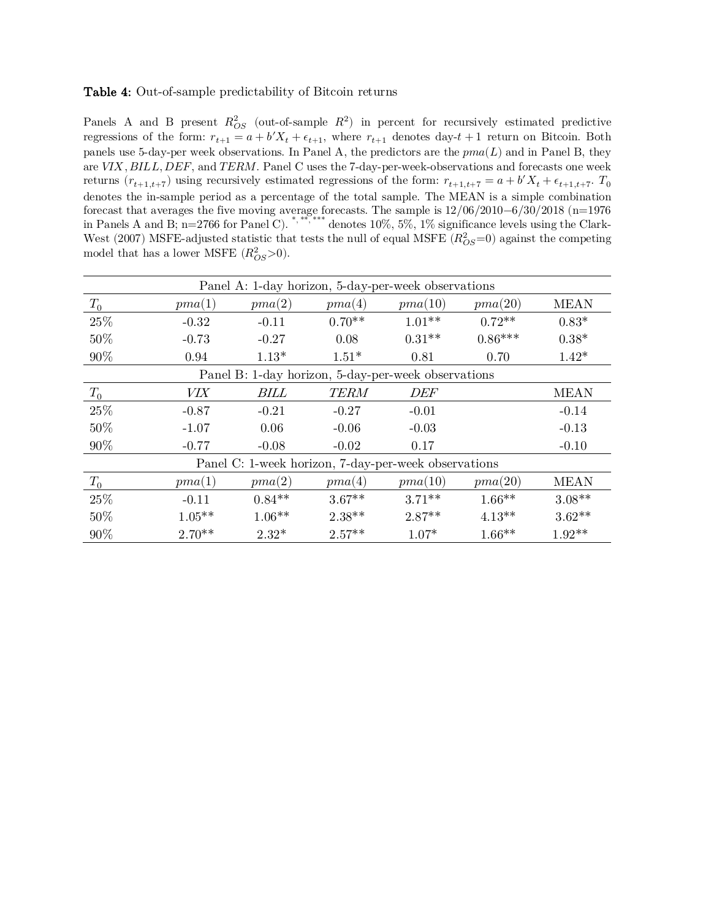**Table 4:** Out-of-sample predictability of Bitcoin returns

Panels A and B present $R^2_{OS}$ (out-of-sample $R^2$) in percent for recursively estimated predictive regressions of the form: $r_{t+1} = a + b'X_t + \epsilon_{t+1}$, where $r_{t+1}$ denotes day-$t+1$ return on Bitcoin. Both panels use 5-day-per week observations. In Panel A, the predictors are the $pma(L)$ and in Panel B, they are $VIX$, $BILL$, $DEF$, and $TERM$. Panel C uses the 7-day-per-week-observations and forecasts one week returns ($r_{t+1,t+7}$) using recursively estimated regressions of the form: $r_{t+1,t+7} = a + b'X_t + \epsilon_{t+1,t+7}$. $T_0$ denotes the in-sample period as a percentage of the total sample. The MEAN is a simple combination forecast that averages the five moving average forecasts. The sample is 12/06/2010−6/30/2018 (n=1976 in Panels A and B; n=2766 for Panel C). *, **, *** denotes 10%, 5%, 1% significance levels using the Clark-West (2007) MSFE-adjusted statistic that tests the null of equal MSFE ($R^2_{OS}$=0) against the competing model that has a lower MSFE ($R^2_{OS}$>0).

| Panel A: 1-day horizon, 5-day-per-week observations | | | | | | |
|---|---|---|---|---|---|---|
| $T_0$ | $pma(1)$ | $pma(2)$ | $pma(4)$ | $pma(10)$ | $pma(20)$ | MEAN |
| 25% | -0.32 | -0.11 | 0.70** | 1.01** | 0.72** | 0.83* |
| 50% | -0.73 | -0.27 | 0.08 | 0.31** | 0.86*** | 0.38* |
| 90% | 0.94 | 1.13* | 1.51* | 0.81 | 0.70 | 1.42* |
| **Panel B: 1-day horizon, 5-day-per-week observations** | | | | | | |
| $T_0$ | $VIX$ | $BILL$ | $TERM$ | $DEF$ | | MEAN |
| 25% | -0.87 | -0.21 | -0.27 | -0.01 | | -0.14 |
| 50% | -1.07 | 0.06 | -0.06 | -0.03 | | -0.13 |
| 90% | -0.77 | -0.08 | -0.02 | 0.17 | | -0.10 |
| **Panel C: 1-week horizon, 7-day-per-week observations** | | | | | | |
| $T_0$ | $pma(1)$ | $pma(2)$ | $pma(4)$ | $pma(10)$ | $pma(20)$ | MEAN |
| 25% | -0.11 | 0.84** | 3.67** | 3.71** | 1.66** | 3.08** |
| 50% | 1.05** | 1.06** | 2.38** | 2.87** | 4.13** | 3.62** |
| 90% | 2.70** | 2.32* | 2.57** | 1.07* | 1.66** | 1.92** |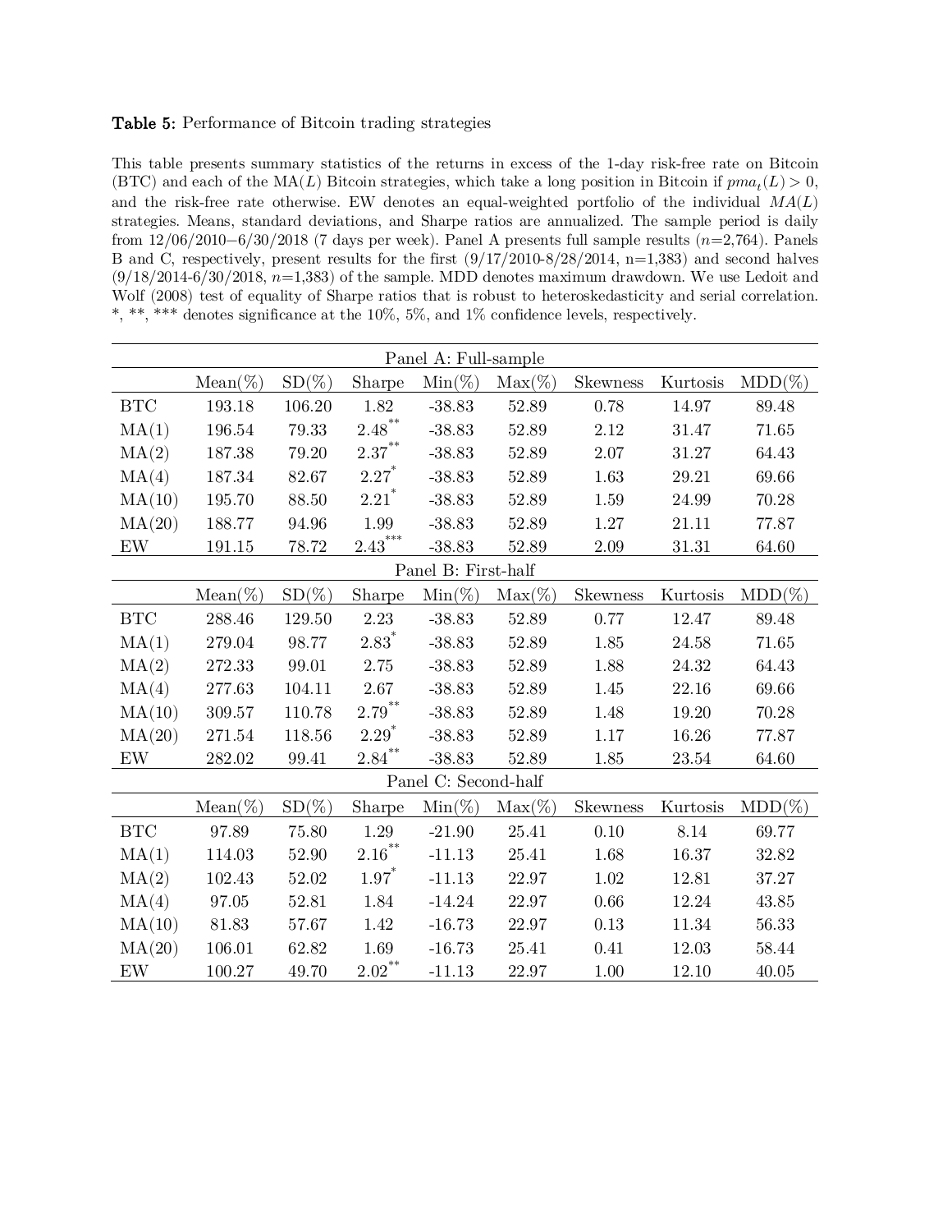**Table 5:** Performance of Bitcoin trading strategies

This table presents summary statistics of the returns in excess of the 1-day risk-free rate on Bitcoin (BTC) and each of the MA($L$) Bitcoin strategies, which take a long position in Bitcoin if $pma_t(L) > 0$, and the risk-free rate otherwise. EW denotes an equal-weighted portfolio of the individual $MA(L)$ strategies. Means, standard deviations, and Sharpe ratios are annualized. The sample period is daily from 12/06/2010−6/30/2018 (7 days per week). Panel A presents full sample results ($n$=2,764). Panels B and C, respectively, present results for the first (9/17/2010-8/28/2014, n=1,383) and second halves (9/18/2014-6/30/2018, $n$=1,383) of the sample. MDD denotes maximum drawdown. We use Ledoit and Wolf (2008) test of equality of Sharpe ratios that is robust to heteroskedasticity and serial correlation. *, **, *** denotes significance at the 10%, 5%, and 1% confidence levels, respectively.

| | Mean(%) | SD(%) | Sharpe | Min(%) | Max(%) | Skewness | Kurtosis | MDD(%) |
|---|---|---|---|---|---|---|---|---|
| **Panel A: Full-sample** | | | | | | | | |
| BTC | 193.18 | 106.20 | 1.82 | -38.83 | 52.89 | 0.78 | 14.97 | 89.48 |
| MA(1) | 196.54 | 79.33 | 2.48** | -38.83 | 52.89 | 2.12 | 31.47 | 71.65 |
| MA(2) | 187.38 | 79.20 | 2.37** | -38.83 | 52.89 | 2.07 | 31.27 | 64.43 |
| MA(4) | 187.34 | 82.67 | 2.27* | -38.83 | 52.89 | 1.63 | 29.21 | 69.66 |
| MA(10) | 195.70 | 88.50 | 2.21* | -38.83 | 52.89 | 1.59 | 24.99 | 70.28 |
| MA(20) | 188.77 | 94.96 | 1.99 | -38.83 | 52.89 | 1.27 | 21.11 | 77.87 |
| EW | 191.15 | 78.72 | 2.43*** | -38.83 | 52.89 | 2.09 | 31.31 | 64.60 |
| **Panel B: First-half** | | | | | | | | |
| BTC | 288.46 | 129.50 | 2.23 | -38.83 | 52.89 | 0.77 | 12.47 | 89.48 |
| MA(1) | 279.04 | 98.77 | 2.83* | -38.83 | 52.89 | 1.85 | 24.58 | 71.65 |
| MA(2) | 272.33 | 99.01 | 2.75 | -38.83 | 52.89 | 1.88 | 24.32 | 64.43 |
| MA(4) | 277.63 | 104.11 | 2.67 | -38.83 | 52.89 | 1.45 | 22.16 | 69.66 |
| MA(10) | 309.57 | 110.78 | 2.79** | -38.83 | 52.89 | 1.48 | 19.20 | 70.28 |
| MA(20) | 271.54 | 118.56 | 2.29* | -38.83 | 52.89 | 1.17 | 16.26 | 77.87 |
| EW | 282.02 | 99.41 | 2.84** | -38.83 | 52.89 | 1.85 | 23.54 | 64.60 |
| **Panel C: Second-half** | | | | | | | | |
| BTC | 97.89 | 75.80 | 1.29 | -21.90 | 25.41 | 0.10 | 8.14 | 69.77 |
| MA(1) | 114.03 | 52.90 | 2.16** | -11.13 | 25.41 | 1.68 | 16.37 | 32.82 |
| MA(2) | 102.43 | 52.02 | 1.97* | -11.13 | 22.97 | 1.02 | 12.81 | 37.27 |
| MA(4) | 97.05 | 52.81 | 1.84 | -14.24 | 22.97 | 0.66 | 12.24 | 43.85 |
| MA(10) | 81.83 | 57.67 | 1.42 | -16.73 | 22.97 | 0.13 | 11.34 | 56.33 |
| MA(20) | 106.01 | 62.82 | 1.69 | -16.73 | 25.41 | 0.41 | 12.03 | 58.44 |
| EW | 100.27 | 49.70 | 2.02** | -11.13 | 22.97 | 1.00 | 12.10 | 40.05 |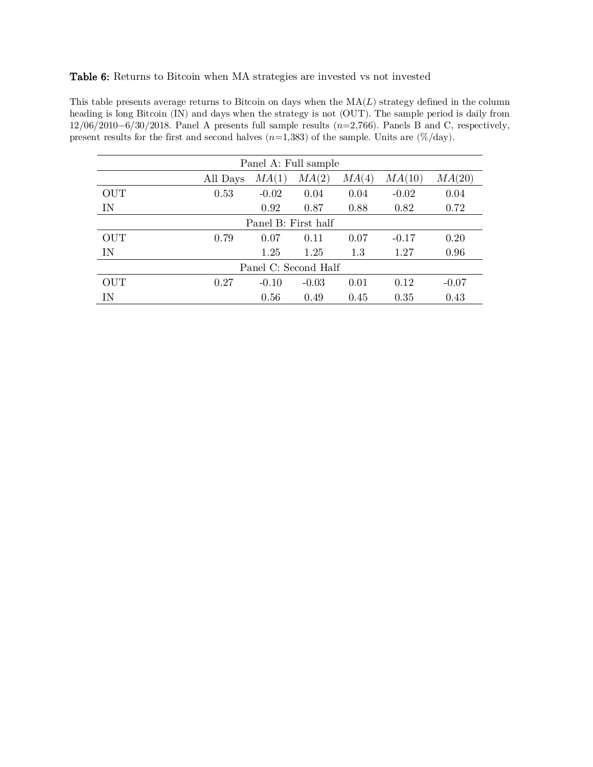**Table 6:** Returns to Bitcoin when MA strategies are invested vs not invested

This table presents average returns to Bitcoin on days when the MA($L$) strategy defined in the column heading is long Bitcoin (IN) and days when the strategy is not (OUT). The sample period is daily from 12/06/2010−6/30/2018. Panel A presents full sample results ($n$=2,766). Panels B and C, respectively, present results for the first and second halves ($n$=1,383) of the sample. Units are (%/day).

| | All Days | $MA(1)$ | $MA(2)$ | $MA(4)$ | $MA(10)$ | $MA(20)$ |
|---|---|---|---|---|---|---|
| **Panel A: Full sample** | | | | | | |
| OUT | 0.53 | -0.02 | 0.04 | 0.04 | -0.02 | 0.04 |
| IN | | 0.92 | 0.87 | 0.88 | 0.82 | 0.72 |
| **Panel B: First half** | | | | | | |
| OUT | 0.79 | 0.07 | 0.11 | 0.07 | -0.17 | 0.20 |
| IN | | 1.25 | 1.25 | 1.3 | 1.27 | 0.96 |
| **Panel C: Second Half** | | | | | | |
| OUT | 0.27 | -0.10 | -0.03 | 0.01 | 0.12 | -0.07 |
| IN | | 0.56 | 0.49 | 0.45 | 0.35 | 0.43 |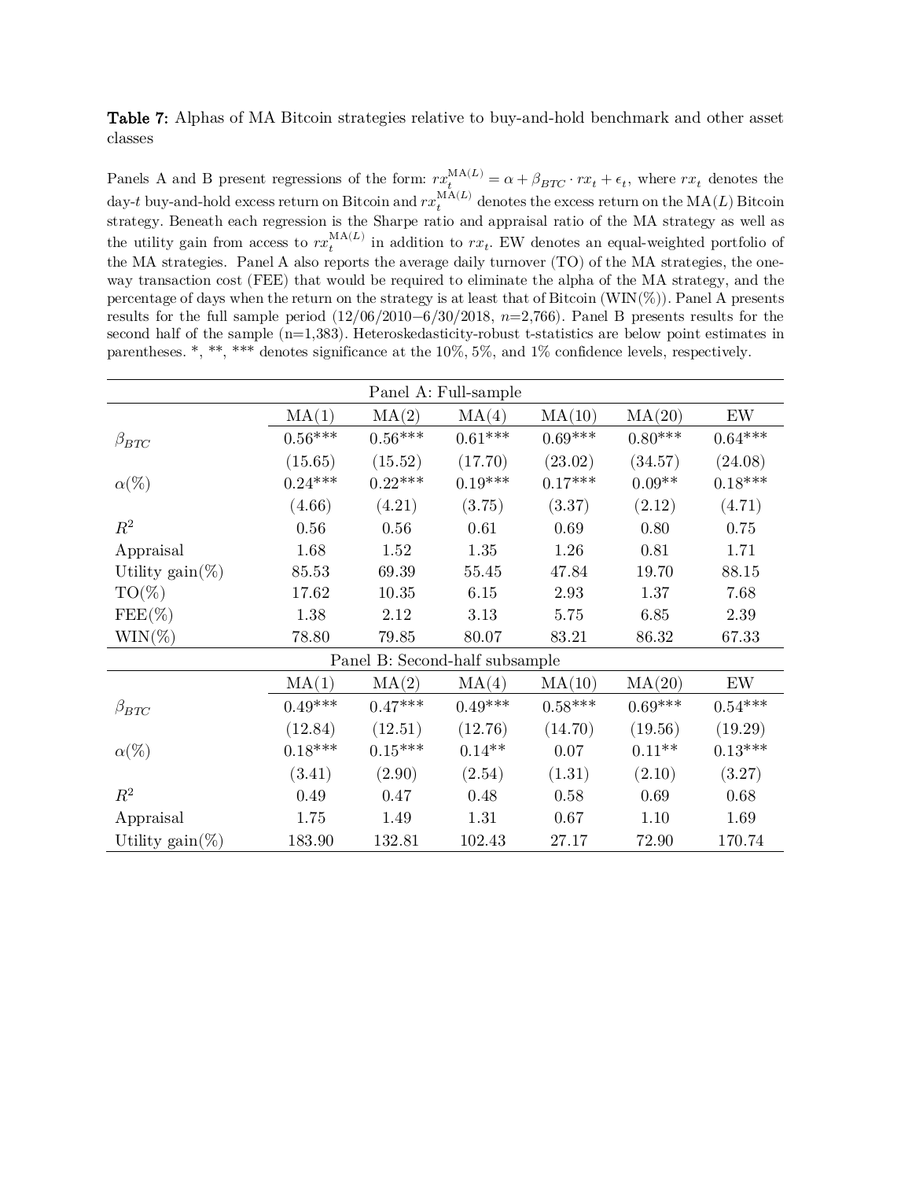**Table 7:** Alphas of MA Bitcoin strategies relative to buy-and-hold benchmark and other asset classes

Panels A and B present regressions of the form: $rx_t^{\text{MA}(L)} = \alpha + \beta_{BTC} \cdot rx_t + \epsilon_t$, where $rx_t$ denotes the day-$t$ buy-and-hold excess return on Bitcoin and $rx_t^{\text{MA}(L)}$ denotes the excess return on the MA($L$) Bitcoin strategy. Beneath each regression is the Sharpe ratio and appraisal ratio of the MA strategy as well as the utility gain from access to $rx_t^{\text{MA}(L)}$ in addition to $rx_t$. EW denotes an equal-weighted portfolio of the MA strategies. Panel A also reports the average daily turnover (TO) of the MA strategies, the one-way transaction cost (FEE) that would be required to eliminate the alpha of the MA strategy, and the percentage of days when the return on the strategy is at least that of Bitcoin (WIN(%)). Panel A presents results for the full sample period (12/06/2010−6/30/2018, $n$=2,766). Panel B presents results for the second half of the sample (n=1,383). Heteroskedasticity-robust t-statistics are below point estimates in parentheses. *, **, *** denotes significance at the 10%, 5%, and 1% confidence levels, respectively.

| Panel A: Full-sample | | | | | | |
|---|---|---|---|---|---|---|
| | MA(1) | MA(2) | MA(4) | MA(10) | MA(20) | EW |
| $\beta_{BTC}$ | 0.56*** | 0.56*** | 0.61*** | 0.69*** | 0.80*** | 0.64*** |
| | (15.65) | (15.52) | (17.70) | (23.02) | (34.57) | (24.08) |
| $\alpha$(%) | 0.24*** | 0.22*** | 0.19*** | 0.17*** | 0.09** | 0.18*** |
| | (4.66) | (4.21) | (3.75) | (3.37) | (2.12) | (4.71) |
| $R^2$ | 0.56 | 0.56 | 0.61 | 0.69 | 0.80 | 0.75 |
| Appraisal | 1.68 | 1.52 | 1.35 | 1.26 | 0.81 | 1.71 |
| Utility gain(%) | 85.53 | 69.39 | 55.45 | 47.84 | 19.70 | 88.15 |
| TO(%) | 17.62 | 10.35 | 6.15 | 2.93 | 1.37 | 7.68 |
| FEE(%) | 1.38 | 2.12 | 3.13 | 5.75 | 6.85 | 2.39 |
| WIN(%) | 78.80 | 79.85 | 80.07 | 83.21 | 86.32 | 67.33 |
| **Panel B: Second-half subsample** | | | | | | |
| | MA(1) | MA(2) | MA(4) | MA(10) | MA(20) | EW |
| $\beta_{BTC}$ | 0.49*** | 0.47*** | 0.49*** | 0.58*** | 0.69*** | 0.54*** |
| | (12.84) | (12.51) | (12.76) | (14.70) | (19.56) | (19.29) |
| $\alpha$(%) | 0.18*** | 0.15*** | 0.14** | 0.07 | 0.11** | 0.13*** |
| | (3.41) | (2.90) | (2.54) | (1.31) | (2.10) | (3.27) |
| $R^2$ | 0.49 | 0.47 | 0.48 | 0.58 | 0.69 | 0.68 |
| Appraisal | 1.75 | 1.49 | 1.31 | 0.67 | 1.10 | 1.69 |
| Utility gain(%) | 183.90 | 132.81 | 102.43 | 27.17 | 72.90 | 170.74 |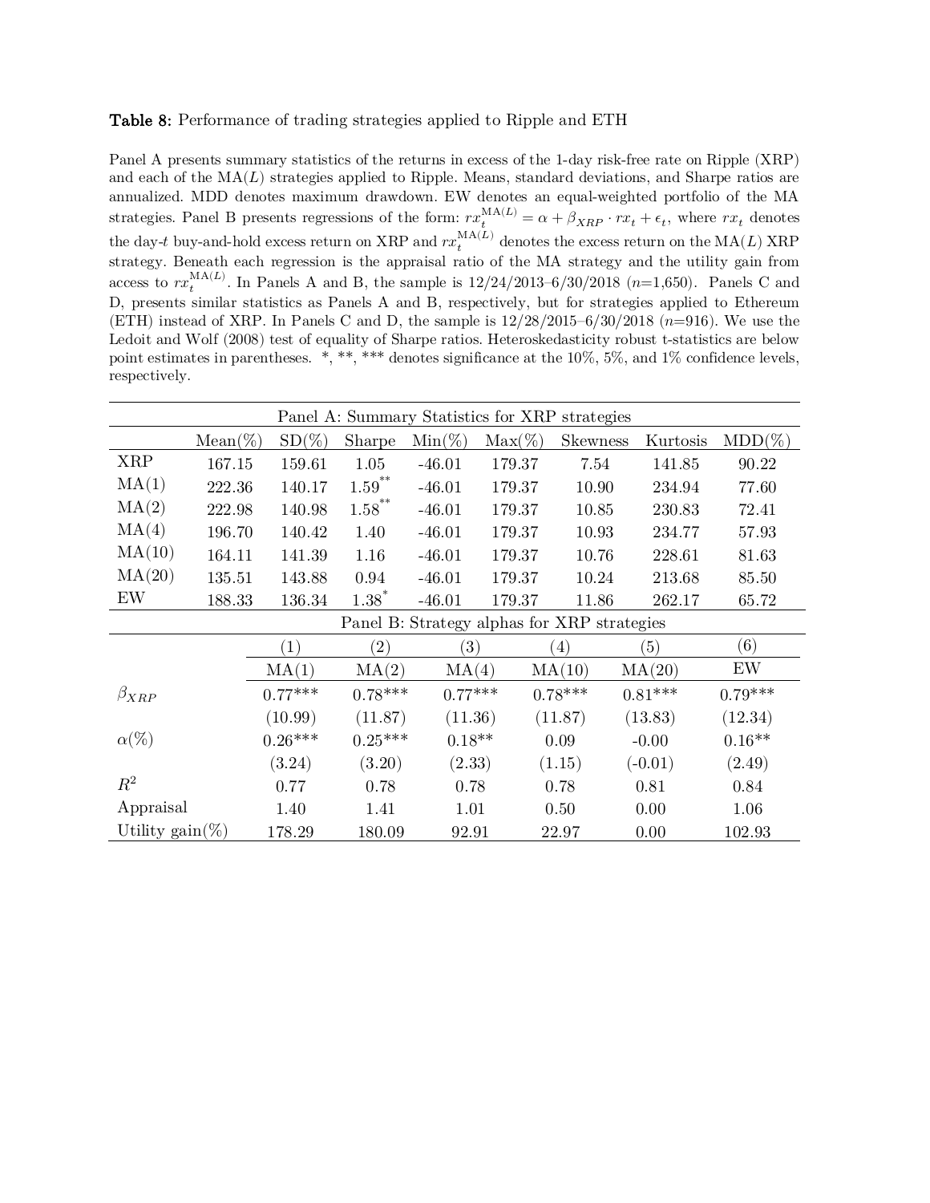**Table 8:** Performance of trading strategies applied to Ripple and ETH

Panel A presents summary statistics of the returns in excess of the 1-day risk-free rate on Ripple (XRP) and each of the MA($L$) strategies applied to Ripple. Means, standard deviations, and Sharpe ratios are annualized. MDD denotes maximum drawdown. EW denotes an equal-weighted portfolio of the MA strategies. Panel B presents regressions of the form: $rx_t^{\text{MA}(L)} = \alpha + \beta_{XRP} \cdot rx_t + \epsilon_t$, where $rx_t$ denotes the day-$t$ buy-and-hold excess return on XRP and $rx_t^{\text{MA}(L)}$ denotes the excess return on the MA($L$) XRP strategy. Beneath each regression is the appraisal ratio of the MA strategy and the utility gain from access to $rx_t^{\text{MA}(L)}$. In Panels A and B, the sample is 12/24/2013–6/30/2018 ($n$=1,650). Panels C and D, presents similar statistics as Panels A and B, respectively, but for strategies applied to Ethereum (ETH) instead of XRP. In Panels C and D, the sample is 12/28/2015–6/30/2018 ($n$=916). We use the Ledoit and Wolf (2008) test of equality of Sharpe ratios. Heteroskedasticity robust t-statistics are below point estimates in parentheses. *, **, *** denotes significance at the 10%, 5%, and 1% confidence levels, respectively.

| Panel A: Summary Statistics for XRP strategies | | | | | | | | |
|---|---|---|---|---|---|---|---|---|
| | Mean(%) | SD(%) | Sharpe | Min(%) | Max(%) | Skewness | Kurtosis | MDD(%) |
| XRP | 167.15 | 159.61 | 1.05 | -46.01 | 179.37 | 7.54 | 141.85 | 90.22 |
| MA(1) | 222.36 | 140.17 | 1.59** | -46.01 | 179.37 | 10.90 | 234.94 | 77.60 |
| MA(2) | 222.98 | 140.98 | 1.58** | -46.01 | 179.37 | 10.85 | 230.83 | 72.41 |
| MA(4) | 196.70 | 140.42 | 1.40 | -46.01 | 179.37 | 10.93 | 234.77 | 57.93 |
| MA(10) | 164.11 | 141.39 | 1.16 | -46.01 | 179.37 | 10.76 | 228.61 | 81.63 |
| MA(20) | 135.51 | 143.88 | 0.94 | -46.01 | 179.37 | 10.24 | 213.68 | 85.50 |
| EW | 188.33 | 136.34 | 1.38* | -46.01 | 179.37 | 11.86 | 262.17 | 65.72 |

| Panel B: Strategy alphas for XRP strategies | | | | | | |
|---|---|---|---|---|---|---|
| | (1) | (2) | (3) | (4) | (5) | (6) |
| | MA(1) | MA(2) | MA(4) | MA(10) | MA(20) | EW |
| $\beta_{XRP}$ | 0.77*** | 0.78*** | 0.77*** | 0.78*** | 0.81*** | 0.79*** |
| | (10.99) | (11.87) | (11.36) | (11.87) | (13.83) | (12.34) |
| $\alpha$(%) | 0.26*** | 0.25*** | 0.18** | 0.09 | -0.00 | 0.16** |
| | (3.24) | (3.20) | (2.33) | (1.15) | (-0.01) | (2.49) |
| $R^2$ | 0.77 | 0.78 | 0.78 | 0.78 | 0.81 | 0.84 |
| Appraisal | 1.40 | 1.41 | 1.01 | 0.50 | 0.00 | 1.06 |
| Utility gain(%) | 178.29 | 180.09 | 92.91 | 22.97 | 0.00 | 102.93 |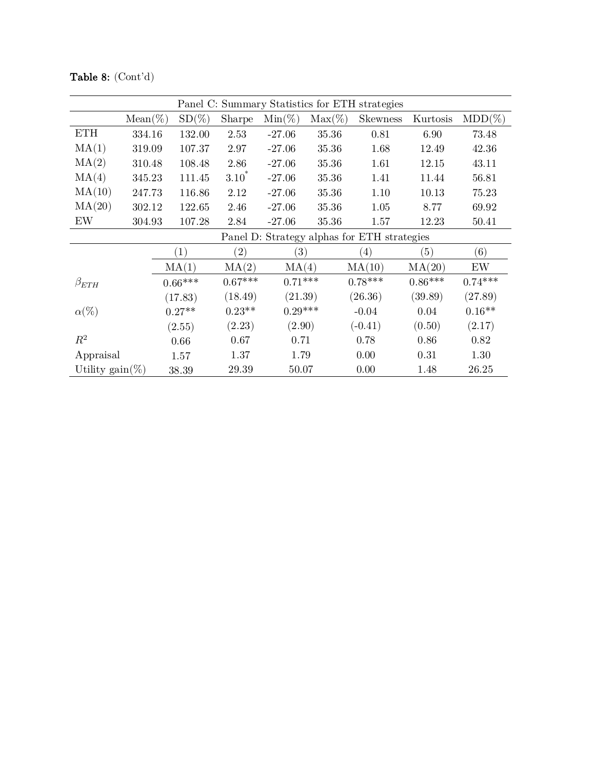**Table 8:** (Cont'd)

| Panel C: Summary Statistics for ETH strategies | | | | | | | | |
|---|---|---|---|---|---|---|---|---|
| | Mean(%) | SD(%) | Sharpe | Min(%) | Max(%) | Skewness | Kurtosis | MDD(%) |
| ETH | 334.16 | 132.00 | 2.53 | -27.06 | 35.36 | 0.81 | 6.90 | 73.48 |
| MA(1) | 319.09 | 107.37 | 2.97 | -27.06 | 35.36 | 1.68 | 12.49 | 42.36 |
| MA(2) | 310.48 | 108.48 | 2.86 | -27.06 | 35.36 | 1.61 | 12.15 | 43.11 |
| MA(4) | 345.23 | 111.45 | 3.10* | -27.06 | 35.36 | 1.41 | 11.44 | 56.81 |
| MA(10) | 247.73 | 116.86 | 2.12 | -27.06 | 35.36 | 1.10 | 10.13 | 75.23 |
| MA(20) | 302.12 | 122.65 | 2.46 | -27.06 | 35.36 | 1.05 | 8.77 | 69.92 |
| EW | 304.93 | 107.28 | 2.84 | -27.06 | 35.36 | 1.57 | 12.23 | 50.41 |

| Panel D: Strategy alphas for ETH strategies | | | | | | |
|---|---|---|---|---|---|---|
| | (1) | (2) | (3) | (4) | (5) | (6) |
| | MA(1) | MA(2) | MA(4) | MA(10) | MA(20) | EW |
| $\beta_{ETH}$ | 0.66*** | 0.67*** | 0.71*** | 0.78*** | 0.86*** | 0.74*** |
| | (17.83) | (18.49) | (21.39) | (26.36) | (39.89) | (27.89) |
| $\alpha$(%) | 0.27** | 0.23** | 0.29*** | -0.04 | 0.04 | 0.16** |
| | (2.55) | (2.23) | (2.90) | (-0.41) | (0.50) | (2.17) |
| $R^2$ | 0.66 | 0.67 | 0.71 | 0.78 | 0.86 | 0.82 |
| Appraisal | 1.57 | 1.37 | 1.79 | 0.00 | 0.31 | 1.30 |
| Utility gain(%) | 38.39 | 29.39 | 50.07 | 0.00 | 1.48 | 26.25 |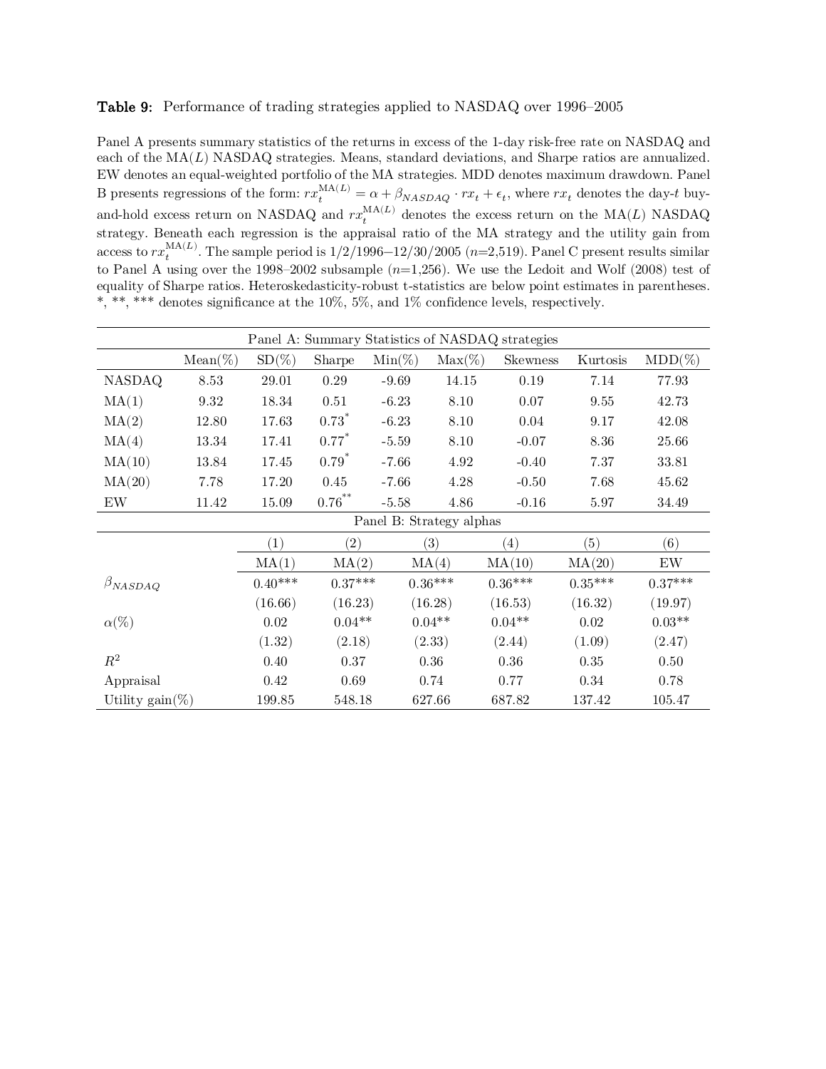**Table 9:** Performance of trading strategies applied to NASDAQ over 1996–2005

Panel A presents summary statistics of the returns in excess of the 1-day risk-free rate on NASDAQ and each of the MA($L$) NASDAQ strategies. Means, standard deviations, and Sharpe ratios are annualized. EW denotes an equal-weighted portfolio of the MA strategies. MDD denotes maximum drawdown. Panel B presents regressions of the form: $rx_t^{\mathrm{MA}(L)} = \alpha + \beta_{NASDAQ} \cdot rx_t + \epsilon_t$, where $rx_t$ denotes the day-$t$ buy-and-hold excess return on NASDAQ and $rx_t^{\mathrm{MA}(L)}$ denotes the excess return on the MA($L$) NASDAQ strategy. Beneath each regression is the appraisal ratio of the MA strategy and the utility gain from access to $rx_t^{\mathrm{MA}(L)}$. The sample period is 1/2/1996–12/30/2005 ($n$=2,519). Panel C present results similar to Panel A using over the 1998–2002 subsample ($n$=1,256). We use the Ledoit and Wolf (2008) test of equality of Sharpe ratios. Heteroskedasticity-robust t-statistics are below point estimates in parentheses. *, **, *** denotes significance at the 10%, 5%, and 1% confidence levels, respectively.

| Panel A: Summary Statistics of NASDAQ strategies | | | | | | | | |
|---|---|---|---|---|---|---|---|---|
| | Mean(%) | SD(%) | Sharpe | Min(%) | Max(%) | Skewness | Kurtosis | MDD(%) |
| NASDAQ | 8.53 | 29.01 | 0.29 | -9.69 | 14.15 | 0.19 | 7.14 | 77.93 |
| MA(1) | 9.32 | 18.34 | 0.51 | -6.23 | 8.10 | 0.07 | 9.55 | 42.73 |
| MA(2) | 12.80 | 17.63 | 0.73* | -6.23 | 8.10 | 0.04 | 9.17 | 42.08 |
| MA(4) | 13.34 | 17.41 | 0.77* | -5.59 | 8.10 | -0.07 | 8.36 | 25.66 |
| MA(10) | 13.84 | 17.45 | 0.79* | -7.66 | 4.92 | -0.40 | 7.37 | 33.81 |
| MA(20) | 7.78 | 17.20 | 0.45 | -7.66 | 4.28 | -0.50 | 7.68 | 45.62 |
| EW | 11.42 | 15.09 | 0.76** | -5.58 | 4.86 | -0.16 | 5.97 | 34.49 |

| Panel B: Strategy alphas | | | | | | |
|---|---|---|---|---|---|---|
| | (1) | (2) | (3) | (4) | (5) | (6) |
| | MA(1) | MA(2) | MA(4) | MA(10) | MA(20) | EW |
| $\beta_{NASDAQ}$ | 0.40*** | 0.37*** | 0.36*** | 0.36*** | 0.35*** | 0.37*** |
| | (16.66) | (16.23) | (16.28) | (16.53) | (16.32) | (19.97) |
| $\alpha$(%) | 0.02 | 0.04** | 0.04** | 0.04** | 0.02 | 0.03** |
| | (1.32) | (2.18) | (2.33) | (2.44) | (1.09) | (2.47) |
| $R^2$ | 0.40 | 0.37 | 0.36 | 0.36 | 0.35 | 0.50 |
| Appraisal | 0.42 | 0.69 | 0.74 | 0.77 | 0.34 | 0.78 |
| Utility gain(%) | 199.85 | 548.18 | 627.66 | 687.82 | 137.42 | 105.47 |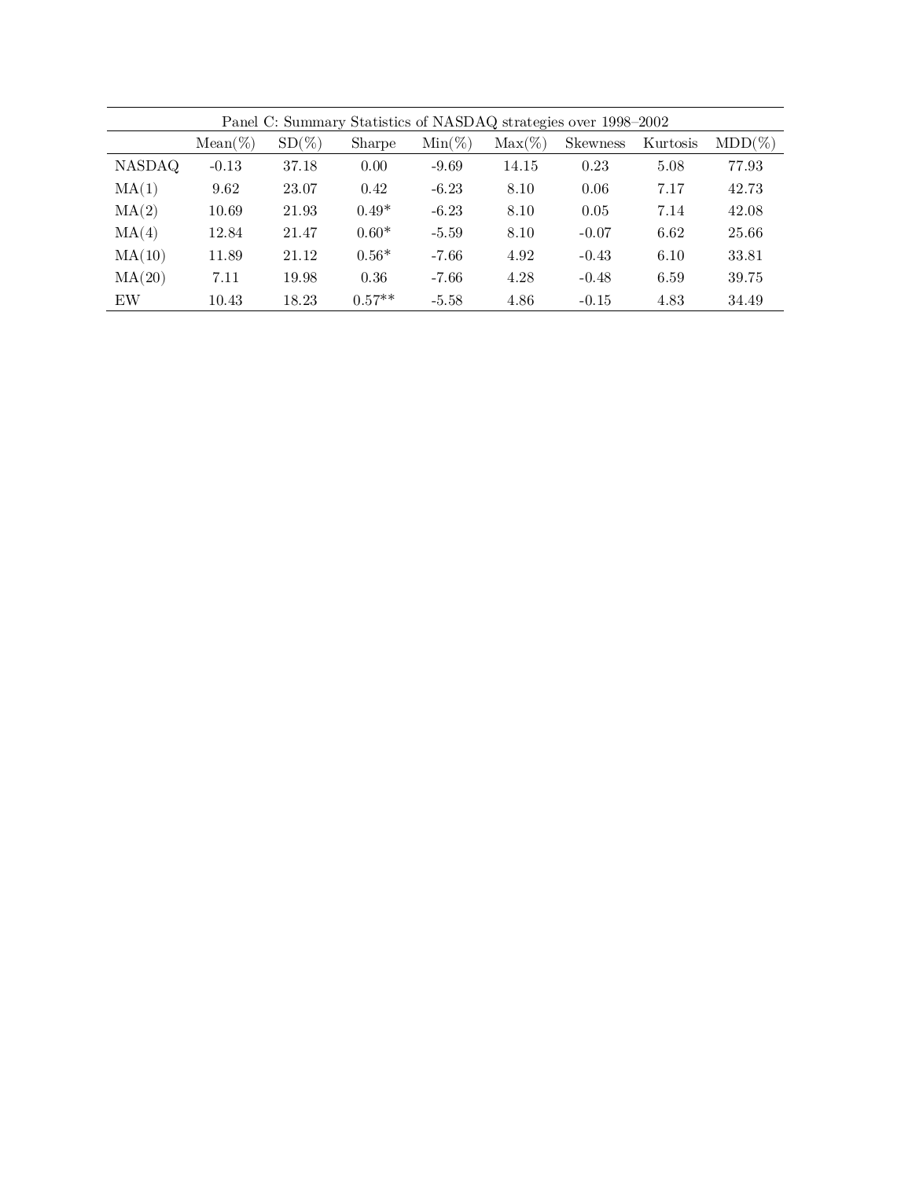Panel C: Summary Statistics of NASDAQ strategies over 1998–2002

| | Mean(%) | SD(%) | Sharpe | Min(%) | Max(%) | Skewness | Kurtosis | MDD(%) |
|---|---|---|---|---|---|---|---|---|
| NASDAQ | -0.13 | 37.18 | 0.00 | -9.69 | 14.15 | 0.23 | 5.08 | 77.93 |
| MA(1) | 9.62 | 23.07 | 0.42 | -6.23 | 8.10 | 0.06 | 7.17 | 42.73 |
| MA(2) | 10.69 | 21.93 | 0.49* | -6.23 | 8.10 | 0.05 | 7.14 | 42.08 |
| MA(4) | 12.84 | 21.47 | 0.60* | -5.59 | 8.10 | -0.07 | 6.62 | 25.66 |
| MA(10) | 11.89 | 21.12 | 0.56* | -7.66 | 4.92 | -0.43 | 6.10 | 33.81 |
| MA(20) | 7.11 | 19.98 | 0.36 | -7.66 | 4.28 | -0.48 | 6.59 | 39.75 |
| EW | 10.43 | 18.23 | 0.57** | -5.58 | 4.86 | -0.15 | 4.83 | 34.49 |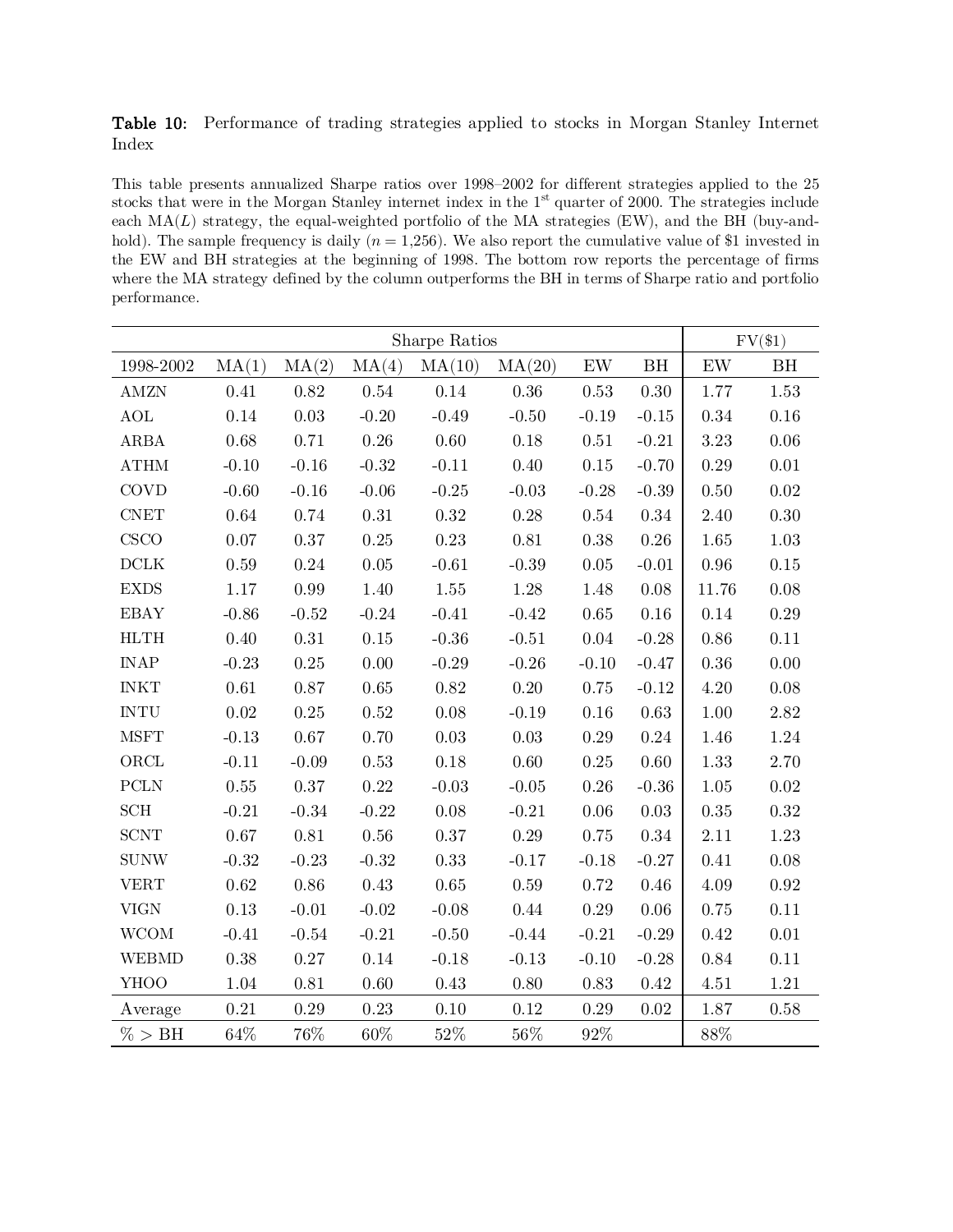**Table 10:** Performance of trading strategies applied to stocks in Morgan Stanley Internet Index

This table presents annualized Sharpe ratios over 1998–2002 for different strategies applied to the 25 stocks that were in the Morgan Stanley internet index in the 1[st] quarter of 2000. The strategies include each MA($L$) strategy, the equal-weighted portfolio of the MA strategies (EW), and the BH (buy-and-hold). The sample frequency is daily ($n$ = 1,256). We also report the cumulative value of $1 invested in the EW and BH strategies at the beginning of 1998. The bottom row reports the percentage of firms where the MA strategy defined by the column outperforms the BH in terms of Sharpe ratio and portfolio performance.

| | Sharpe Ratios | | | | | | | FV($1) | |
|---|---|---|---|---|---|---|---|---|---|
| 1998-2002 | MA(1) | MA(2) | MA(4) | MA(10) | MA(20) | EW | BH | EW | BH |
| AMZN | 0.41 | 0.82 | 0.54 | 0.14 | 0.36 | 0.53 | 0.30 | 1.77 | 1.53 |
| AOL | 0.14 | 0.03 | -0.20 | -0.49 | -0.50 | -0.19 | -0.15 | 0.34 | 0.16 |
| ARBA | 0.68 | 0.71 | 0.26 | 0.60 | 0.18 | 0.51 | -0.21 | 3.23 | 0.06 |
| ATHM | -0.10 | -0.16 | -0.32 | -0.11 | 0.40 | 0.15 | -0.70 | 0.29 | 0.01 |
| COVD | -0.60 | -0.16 | -0.06 | -0.25 | -0.03 | -0.28 | -0.39 | 0.50 | 0.02 |
| CNET | 0.64 | 0.74 | 0.31 | 0.32 | 0.28 | 0.54 | 0.34 | 2.40 | 0.30 |
| CSCO | 0.07 | 0.37 | 0.25 | 0.23 | 0.81 | 0.38 | 0.26 | 1.65 | 1.03 |
| DCLK | 0.59 | 0.24 | 0.05 | -0.61 | -0.39 | 0.05 | -0.01 | 0.96 | 0.15 |
| EXDS | 1.17 | 0.99 | 1.40 | 1.55 | 1.28 | 1.48 | 0.08 | 11.76 | 0.08 |
| EBAY | -0.86 | -0.52 | -0.24 | -0.41 | -0.42 | 0.65 | 0.16 | 0.14 | 0.29 |
| HLTH | 0.40 | 0.31 | 0.15 | -0.36 | -0.51 | 0.04 | -0.28 | 0.86 | 0.11 |
| INAP | -0.23 | 0.25 | 0.00 | -0.29 | -0.26 | -0.10 | -0.47 | 0.36 | 0.00 |
| INKT | 0.61 | 0.87 | 0.65 | 0.82 | 0.20 | 0.75 | -0.12 | 4.20 | 0.08 |
| INTU | 0.02 | 0.25 | 0.52 | 0.08 | -0.19 | 0.16 | 0.63 | 1.00 | 2.82 |
| MSFT | -0.13 | 0.67 | 0.70 | 0.03 | 0.03 | 0.29 | 0.24 | 1.46 | 1.24 |
| ORCL | -0.11 | -0.09 | 0.53 | 0.18 | 0.60 | 0.25 | 0.60 | 1.33 | 2.70 |
| PCLN | 0.55 | 0.37 | 0.22 | -0.03 | -0.05 | 0.26 | -0.36 | 1.05 | 0.02 |
| SCH | -0.21 | -0.34 | -0.22 | 0.08 | -0.21 | 0.06 | 0.03 | 0.35 | 0.32 |
| SCNT | 0.67 | 0.81 | 0.56 | 0.37 | 0.29 | 0.75 | 0.34 | 2.11 | 1.23 |
| SUNW | -0.32 | -0.23 | -0.32 | 0.33 | -0.17 | -0.18 | -0.27 | 0.41 | 0.08 |
| VERT | 0.62 | 0.86 | 0.43 | 0.65 | 0.59 | 0.72 | 0.46 | 4.09 | 0.92 |
| VIGN | 0.13 | -0.01 | -0.02 | -0.08 | 0.44 | 0.29 | 0.06 | 0.75 | 0.11 |
| WCOM | -0.41 | -0.54 | -0.21 | -0.50 | -0.44 | -0.21 | -0.29 | 0.42 | 0.01 |
| WEBMD | 0.38 | 0.27 | 0.14 | -0.18 | -0.13 | -0.10 | -0.28 | 0.84 | 0.11 |
| YHOO | 1.04 | 0.81 | 0.60 | 0.43 | 0.80 | 0.83 | 0.42 | 4.51 | 1.21 |
| Average | 0.21 | 0.29 | 0.23 | 0.10 | 0.12 | 0.29 | 0.02 | 1.87 | 0.58 |
| % > BH | 64% | 76% | 60% | 52% | 56% | 92% | | 88% | |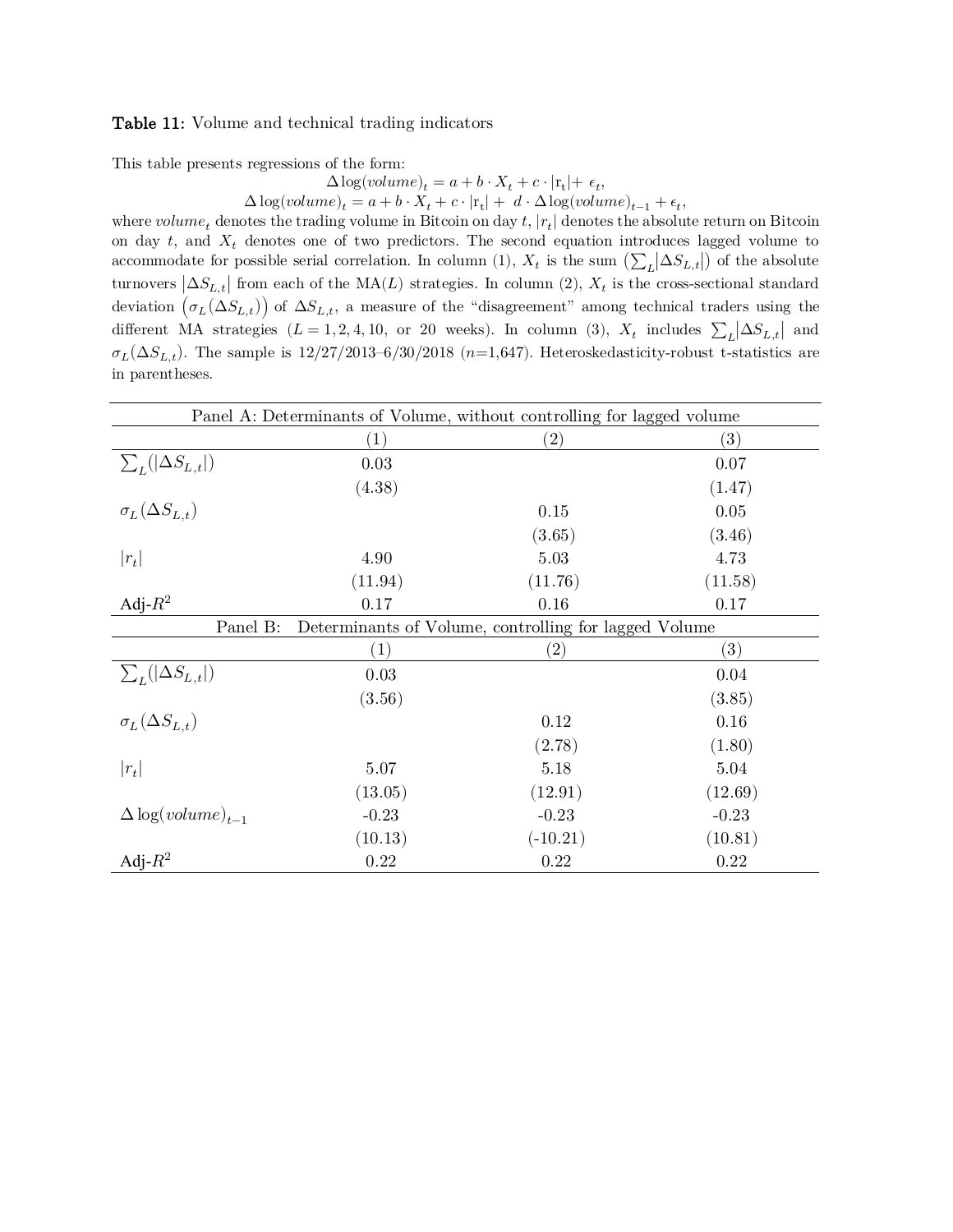**Table 11:** Volume and technical trading indicators

This table presents regressions of the form:

$$\Delta \log(volume)_t = a + b \cdot X_t + c \cdot |\mathrm{r_t}| + \epsilon_t,$$

$$\Delta \log(volume)_t = a + b \cdot X_t + c \cdot |\mathrm{r_t}| + d \cdot \Delta \log(volume)_{t-1} + \epsilon_t,$$

where $volume_t$ denotes the trading volume in Bitcoin on day $t$, $|r_t|$ denotes the absolute return on Bitcoin on day $t$, and $X_t$ denotes one of two predictors. The second equation introduces lagged volume to accommodate for possible serial correlation. In column (1), $X_t$ is the sum $\left(\sum_L |\Delta S_{L,t}|\right)$ of the absolute turnovers $|\Delta S_{L,t}|$ from each of the MA($L$) strategies. In column (2), $X_t$ is the cross-sectional standard deviation $\left(\sigma_L(\Delta S_{L,t})\right)$ of $\Delta S_{L,t}$, a measure of the "disagreement" among technical traders using the different MA strategies ($L = 1, 2, 4, 10$, or 20 weeks). In column (3), $X_t$ includes $\sum_L |\Delta S_{L,t}|$ and $\sigma_L(\Delta S_{L,t})$. The sample is 12/27/2013–6/30/2018 ($n$=1,647). Heteroskedasticity-robust t-statistics are in parentheses.

| Panel A: Determinants of Volume, without controlling for lagged volume | | | |
|---|---|---|---|
| | (1) | (2) | (3) |
| $\sum_L(\lvert\Delta S_{L,t}\rvert)$ | 0.03 | | 0.07 |
| | (4.38) | | (1.47) |
| $\sigma_L(\Delta S_{L,t})$ | | 0.15 | 0.05 |
| | | (3.65) | (3.46) |
| $\lvert r_t\rvert$ | 4.90 | 5.03 | 4.73 |
| | (11.94) | (11.76) | (11.58) |
| Adj-$R^2$ | 0.17 | 0.16 | 0.17 |

| Panel B: Determinants of Volume, controlling for lagged Volume | | | |
|---|---|---|---|
| | (1) | (2) | (3) |
| $\sum_L(\lvert\Delta S_{L,t}\rvert)$ | 0.03 | | 0.04 |
| | (3.56) | | (3.85) |
| $\sigma_L(\Delta S_{L,t})$ | | 0.12 | 0.16 |
| | | (2.78) | (1.80) |
| $\lvert r_t\rvert$ | 5.07 | 5.18 | 5.04 |
| | (13.05) | (12.91) | (12.69) |
| $\Delta \log(volume)_{t-1}$ | -0.23 | -0.23 | -0.23 |
| | (10.13) | (-10.21) | (10.81) |
| Adj-$R^2$ | 0.22 | 0.22 | 0.22 |